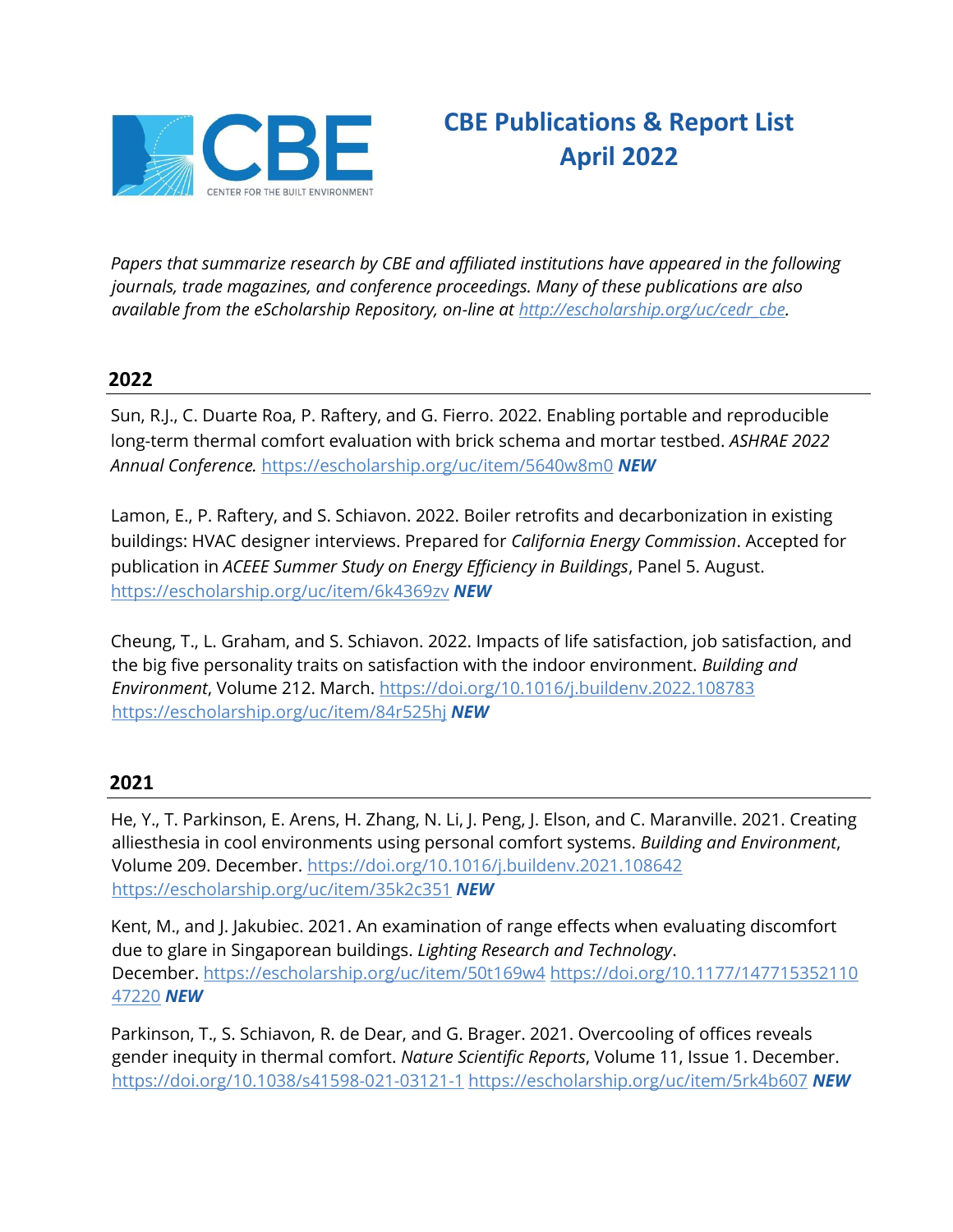# CBE Publications & Report List
## April 2022

*Papers that summarize research by CBE and affiliated institutions have appeared in the following journals, trade magazines, and conference proceedings. Many of these publications are also available from the eScholarship Repository, on-line at [http://escholarship.org/uc/cedr_cbe](http://escholarship.org/uc/cedr_cbe).*

## 2022

Sun, R.J., C. Duarte Roa, P. Raftery, and G. Fierro. 2022. Enabling portable and reproducible long-term thermal comfort evaluation with brick schema and mortar testbed. *ASHRAE 2022 Annual Conference.* https://escholarship.org/uc/item/5640w8m0 ***NEW***

Lamon, E., P. Raftery, and S. Schiavon. 2022. Boiler retrofits and decarbonization in existing buildings: HVAC designer interviews. Prepared for *California Energy Commission*. Accepted for publication in *ACEEE Summer Study on Energy Efficiency in Buildings*, Panel 5. August. https://escholarship.org/uc/item/6k4369zv ***NEW***

Cheung, T., L. Graham, and S. Schiavon. 2022. Impacts of life satisfaction, job satisfaction, and the big five personality traits on satisfaction with the indoor environment. *Building and Environment*, Volume 212. March. https://doi.org/10.1016/j.buildenv.2022.108783 https://escholarship.org/uc/item/84r525hj ***NEW***

## 2021

He, Y., T. Parkinson, E. Arens, H. Zhang, N. Li, J. Peng, J. Elson, and C. Maranville. 2021. Creating alliesthesia in cool environments using personal comfort systems. *Building and Environment*, Volume 209. December. https://doi.org/10.1016/j.buildenv.2021.108642 https://escholarship.org/uc/item/35k2c351 ***NEW***

Kent, M., and J. Jakubiec. 2021. An examination of range effects when evaluating discomfort due to glare in Singaporean buildings. *Lighting Research and Technology*. December. https://escholarship.org/uc/item/50t169w4 https://doi.org/10.1177/14771535211047220 ***NEW***

Parkinson, T., S. Schiavon, R. de Dear, and G. Brager. 2021. Overcooling of offices reveals gender inequity in thermal comfort. *Nature Scientific Reports*, Volume 11, Issue 1. December. https://doi.org/10.1038/s41598-021-03121-1 https://escholarship.org/uc/item/5rk4b607 ***NEW***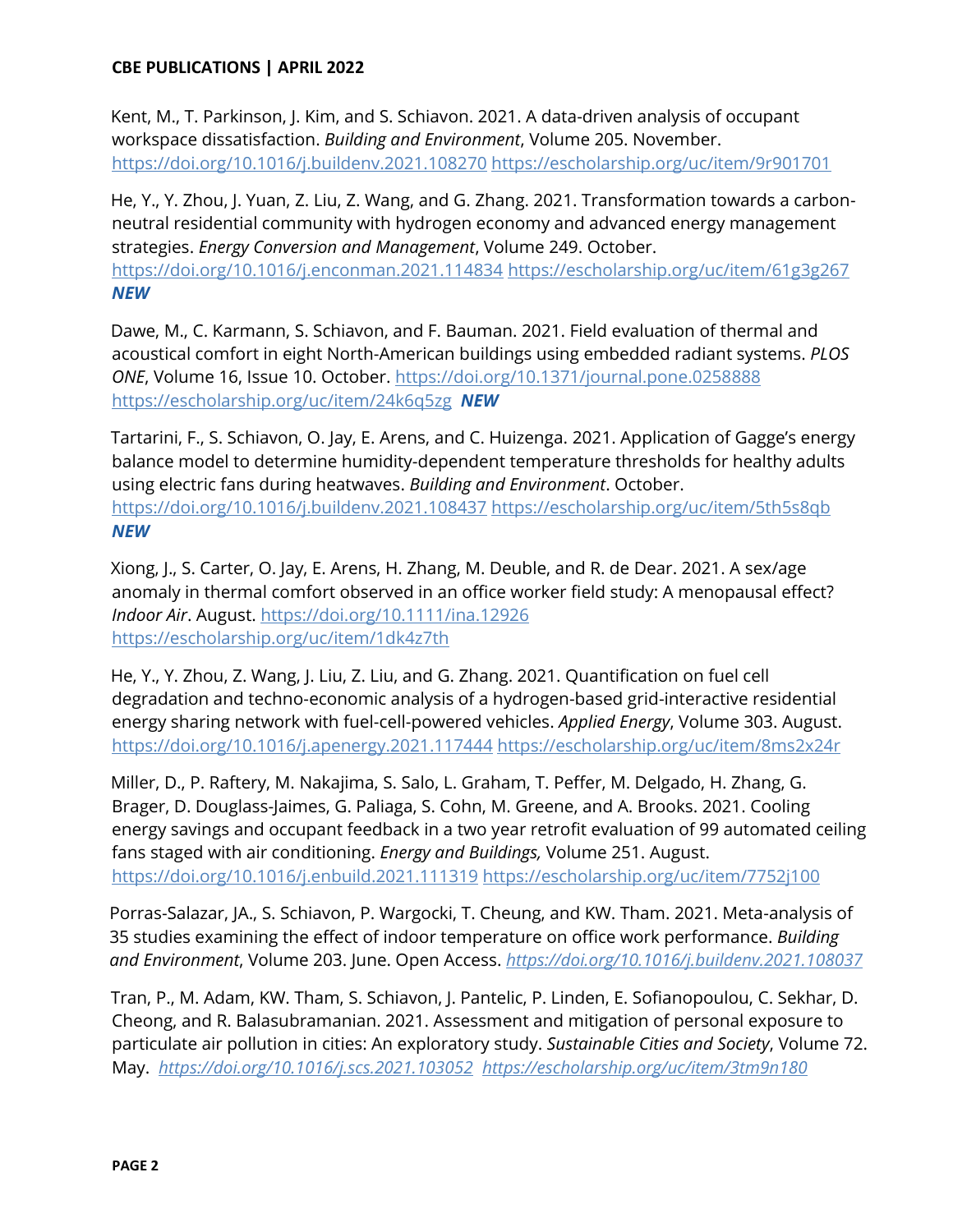Kent, M., T. Parkinson, J. Kim, and S. Schiavon. 2021. A data-driven analysis of occupant workspace dissatisfaction. *Building and Environment*, Volume 205. November. https://doi.org/10.1016/j.buildenv.2021.108270 https://escholarship.org/uc/item/9r901701

He, Y., Y. Zhou, J. Yuan, Z. Liu, Z. Wang, and G. Zhang. 2021. Transformation towards a carbon-neutral residential community with hydrogen economy and advanced energy management strategies. *Energy Conversion and Management*, Volume 249. October. https://doi.org/10.1016/j.enconman.2021.114834 https://escholarship.org/uc/item/61g3g267 ***NEW***

Dawe, M., C. Karmann, S. Schiavon, and F. Bauman. 2021. Field evaluation of thermal and acoustical comfort in eight North-American buildings using embedded radiant systems. *PLOS ONE*, Volume 16, Issue 10. October. https://doi.org/10.1371/journal.pone.0258888 https://escholarship.org/uc/item/24k6q5zg ***NEW***

Tartarini, F., S. Schiavon, O. Jay, E. Arens, and C. Huizenga. 2021. Application of Gagge's energy balance model to determine humidity-dependent temperature thresholds for healthy adults using electric fans during heatwaves. *Building and Environment*. October. https://doi.org/10.1016/j.buildenv.2021.108437 https://escholarship.org/uc/item/5th5s8qb ***NEW***

Xiong, J., S. Carter, O. Jay, E. Arens, H. Zhang, M. Deuble, and R. de Dear. 2021. A sex/age anomaly in thermal comfort observed in an office worker field study: A menopausal effect? *Indoor Air*. August. https://doi.org/10.1111/ina.12926 https://escholarship.org/uc/item/1dk4z7th

He, Y., Y. Zhou, Z. Wang, J. Liu, Z. Liu, and G. Zhang. 2021. Quantification on fuel cell degradation and techno-economic analysis of a hydrogen-based grid-interactive residential energy sharing network with fuel-cell-powered vehicles. *Applied Energy*, Volume 303. August. https://doi.org/10.1016/j.apenergy.2021.117444 https://escholarship.org/uc/item/8ms2x24r

Miller, D., P. Raftery, M. Nakajima, S. Salo, L. Graham, T. Peffer, M. Delgado, H. Zhang, G. Brager, D. Douglass-Jaimes, G. Paliaga, S. Cohn, M. Greene, and A. Brooks. 2021. Cooling energy savings and occupant feedback in a two year retrofit evaluation of 99 automated ceiling fans staged with air conditioning. *Energy and Buildings,* Volume 251. August. https://doi.org/10.1016/j.enbuild.2021.111319 https://escholarship.org/uc/item/7752j100

Porras-Salazar, JA., S. Schiavon, P. Wargocki, T. Cheung, and KW. Tham. 2021. Meta-analysis of 35 studies examining the effect of indoor temperature on office work performance. *Building and Environment*, Volume 203. June. Open Access. *https://doi.org/10.1016/j.buildenv.2021.108037*

Tran, P., M. Adam, KW. Tham, S. Schiavon, J. Pantelic, P. Linden, E. Sofianopoulou, C. Sekhar, D. Cheong, and R. Balasubramanian. 2021. Assessment and mitigation of personal exposure to particulate air pollution in cities: An exploratory study. *Sustainable Cities and Society*, Volume 72. May. *https://doi.org/10.1016/j.scs.2021.103052* *https://escholarship.org/uc/item/3tm9n180*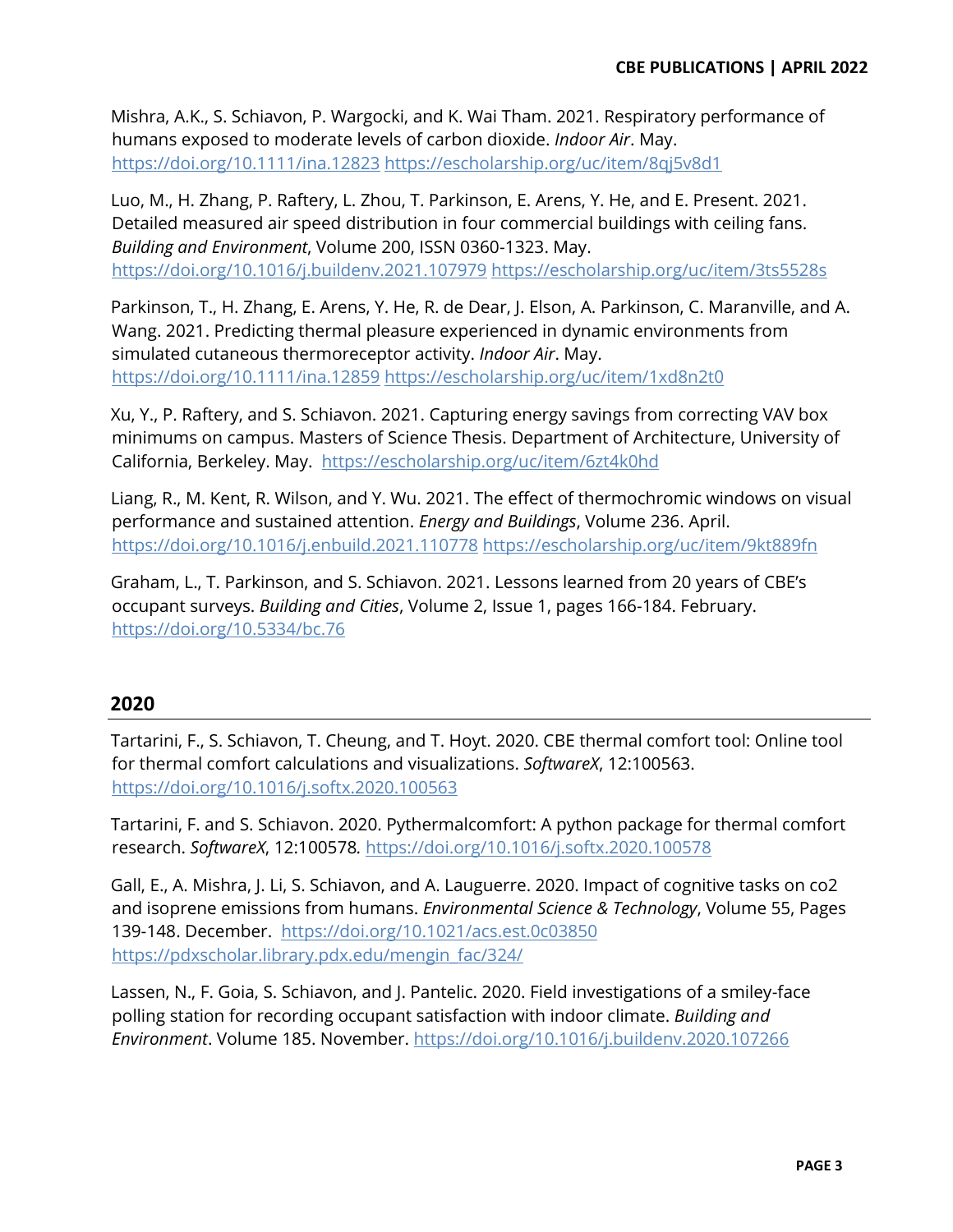Mishra, A.K., S. Schiavon, P. Wargocki, and K. Wai Tham. 2021. Respiratory performance of humans exposed to moderate levels of carbon dioxide. *Indoor Air*. May. https://doi.org/10.1111/ina.12823 https://escholarship.org/uc/item/8qj5v8d1

Luo, M., H. Zhang, P. Raftery, L. Zhou, T. Parkinson, E. Arens, Y. He, and E. Present. 2021. Detailed measured air speed distribution in four commercial buildings with ceiling fans. *Building and Environment*, Volume 200, ISSN 0360-1323. May. https://doi.org/10.1016/j.buildenv.2021.107979 https://escholarship.org/uc/item/3ts5528s

Parkinson, T., H. Zhang, E. Arens, Y. He, R. de Dear, J. Elson, A. Parkinson, C. Maranville, and A. Wang. 2021. Predicting thermal pleasure experienced in dynamic environments from simulated cutaneous thermoreceptor activity. *Indoor Air*. May. https://doi.org/10.1111/ina.12859 https://escholarship.org/uc/item/1xd8n2t0

Xu, Y., P. Raftery, and S. Schiavon. 2021. Capturing energy savings from correcting VAV box minimums on campus. Masters of Science Thesis. Department of Architecture, University of California, Berkeley. May. https://escholarship.org/uc/item/6zt4k0hd

Liang, R., M. Kent, R. Wilson, and Y. Wu. 2021. The effect of thermochromic windows on visual performance and sustained attention. *Energy and Buildings*, Volume 236. April. https://doi.org/10.1016/j.enbuild.2021.110778 https://escholarship.org/uc/item/9kt889fn

Graham, L., T. Parkinson, and S. Schiavon. 2021. Lessons learned from 20 years of CBE's occupant surveys. *Building and Cities*, Volume 2, Issue 1, pages 166-184. February. https://doi.org/10.5334/bc.76

## 2020

Tartarini, F., S. Schiavon, T. Cheung, and T. Hoyt. 2020. CBE thermal comfort tool: Online tool for thermal comfort calculations and visualizations. *SoftwareX*, 12:100563. https://doi.org/10.1016/j.softx.2020.100563

Tartarini, F. and S. Schiavon. 2020. Pythermalcomfort: A python package for thermal comfort research. *SoftwareX*, 12:100578. https://doi.org/10.1016/j.softx.2020.100578

Gall, E., A. Mishra, J. Li, S. Schiavon, and A. Lauguerre. 2020. Impact of cognitive tasks on co2 and isoprene emissions from humans. *Environmental Science & Technology*, Volume 55, Pages 139-148. December. https://doi.org/10.1021/acs.est.0c03850 https://pdxscholar.library.pdx.edu/mengin_fac/324/

Lassen, N., F. Goia, S. Schiavon, and J. Pantelic. 2020. Field investigations of a smiley-face polling station for recording occupant satisfaction with indoor climate. *Building and Environment*. Volume 185. November. https://doi.org/10.1016/j.buildenv.2020.107266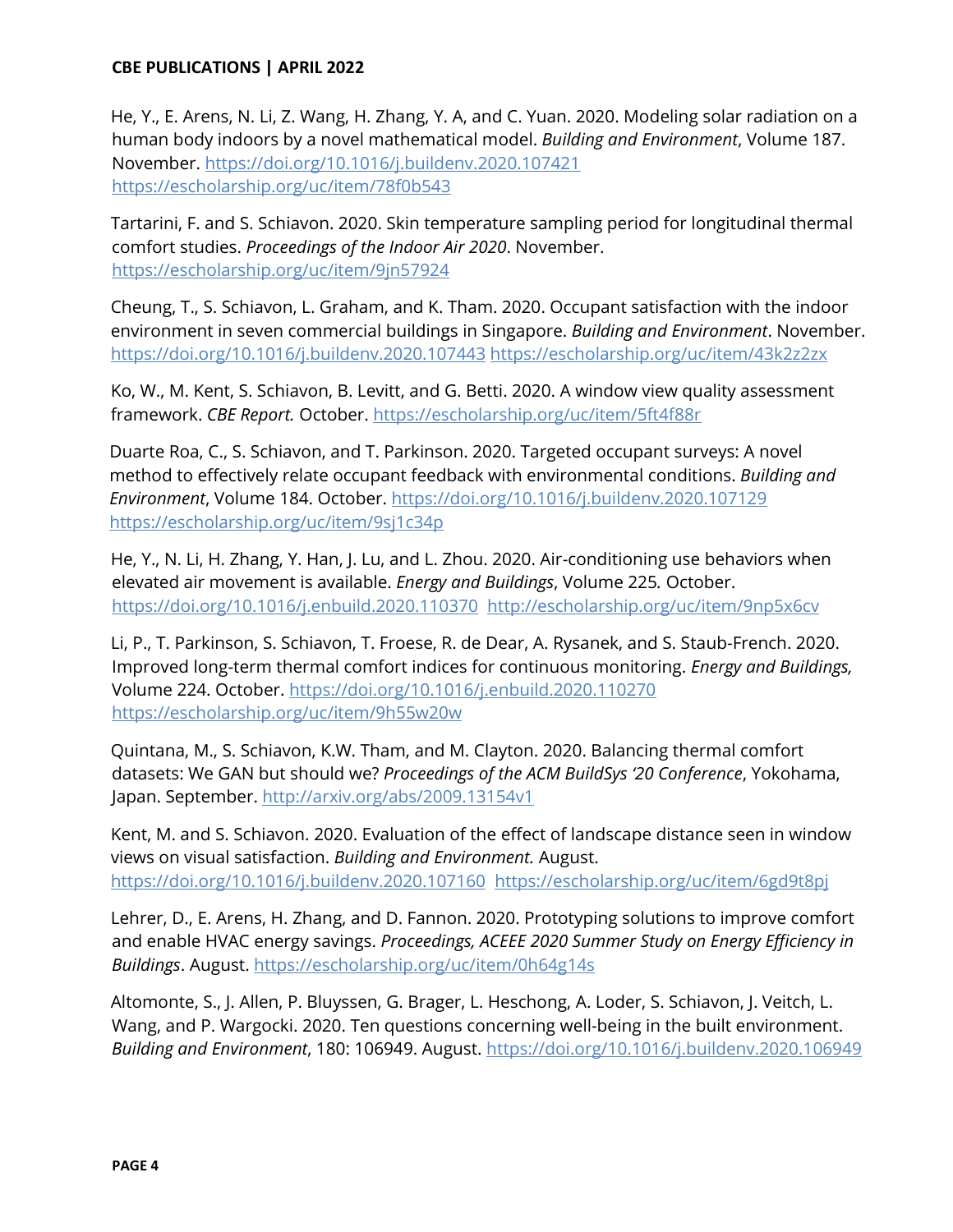He, Y., E. Arens, N. Li, Z. Wang, H. Zhang, Y. A, and C. Yuan. 2020. Modeling solar radiation on a human body indoors by a novel mathematical model. *Building and Environment*, Volume 187. November. https://doi.org/10.1016/j.buildenv.2020.107421 https://escholarship.org/uc/item/78f0b543

Tartarini, F. and S. Schiavon. 2020. Skin temperature sampling period for longitudinal thermal comfort studies. *Proceedings of the Indoor Air 2020*. November. https://escholarship.org/uc/item/9jn57924

Cheung, T., S. Schiavon, L. Graham, and K. Tham. 2020. Occupant satisfaction with the indoor environment in seven commercial buildings in Singapore. *Building and Environment*. November. https://doi.org/10.1016/j.buildenv.2020.107443 https://escholarship.org/uc/item/43k2z2zx

Ko, W., M. Kent, S. Schiavon, B. Levitt, and G. Betti. 2020. A window view quality assessment framework. *CBE Report.* October. https://escholarship.org/uc/item/5ft4f88r

Duarte Roa, C., S. Schiavon, and T. Parkinson. 2020. Targeted occupant surveys: A novel method to effectively relate occupant feedback with environmental conditions. *Building and Environment*, Volume 184. October. https://doi.org/10.1016/j.buildenv.2020.107129 https://escholarship.org/uc/item/9sj1c34p

He, Y., N. Li, H. Zhang, Y. Han, J. Lu, and L. Zhou. 2020. Air-conditioning use behaviors when elevated air movement is available. *Energy and Buildings*, Volume 225*.* October. https://doi.org/10.1016/j.enbuild.2020.110370 http://escholarship.org/uc/item/9np5x6cv

Li, P., T. Parkinson, S. Schiavon, T. Froese, R. de Dear, A. Rysanek, and S. Staub-French. 2020. Improved long-term thermal comfort indices for continuous monitoring. *Energy and Buildings,* Volume 224. October. https://doi.org/10.1016/j.enbuild.2020.110270 https://escholarship.org/uc/item/9h55w20w

Quintana, M., S. Schiavon, K.W. Tham, and M. Clayton. 2020. Balancing thermal comfort datasets: We GAN but should we? *Proceedings of the ACM BuildSys '20 Conference*, Yokohama, Japan. September. http://arxiv.org/abs/2009.13154v1

Kent, M. and S. Schiavon. 2020. Evaluation of the effect of landscape distance seen in window views on visual satisfaction. *Building and Environment.* August. https://doi.org/10.1016/j.buildenv.2020.107160 https://escholarship.org/uc/item/6gd9t8pj

Lehrer, D., E. Arens, H. Zhang, and D. Fannon. 2020. Prototyping solutions to improve comfort and enable HVAC energy savings. *Proceedings, ACEEE 2020 Summer Study on Energy Efficiency in Buildings*. August. https://escholarship.org/uc/item/0h64g14s

Altomonte, S., J. Allen, P. Bluyssen, G. Brager, L. Heschong, A. Loder, S. Schiavon, J. Veitch, L. Wang, and P. Wargocki. 2020. Ten questions concerning well-being in the built environment. *Building and Environment*, 180: 106949. August. https://doi.org/10.1016/j.buildenv.2020.106949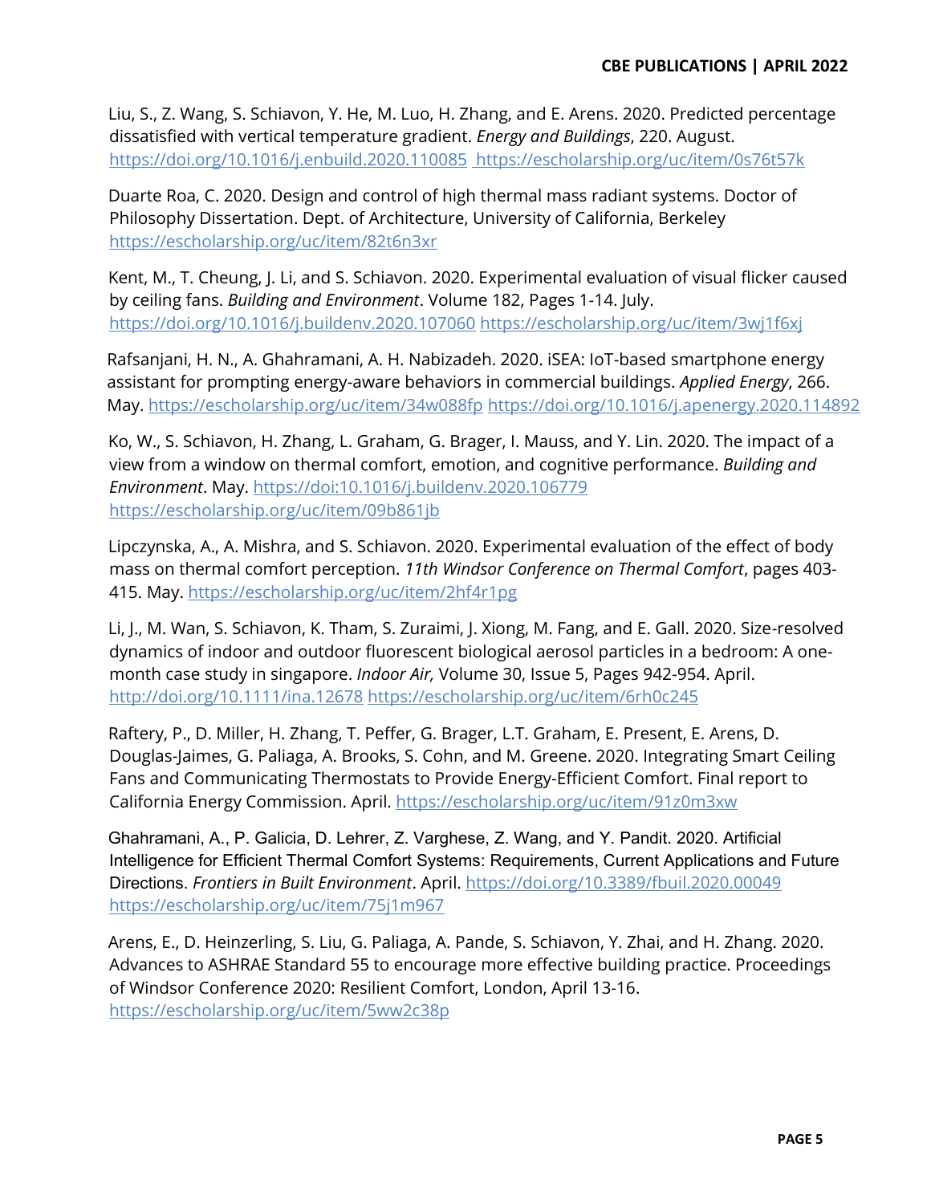Liu, S., Z. Wang, S. Schiavon, Y. He, M. Luo, H. Zhang, and E. Arens. 2020. Predicted percentage dissatisfied with vertical temperature gradient. *Energy and Buildings*, 220. August. https://doi.org/10.1016/j.enbuild.2020.110085 https://escholarship.org/uc/item/0s76t57k

Duarte Roa, C. 2020. Design and control of high thermal mass radiant systems. Doctor of Philosophy Dissertation. Dept. of Architecture, University of California, Berkeley https://escholarship.org/uc/item/82t6n3xr

Kent, M., T. Cheung, J. Li, and S. Schiavon. 2020. Experimental evaluation of visual flicker caused by ceiling fans. *Building and Environment*. Volume 182, Pages 1-14. July. https://doi.org/10.1016/j.buildenv.2020.107060 https://escholarship.org/uc/item/3wj1f6xj

Rafsanjani, H. N., A. Ghahramani, A. H. Nabizadeh. 2020. iSEA: IoT-based smartphone energy assistant for prompting energy-aware behaviors in commercial buildings. *Applied Energy*, 266. May. https://escholarship.org/uc/item/34w088fp https://doi.org/10.1016/j.apenergy.2020.114892

Ko, W., S. Schiavon, H. Zhang, L. Graham, G. Brager, I. Mauss, and Y. Lin. 2020. The impact of a view from a window on thermal comfort, emotion, and cognitive performance. *Building and Environment*. May. https://doi:10.1016/j.buildenv.2020.106779 https://escholarship.org/uc/item/09b861jb

Lipczynska, A., A. Mishra, and S. Schiavon. 2020. Experimental evaluation of the effect of body mass on thermal comfort perception. *11th Windsor Conference on Thermal Comfort*, pages 403-415. May. https://escholarship.org/uc/item/2hf4r1pg

Li, J., M. Wan, S. Schiavon, K. Tham, S. Zuraimi, J. Xiong, M. Fang, and E. Gall. 2020. Size-resolved dynamics of indoor and outdoor fluorescent biological aerosol particles in a bedroom: A one-month case study in singapore. *Indoor Air,* Volume 30, Issue 5, Pages 942-954. April. http://doi.org/10.1111/ina.12678 https://escholarship.org/uc/item/6rh0c245

Raftery, P., D. Miller, H. Zhang, T. Peffer, G. Brager, L.T. Graham, E. Present, E. Arens, D. Douglas-Jaimes, G. Paliaga, A. Brooks, S. Cohn, and M. Greene. 2020. Integrating Smart Ceiling Fans and Communicating Thermostats to Provide Energy-Efficient Comfort. Final report to California Energy Commission. April. https://escholarship.org/uc/item/91z0m3xw

Ghahramani, A., P. Galicia, D. Lehrer, Z. Varghese, Z. Wang, and Y. Pandit. 2020. Artificial Intelligence for Efficient Thermal Comfort Systems: Requirements, Current Applications and Future Directions. *Frontiers in Built Environment*. April. https://doi.org/10.3389/fbuil.2020.00049 https://escholarship.org/uc/item/75j1m967

Arens, E., D. Heinzerling, S. Liu, G. Paliaga, A. Pande, S. Schiavon, Y. Zhai, and H. Zhang. 2020. Advances to ASHRAE Standard 55 to encourage more effective building practice. Proceedings of Windsor Conference 2020: Resilient Comfort, London, April 13-16. https://escholarship.org/uc/item/5ww2c38p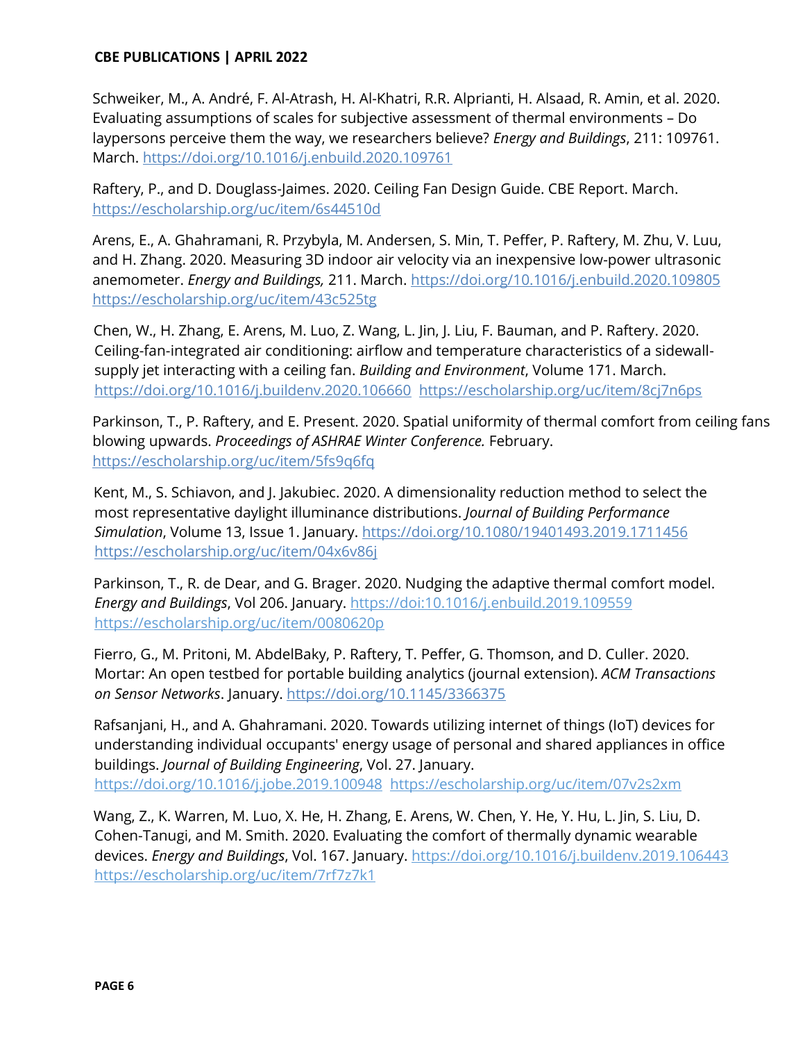Schweiker, M., A. André, F. Al-Atrash, H. Al-Khatri, R.R. Alprianti, H. Alsaad, R. Amin, et al. 2020. Evaluating assumptions of scales for subjective assessment of thermal environments – Do laypersons perceive them the way, we researchers believe? *Energy and Buildings*, 211: 109761. March. https://doi.org/10.1016/j.enbuild.2020.109761

Raftery, P., and D. Douglass-Jaimes. 2020. Ceiling Fan Design Guide. CBE Report. March. https://escholarship.org/uc/item/6s44510d

Arens, E., A. Ghahramani, R. Przybyla, M. Andersen, S. Min, T. Peffer, P. Raftery, M. Zhu, V. Luu, and H. Zhang. 2020. Measuring 3D indoor air velocity via an inexpensive low-power ultrasonic anemometer. *Energy and Buildings,* 211. March. https://doi.org/10.1016/j.enbuild.2020.109805 https://escholarship.org/uc/item/43c525tg

Chen, W., H. Zhang, E. Arens, M. Luo, Z. Wang, L. Jin, J. Liu, F. Bauman, and P. Raftery. 2020. Ceiling-fan-integrated air conditioning: airflow and temperature characteristics of a sidewall-supply jet interacting with a ceiling fan. *Building and Environment*, Volume 171. March. https://doi.org/10.1016/j.buildenv.2020.106660 https://escholarship.org/uc/item/8cj7n6ps

Parkinson, T., P. Raftery, and E. Present. 2020. Spatial uniformity of thermal comfort from ceiling fans blowing upwards. *Proceedings of ASHRAE Winter Conference.* February. https://escholarship.org/uc/item/5fs9q6fq

Kent, M., S. Schiavon, and J. Jakubiec. 2020. A dimensionality reduction method to select the most representative daylight illuminance distributions. *Journal of Building Performance Simulation*, Volume 13, Issue 1. January. https://doi.org/10.1080/19401493.2019.1711456 https://escholarship.org/uc/item/04x6v86j

Parkinson, T., R. de Dear, and G. Brager. 2020. Nudging the adaptive thermal comfort model. *Energy and Buildings*, Vol 206. January. https://doi:10.1016/j.enbuild.2019.109559 https://escholarship.org/uc/item/0080620p

Fierro, G., M. Pritoni, M. AbdelBaky, P. Raftery, T. Peffer, G. Thomson, and D. Culler. 2020. Mortar: An open testbed for portable building analytics (journal extension). *ACM Transactions on Sensor Networks*. January. https://doi.org/10.1145/3366375

Rafsanjani, H., and A. Ghahramani. 2020. Towards utilizing internet of things (IoT) devices for understanding individual occupants' energy usage of personal and shared appliances in office buildings. *Journal of Building Engineering*, Vol. 27. January. https://doi.org/10.1016/j.jobe.2019.100948 https://escholarship.org/uc/item/07v2s2xm

Wang, Z., K. Warren, M. Luo, X. He, H. Zhang, E. Arens, W. Chen, Y. He, Y. Hu, L. Jin, S. Liu, D. Cohen-Tanugi, and M. Smith. 2020. Evaluating the comfort of thermally dynamic wearable devices. *Energy and Buildings*, Vol. 167. January. https://doi.org/10.1016/j.buildenv.2019.106443 https://escholarship.org/uc/item/7rf7z7k1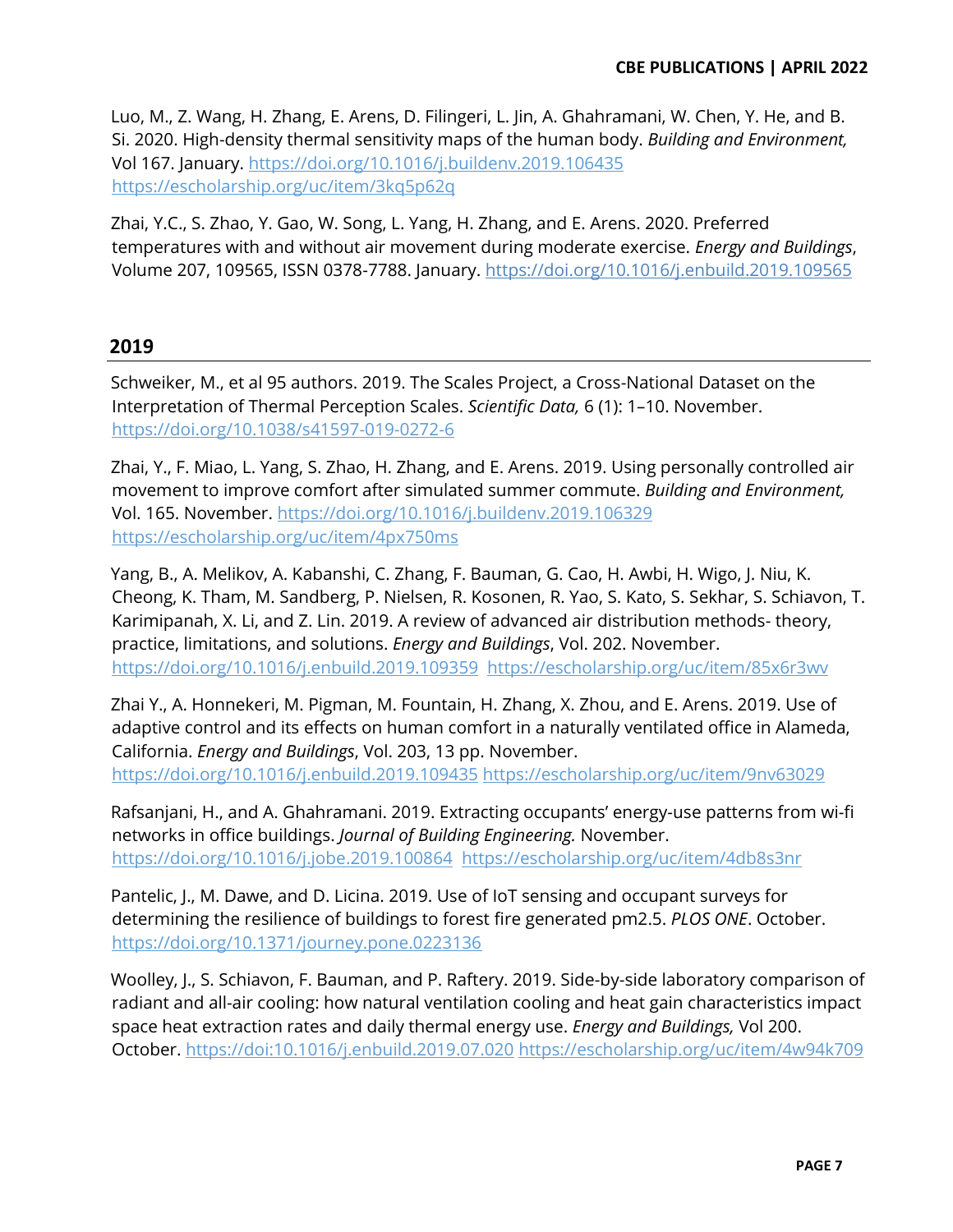Luo, M., Z. Wang, H. Zhang, E. Arens, D. Filingeri, L. Jin, A. Ghahramani, W. Chen, Y. He, and B. Si. 2020. High-density thermal sensitivity maps of the human body. *Building and Environment,* Vol 167. January. https://doi.org/10.1016/j.buildenv.2019.106435 https://escholarship.org/uc/item/3kq5p62q

Zhai, Y.C., S. Zhao, Y. Gao, W. Song, L. Yang, H. Zhang, and E. Arens. 2020. Preferred temperatures with and without air movement during moderate exercise. *Energy and Buildings*, Volume 207, 109565, ISSN 0378-7788. January. https://doi.org/10.1016/j.enbuild.2019.109565

## 2019

Schweiker, M., et al 95 authors. 2019. The Scales Project, a Cross-National Dataset on the Interpretation of Thermal Perception Scales. *Scientific Data,* 6 (1): 1–10. November. https://doi.org/10.1038/s41597-019-0272-6

Zhai, Y., F. Miao, L. Yang, S. Zhao, H. Zhang, and E. Arens. 2019. Using personally controlled air movement to improve comfort after simulated summer commute. *Building and Environment,* Vol. 165. November. https://doi.org/10.1016/j.buildenv.2019.106329 https://escholarship.org/uc/item/4px750ms

Yang, B., A. Melikov, A. Kabanshi, C. Zhang, F. Bauman, G. Cao, H. Awbi, H. Wigo, J. Niu, K. Cheong, K. Tham, M. Sandberg, P. Nielsen, R. Kosonen, R. Yao, S. Kato, S. Sekhar, S. Schiavon, T. Karimipanah, X. Li, and Z. Lin. 2019. A review of advanced air distribution methods- theory, practice, limitations, and solutions. *Energy and Buildings*, Vol. 202. November. https://doi.org/10.1016/j.enbuild.2019.109359 https://escholarship.org/uc/item/85x6r3wv

Zhai Y., A. Honnekeri, M. Pigman, M. Fountain, H. Zhang, X. Zhou, and E. Arens. 2019. Use of adaptive control and its effects on human comfort in a naturally ventilated office in Alameda, California. *Energy and Buildings*, Vol. 203, 13 pp. November. https://doi.org/10.1016/j.enbuild.2019.109435 https://escholarship.org/uc/item/9nv63029

Rafsanjani, H., and A. Ghahramani. 2019. Extracting occupants' energy-use patterns from wi-fi networks in office buildings. *Journal of Building Engineering.* November. https://doi.org/10.1016/j.jobe.2019.100864 https://escholarship.org/uc/item/4db8s3nr

Pantelic, J., M. Dawe, and D. Licina. 2019. Use of IoT sensing and occupant surveys for determining the resilience of buildings to forest fire generated pm2.5. *PLOS ONE*. October. https://doi.org/10.1371/journey.pone.0223136

Woolley, J., S. Schiavon, F. Bauman, and P. Raftery. 2019. Side-by-side laboratory comparison of radiant and all-air cooling: how natural ventilation cooling and heat gain characteristics impact space heat extraction rates and daily thermal energy use. *Energy and Buildings,* Vol 200. October. https://doi:10.1016/j.enbuild.2019.07.020 https://escholarship.org/uc/item/4w94k709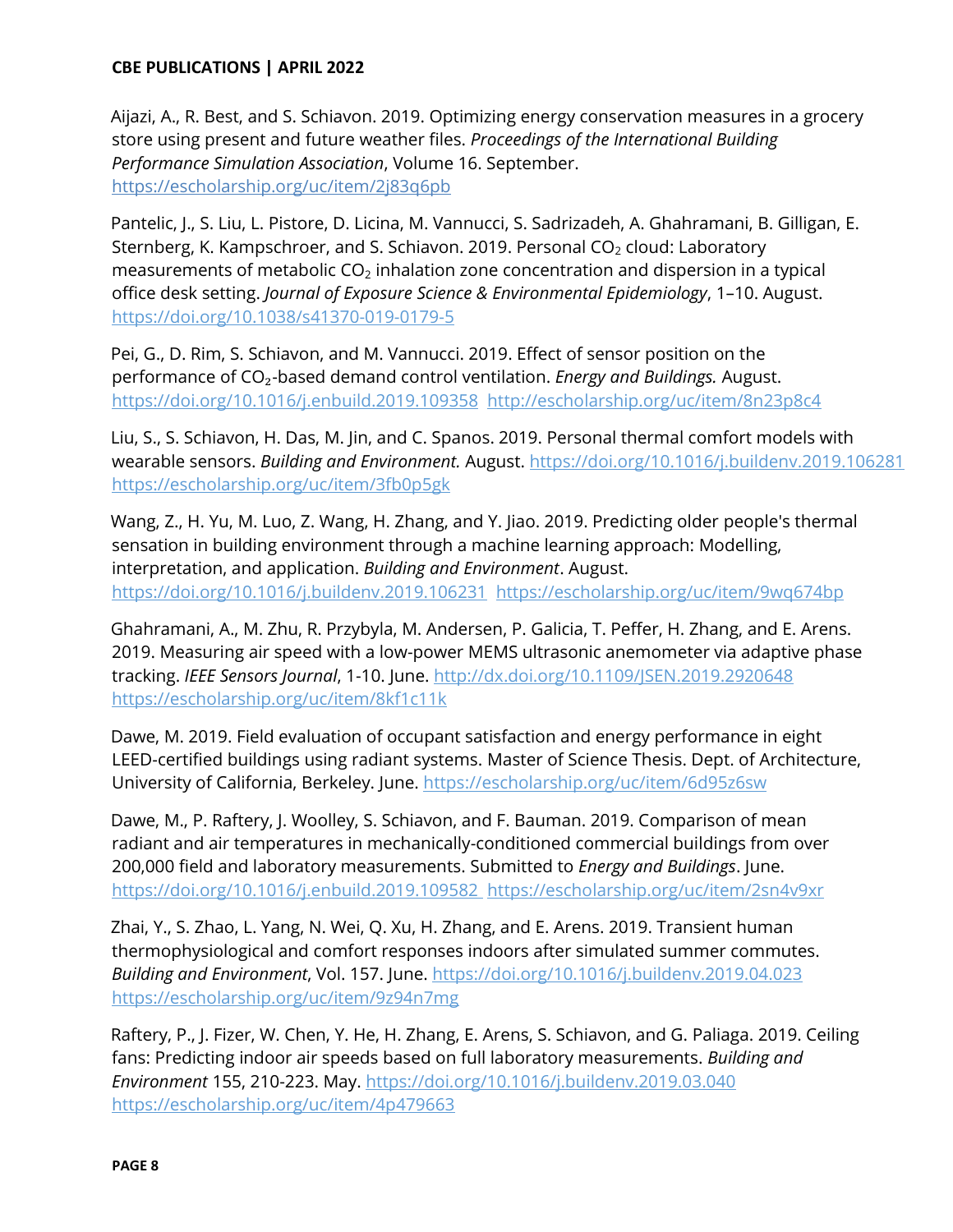Aijazi, A., R. Best, and S. Schiavon. 2019. Optimizing energy conservation measures in a grocery store using present and future weather files. *Proceedings of the International Building Performance Simulation Association*, Volume 16. September. https://escholarship.org/uc/item/2j83q6pb

Pantelic, J., S. Liu, L. Pistore, D. Licina, M. Vannucci, S. Sadrizadeh, A. Ghahramani, B. Gilligan, E. Sternberg, K. Kampschroer, and S. Schiavon. 2019. Personal $CO_2$ cloud: Laboratory measurements of metabolic $CO_2$ inhalation zone concentration and dispersion in a typical office desk setting. *Journal of Exposure Science & Environmental Epidemiology*, 1–10. August. https://doi.org/10.1038/s41370-019-0179-5

Pei, G., D. Rim, S. Schiavon, and M. Vannucci. 2019. Effect of sensor position on the performance of $CO_2$-based demand control ventilation. *Energy and Buildings.* August. https://doi.org/10.1016/j.enbuild.2019.109358 http://escholarship.org/uc/item/8n23p8c4

Liu, S., S. Schiavon, H. Das, M. Jin, and C. Spanos. 2019. Personal thermal comfort models with wearable sensors. *Building and Environment.* August. https://doi.org/10.1016/j.buildenv.2019.106281 https://escholarship.org/uc/item/3fb0p5gk

Wang, Z., H. Yu, M. Luo, Z. Wang, H. Zhang, and Y. Jiao. 2019. Predicting older people's thermal sensation in building environment through a machine learning approach: Modelling, interpretation, and application. *Building and Environment*. August. https://doi.org/10.1016/j.buildenv.2019.106231 https://escholarship.org/uc/item/9wq674bp

Ghahramani, A., M. Zhu, R. Przybyla, M. Andersen, P. Galicia, T. Peffer, H. Zhang, and E. Arens. 2019. Measuring air speed with a low-power MEMS ultrasonic anemometer via adaptive phase tracking. *IEEE Sensors Journal*, 1-10. June. http://dx.doi.org/10.1109/JSEN.2019.2920648 https://escholarship.org/uc/item/8kf1c11k

Dawe, M. 2019. Field evaluation of occupant satisfaction and energy performance in eight LEED-certified buildings using radiant systems. Master of Science Thesis. Dept. of Architecture, University of California, Berkeley. June. https://escholarship.org/uc/item/6d95z6sw

Dawe, M., P. Raftery, J. Woolley, S. Schiavon, and F. Bauman. 2019. Comparison of mean radiant and air temperatures in mechanically-conditioned commercial buildings from over 200,000 field and laboratory measurements. Submitted to *Energy and Buildings*. June. https://doi.org/10.1016/j.enbuild.2019.109582 https://escholarship.org/uc/item/2sn4v9xr

Zhai, Y., S. Zhao, L. Yang, N. Wei, Q. Xu, H. Zhang, and E. Arens. 2019. Transient human thermophysiological and comfort responses indoors after simulated summer commutes. *Building and Environment*, Vol. 157. June. https://doi.org/10.1016/j.buildenv.2019.04.023 https://escholarship.org/uc/item/9z94n7mg

Raftery, P., J. Fizer, W. Chen, Y. He, H. Zhang, E. Arens, S. Schiavon, and G. Paliaga. 2019. Ceiling fans: Predicting indoor air speeds based on full laboratory measurements. *Building and Environment* 155, 210-223. May. https://doi.org/10.1016/j.buildenv.2019.03.040 https://escholarship.org/uc/item/4p479663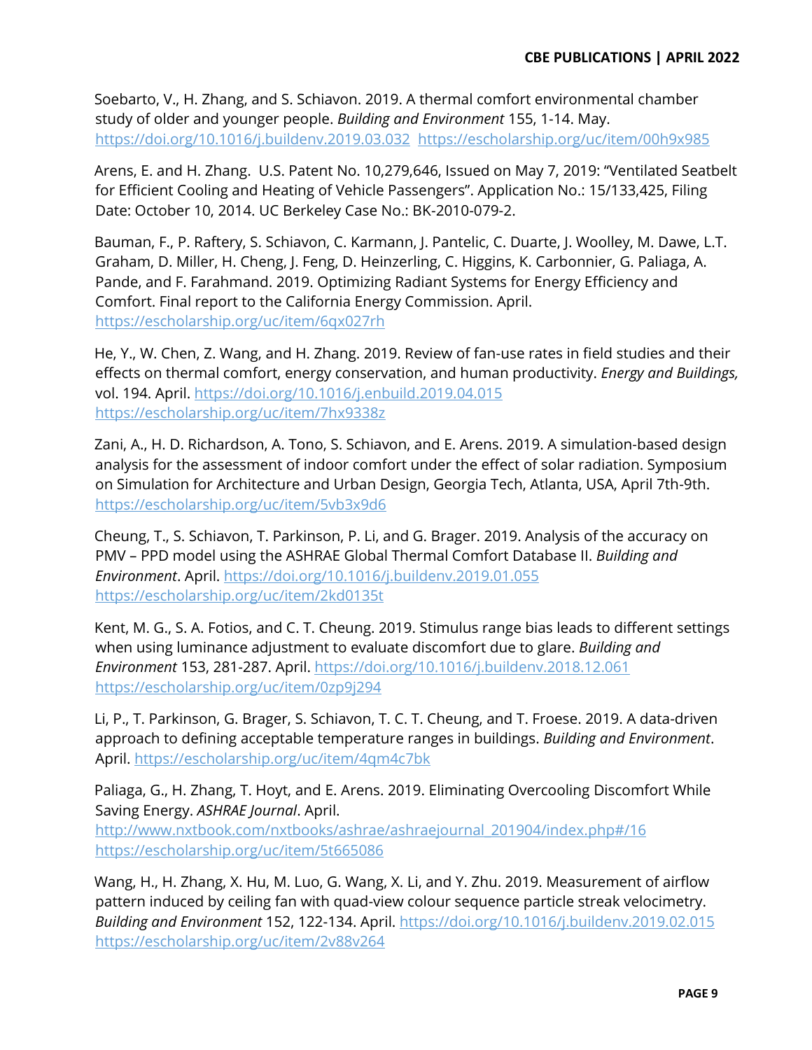Soebarto, V., H. Zhang, and S. Schiavon. 2019. A thermal comfort environmental chamber study of older and younger people. *Building and Environment* 155, 1-14. May. https://doi.org/10.1016/j.buildenv.2019.03.032 https://escholarship.org/uc/item/00h9x985

Arens, E. and H. Zhang. U.S. Patent No. 10,279,646, Issued on May 7, 2019: "Ventilated Seatbelt for Efficient Cooling and Heating of Vehicle Passengers". Application No.: 15/133,425, Filing Date: October 10, 2014. UC Berkeley Case No.: BK-2010-079-2.

Bauman, F., P. Raftery, S. Schiavon, C. Karmann, J. Pantelic, C. Duarte, J. Woolley, M. Dawe, L.T. Graham, D. Miller, H. Cheng, J. Feng, D. Heinzerling, C. Higgins, K. Carbonnier, G. Paliaga, A. Pande, and F. Farahmand. 2019. Optimizing Radiant Systems for Energy Efficiency and Comfort. Final report to the California Energy Commission. April. https://escholarship.org/uc/item/6qx027rh

He, Y., W. Chen, Z. Wang, and H. Zhang. 2019. Review of fan-use rates in field studies and their effects on thermal comfort, energy conservation, and human productivity. *Energy and Buildings,* vol. 194. April. https://doi.org/10.1016/j.enbuild.2019.04.015 https://escholarship.org/uc/item/7hx9338z

Zani, A., H. D. Richardson, A. Tono, S. Schiavon, and E. Arens. 2019. A simulation-based design analysis for the assessment of indoor comfort under the effect of solar radiation. Symposium on Simulation for Architecture and Urban Design, Georgia Tech, Atlanta, USA, April 7th-9th. https://escholarship.org/uc/item/5vb3x9d6

Cheung, T., S. Schiavon, T. Parkinson, P. Li, and G. Brager. 2019. Analysis of the accuracy on PMV – PPD model using the ASHRAE Global Thermal Comfort Database II. *Building and Environment*. April. https://doi.org/10.1016/j.buildenv.2019.01.055 https://escholarship.org/uc/item/2kd0135t

Kent, M. G., S. A. Fotios, and C. T. Cheung. 2019. Stimulus range bias leads to different settings when using luminance adjustment to evaluate discomfort due to glare. *Building and Environment* 153, 281-287. April. https://doi.org/10.1016/j.buildenv.2018.12.061 https://escholarship.org/uc/item/0zp9j294

Li, P., T. Parkinson, G. Brager, S. Schiavon, T. C. T. Cheung, and T. Froese. 2019. A data-driven approach to defining acceptable temperature ranges in buildings. *Building and Environment*. April. https://escholarship.org/uc/item/4qm4c7bk

Paliaga, G., H. Zhang, T. Hoyt, and E. Arens. 2019. Eliminating Overcooling Discomfort While Saving Energy. *ASHRAE Journal*. April. http://www.nxtbook.com/nxtbooks/ashrae/ashraejournal_201904/index.php#/16 https://escholarship.org/uc/item/5t665086

Wang, H., H. Zhang, X. Hu, M. Luo, G. Wang, X. Li, and Y. Zhu. 2019. Measurement of airflow pattern induced by ceiling fan with quad-view colour sequence particle streak velocimetry. *Building and Environment* 152, 122-134. April. https://doi.org/10.1016/j.buildenv.2019.02.015 https://escholarship.org/uc/item/2v88v264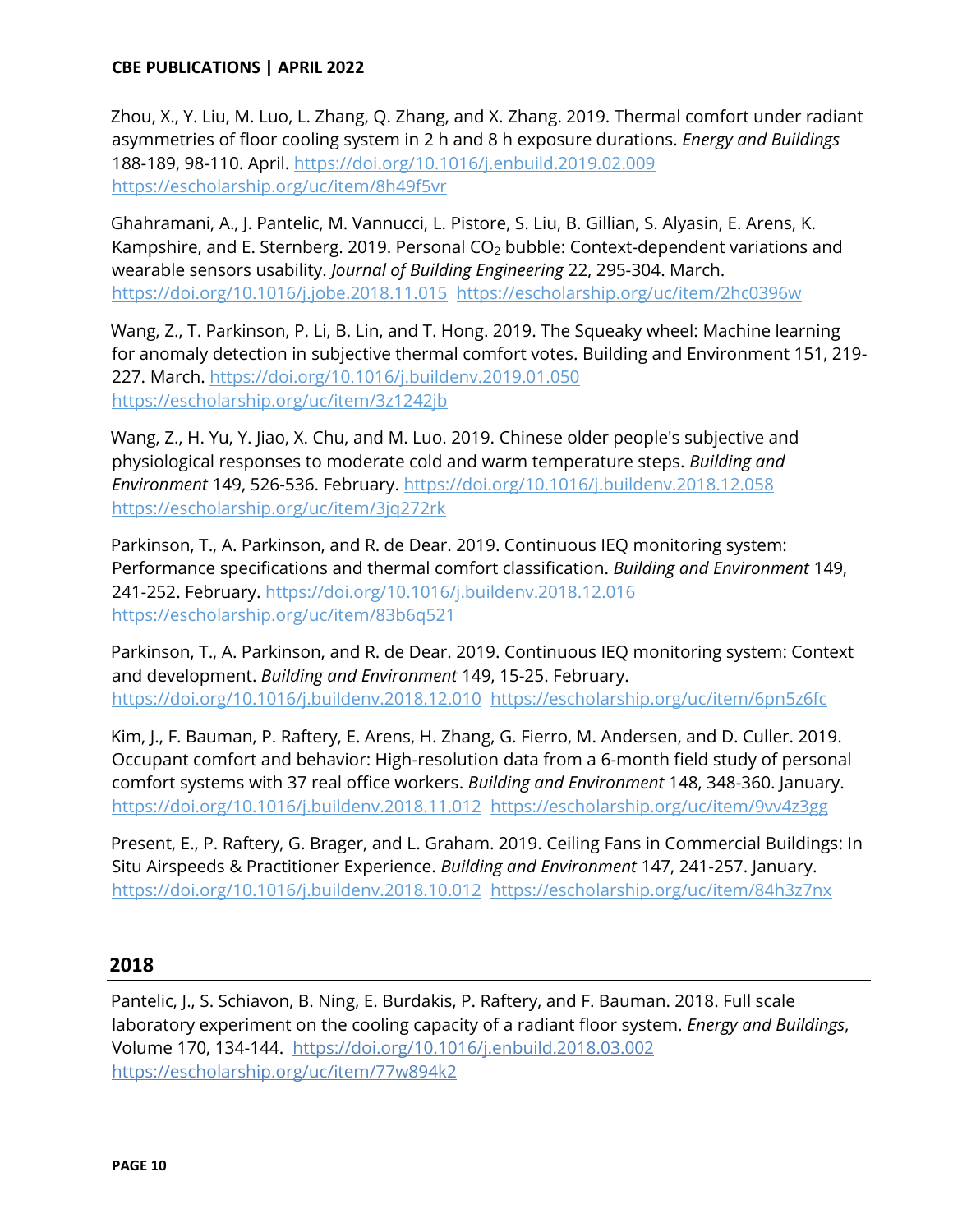Zhou, X., Y. Liu, M. Luo, L. Zhang, Q. Zhang, and X. Zhang. 2019. Thermal comfort under radiant asymmetries of floor cooling system in 2 h and 8 h exposure durations. *Energy and Buildings* 188-189, 98-110. April. https://doi.org/10.1016/j.enbuild.2019.02.009 https://escholarship.org/uc/item/8h49f5vr

Ghahramani, A., J. Pantelic, M. Vannucci, L. Pistore, S. Liu, B. Gillian, S. Alyasin, E. Arens, K. Kampshire, and E. Sternberg. 2019. Personal $CO_2$ bubble: Context-dependent variations and wearable sensors usability. *Journal of Building Engineering* 22, 295-304. March. https://doi.org/10.1016/j.jobe.2018.11.015 https://escholarship.org/uc/item/2hc0396w

Wang, Z., T. Parkinson, P. Li, B. Lin, and T. Hong. 2019. The Squeaky wheel: Machine learning for anomaly detection in subjective thermal comfort votes. Building and Environment 151, 219-227. March. https://doi.org/10.1016/j.buildenv.2019.01.050 https://escholarship.org/uc/item/3z1242jb

Wang, Z., H. Yu, Y. Jiao, X. Chu, and M. Luo. 2019. Chinese older people's subjective and physiological responses to moderate cold and warm temperature steps. *Building and Environment* 149, 526-536. February. https://doi.org/10.1016/j.buildenv.2018.12.058 https://escholarship.org/uc/item/3jq272rk

Parkinson, T., A. Parkinson, and R. de Dear. 2019. Continuous IEQ monitoring system: Performance specifications and thermal comfort classification. *Building and Environment* 149, 241-252. February. https://doi.org/10.1016/j.buildenv.2018.12.016 https://escholarship.org/uc/item/83b6q521

Parkinson, T., A. Parkinson, and R. de Dear. 2019. Continuous IEQ monitoring system: Context and development. *Building and Environment* 149, 15-25. February. https://doi.org/10.1016/j.buildenv.2018.12.010 https://escholarship.org/uc/item/6pn5z6fc

Kim, J., F. Bauman, P. Raftery, E. Arens, H. Zhang, G. Fierro, M. Andersen, and D. Culler. 2019. Occupant comfort and behavior: High-resolution data from a 6-month field study of personal comfort systems with 37 real office workers. *Building and Environment* 148, 348-360. January. https://doi.org/10.1016/j.buildenv.2018.11.012 https://escholarship.org/uc/item/9vv4z3gg

Present, E., P. Raftery, G. Brager, and L. Graham. 2019. Ceiling Fans in Commercial Buildings: In Situ Airspeeds & Practitioner Experience. *Building and Environment* 147, 241-257. January. https://doi.org/10.1016/j.buildenv.2018.10.012 https://escholarship.org/uc/item/84h3z7nx

## 2018

Pantelic, J., S. Schiavon, B. Ning, E. Burdakis, P. Raftery, and F. Bauman. 2018. Full scale laboratory experiment on the cooling capacity of a radiant floor system. *Energy and Buildings*, Volume 170, 134-144. https://doi.org/10.1016/j.enbuild.2018.03.002 https://escholarship.org/uc/item/77w894k2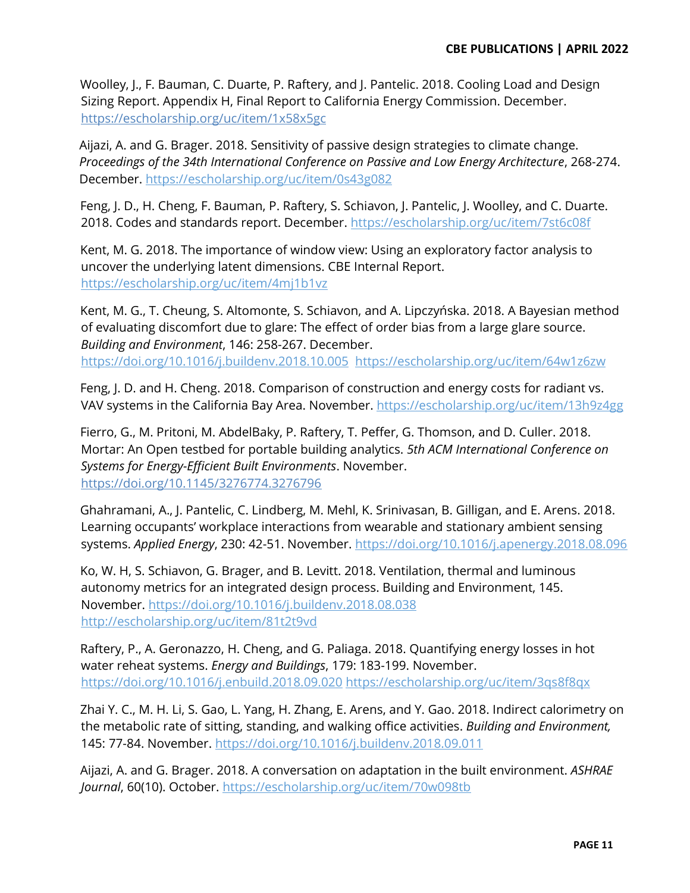Woolley, J., F. Bauman, C. Duarte, P. Raftery, and J. Pantelic. 2018. Cooling Load and Design Sizing Report. Appendix H, Final Report to California Energy Commission. December. https://escholarship.org/uc/item/1x58x5gc

Aijazi, A. and G. Brager. 2018. Sensitivity of passive design strategies to climate change. *Proceedings of the 34th International Conference on Passive and Low Energy Architecture*, 268-274. December. https://escholarship.org/uc/item/0s43g082

Feng, J. D., H. Cheng, F. Bauman, P. Raftery, S. Schiavon, J. Pantelic, J. Woolley, and C. Duarte. 2018. Codes and standards report. December. https://escholarship.org/uc/item/7st6c08f

Kent, M. G. 2018. The importance of window view: Using an exploratory factor analysis to uncover the underlying latent dimensions. CBE Internal Report. https://escholarship.org/uc/item/4mj1b1vz

Kent, M. G., T. Cheung, S. Altomonte, S. Schiavon, and A. Lipczyńska. 2018. A Bayesian method of evaluating discomfort due to glare: The effect of order bias from a large glare source. *Building and Environment*, 146: 258-267. December. https://doi.org/10.1016/j.buildenv.2018.10.005 https://escholarship.org/uc/item/64w1z6zw

Feng, J. D. and H. Cheng. 2018. Comparison of construction and energy costs for radiant vs. VAV systems in the California Bay Area. November. https://escholarship.org/uc/item/13h9z4gg

Fierro, G., M. Pritoni, M. AbdelBaky, P. Raftery, T. Peffer, G. Thomson, and D. Culler. 2018. Mortar: An Open testbed for portable building analytics. *5th ACM International Conference on Systems for Energy-Efficient Built Environments*. November. https://doi.org/10.1145/3276774.3276796

Ghahramani, A., J. Pantelic, C. Lindberg, M. Mehl, K. Srinivasan, B. Gilligan, and E. Arens. 2018. Learning occupants' workplace interactions from wearable and stationary ambient sensing systems. *Applied Energy*, 230: 42-51. November. https://doi.org/10.1016/j.apenergy.2018.08.096

Ko, W. H, S. Schiavon, G. Brager, and B. Levitt. 2018. Ventilation, thermal and luminous autonomy metrics for an integrated design process. Building and Environment, 145. November. https://doi.org/10.1016/j.buildenv.2018.08.038 http://escholarship.org/uc/item/81t2t9vd

Raftery, P., A. Geronazzo, H. Cheng, and G. Paliaga. 2018. Quantifying energy losses in hot water reheat systems. *Energy and Buildings*, 179: 183-199. November. https://doi.org/10.1016/j.enbuild.2018.09.020 https://escholarship.org/uc/item/3qs8f8qx

Zhai Y. C., M. H. Li, S. Gao, L. Yang, H. Zhang, E. Arens, and Y. Gao. 2018. Indirect calorimetry on the metabolic rate of sitting, standing, and walking office activities. *Building and Environment,* 145: 77-84. November. https://doi.org/10.1016/j.buildenv.2018.09.011

Aijazi, A. and G. Brager. 2018. A conversation on adaptation in the built environment. *ASHRAE Journal*, 60(10). October. https://escholarship.org/uc/item/70w098tb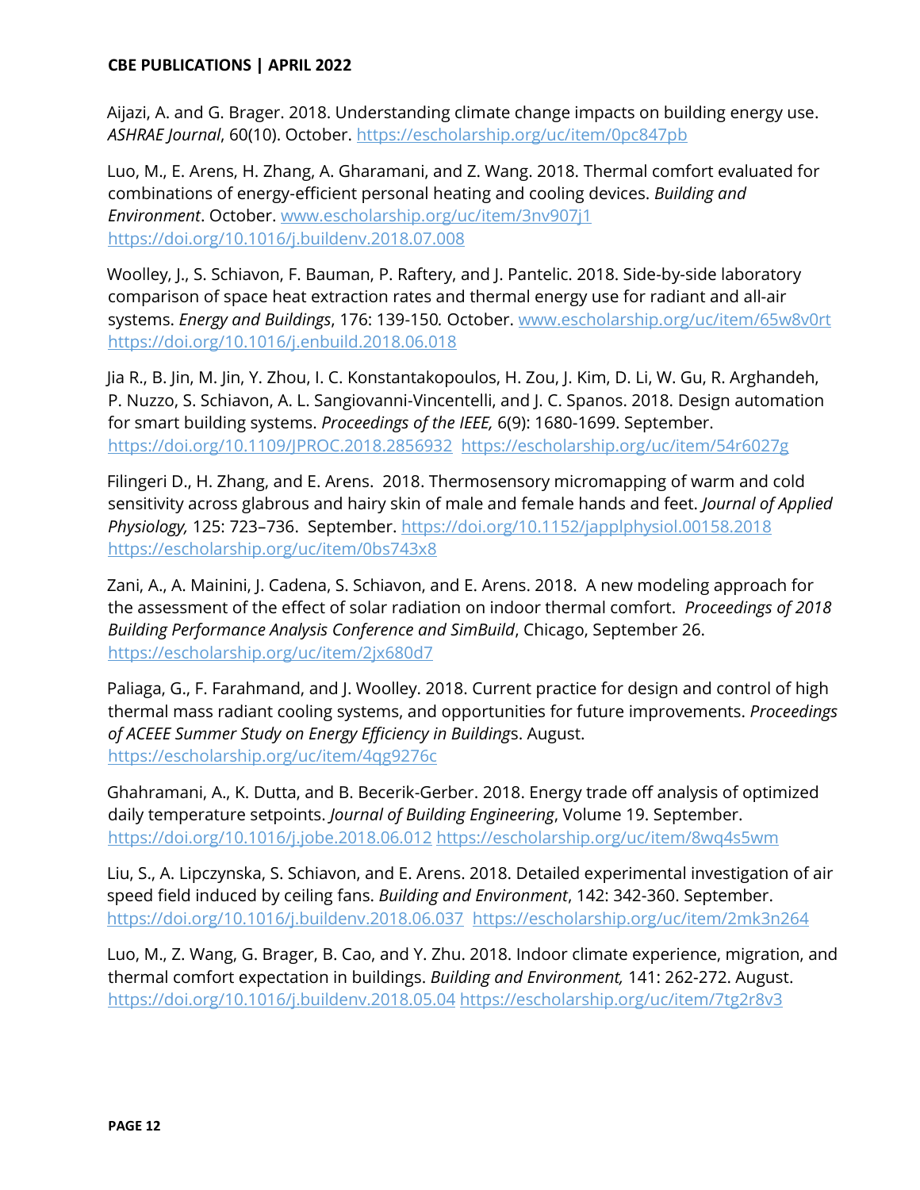Aijazi, A. and G. Brager. 2018. Understanding climate change impacts on building energy use. *ASHRAE Journal*, 60(10). October. https://escholarship.org/uc/item/0pc847pb

Luo, M., E. Arens, H. Zhang, A. Gharamani, and Z. Wang. 2018. Thermal comfort evaluated for combinations of energy-efficient personal heating and cooling devices. *Building and Environment*. October. www.escholarship.org/uc/item/3nv907j1 https://doi.org/10.1016/j.buildenv.2018.07.008

Woolley, J., S. Schiavon, F. Bauman, P. Raftery, and J. Pantelic. 2018. Side-by-side laboratory comparison of space heat extraction rates and thermal energy use for radiant and all-air systems. *Energy and Buildings*, 176: 139-150. October. www.escholarship.org/uc/item/65w8v0rt https://doi.org/10.1016/j.enbuild.2018.06.018

Jia R., B. Jin, M. Jin, Y. Zhou, I. C. Konstantakopoulos, H. Zou, J. Kim, D. Li, W. Gu, R. Arghandeh, P. Nuzzo, S. Schiavon, A. L. Sangiovanni-Vincentelli, and J. C. Spanos. 2018. Design automation for smart building systems. *Proceedings of the IEEE,* 6(9): 1680-1699. September. https://doi.org/10.1109/JPROC.2018.2856932 https://escholarship.org/uc/item/54r6027g

Filingeri D., H. Zhang, and E. Arens. 2018. Thermosensory micromapping of warm and cold sensitivity across glabrous and hairy skin of male and female hands and feet. *Journal of Applied Physiology,* 125: 723–736. September. https://doi.org/10.1152/japplphysiol.00158.2018 https://escholarship.org/uc/item/0bs743x8

Zani, A., A. Mainini, J. Cadena, S. Schiavon, and E. Arens. 2018. A new modeling approach for the assessment of the effect of solar radiation on indoor thermal comfort. *Proceedings of 2018 Building Performance Analysis Conference and SimBuild*, Chicago, September 26. https://escholarship.org/uc/item/2jx680d7

Paliaga, G., F. Farahmand, and J. Woolley. 2018. Current practice for design and control of high thermal mass radiant cooling systems, and opportunities for future improvements. *Proceedings of ACEEE Summer Study on Energy Efficiency in Buildings*. August. https://escholarship.org/uc/item/4qg9276c

Ghahramani, A., K. Dutta, and B. Becerik-Gerber. 2018. Energy trade off analysis of optimized daily temperature setpoints. *Journal of Building Engineering*, Volume 19. September. https://doi.org/10.1016/j.jobe.2018.06.012 https://escholarship.org/uc/item/8wq4s5wm

Liu, S., A. Lipczynska, S. Schiavon, and E. Arens. 2018. Detailed experimental investigation of air speed field induced by ceiling fans. *Building and Environment*, 142: 342-360. September. https://doi.org/10.1016/j.buildenv.2018.06.037 https://escholarship.org/uc/item/2mk3n264

Luo, M., Z. Wang, G. Brager, B. Cao, and Y. Zhu. 2018. Indoor climate experience, migration, and thermal comfort expectation in buildings. *Building and Environment,* 141: 262-272. August. https://doi.org/10.1016/j.buildenv.2018.05.04 https://escholarship.org/uc/item/7tg2r8v3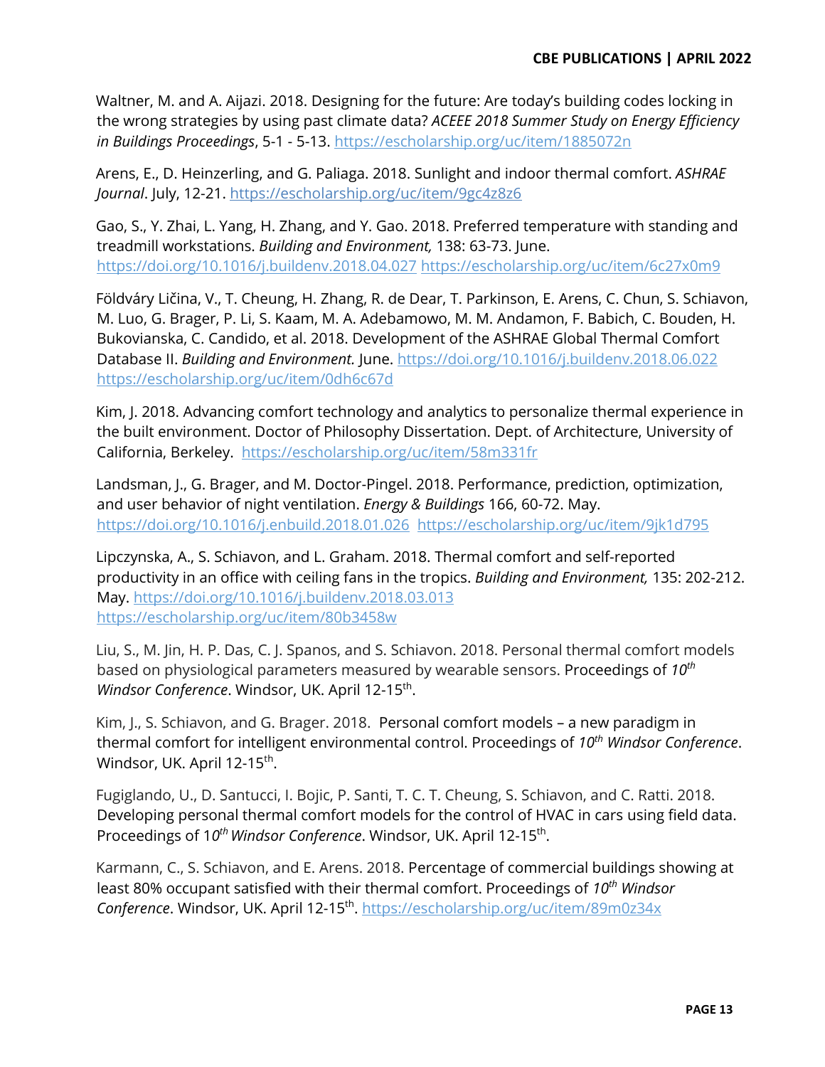Waltner, M. and A. Aijazi. 2018. Designing for the future: Are today's building codes locking in the wrong strategies by using past climate data? *ACEEE 2018 Summer Study on Energy Efficiency in Buildings Proceedings*, 5-1 - 5-13. https://escholarship.org/uc/item/1885072n

Arens, E., D. Heinzerling, and G. Paliaga. 2018. Sunlight and indoor thermal comfort. *ASHRAE Journal*. July, 12-21. https://escholarship.org/uc/item/9gc4z8z6

Gao, S., Y. Zhai, L. Yang, H. Zhang, and Y. Gao. 2018. Preferred temperature with standing and treadmill workstations. *Building and Environment,* 138: 63-73. June. https://doi.org/10.1016/j.buildenv.2018.04.027 https://escholarship.org/uc/item/6c27x0m9

Földváry Ličina, V., T. Cheung, H. Zhang, R. de Dear, T. Parkinson, E. Arens, C. Chun, S. Schiavon, M. Luo, G. Brager, P. Li, S. Kaam, M. A. Adebamowo, M. M. Andamon, F. Babich, C. Bouden, H. Bukovianska, C. Candido, et al. 2018. Development of the ASHRAE Global Thermal Comfort Database II. *Building and Environment.* June. https://doi.org/10.1016/j.buildenv.2018.06.022 https://escholarship.org/uc/item/0dh6c67d

Kim, J. 2018. Advancing comfort technology and analytics to personalize thermal experience in the built environment. Doctor of Philosophy Dissertation. Dept. of Architecture, University of California, Berkeley. https://escholarship.org/uc/item/58m331fr

Landsman, J., G. Brager, and M. Doctor-Pingel. 2018. Performance, prediction, optimization, and user behavior of night ventilation. *Energy & Buildings* 166, 60-72. May. https://doi.org/10.1016/j.enbuild.2018.01.026 https://escholarship.org/uc/item/9jk1d795

Lipczynska, A., S. Schiavon, and L. Graham. 2018. Thermal comfort and self-reported productivity in an office with ceiling fans in the tropics. *Building and Environment,* 135: 202-212. May. https://doi.org/10.1016/j.buildenv.2018.03.013 https://escholarship.org/uc/item/80b3458w

Liu, S., M. Jin, H. P. Das, C. J. Spanos, and S. Schiavon. 2018. Personal thermal comfort models based on physiological parameters measured by wearable sensors. Proceedings of *10th Windsor Conference*. Windsor, UK. April 12-15th.

Kim, J., S. Schiavon, and G. Brager. 2018. Personal comfort models – a new paradigm in thermal comfort for intelligent environmental control. Proceedings of *10th Windsor Conference*. Windsor, UK. April 12-15th.

Fugiglando, U., D. Santucci, I. Bojic, P. Santi, T. C. T. Cheung, S. Schiavon, and C. Ratti. 2018. Developing personal thermal comfort models for the control of HVAC in cars using field data. Proceedings of *10th Windsor Conference*. Windsor, UK. April 12-15th.

Karmann, C., S. Schiavon, and E. Arens. 2018. Percentage of commercial buildings showing at least 80% occupant satisfied with their thermal comfort. Proceedings of *10th Windsor Conference*. Windsor, UK. April 12-15th. https://escholarship.org/uc/item/89m0z34x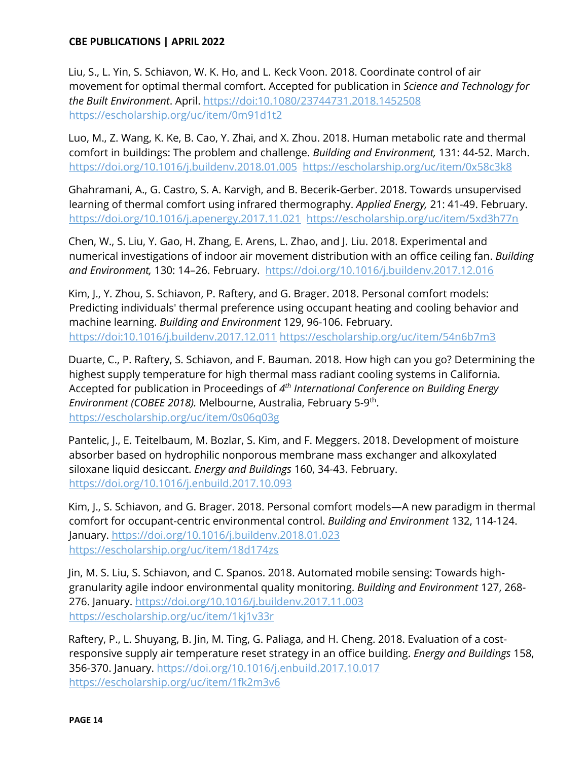Liu, S., L. Yin, S. Schiavon, W. K. Ho, and L. Keck Voon. 2018. Coordinate control of air movement for optimal thermal comfort. Accepted for publication in *Science and Technology for the Built Environment*. April. https://doi:10.1080/23744731.2018.1452508 https://escholarship.org/uc/item/0m91d1t2

Luo, M., Z. Wang, K. Ke, B. Cao, Y. Zhai, and X. Zhou. 2018. Human metabolic rate and thermal comfort in buildings: The problem and challenge. *Building and Environment,* 131: 44-52. March. https://doi.org/10.1016/j.buildenv.2018.01.005 https://escholarship.org/uc/item/0x58c3k8

Ghahramani, A., G. Castro, S. A. Karvigh, and B. Becerik-Gerber. 2018. Towards unsupervised learning of thermal comfort using infrared thermography. *Applied Energy,* 21: 41-49. February. https://doi.org/10.1016/j.apenergy.2017.11.021 https://escholarship.org/uc/item/5xd3h77n

Chen, W., S. Liu, Y. Gao, H. Zhang, E. Arens, L. Zhao, and J. Liu. 2018. Experimental and numerical investigations of indoor air movement distribution with an office ceiling fan. *Building and Environment,* 130: 14–26. February. https://doi.org/10.1016/j.buildenv.2017.12.016

Kim, J., Y. Zhou, S. Schiavon, P. Raftery, and G. Brager. 2018. Personal comfort models: Predicting individuals' thermal preference using occupant heating and cooling behavior and machine learning. *Building and Environment* 129, 96-106. February. https://doi:10.1016/j.buildenv.2017.12.011 https://escholarship.org/uc/item/54n6b7m3

Duarte, C., P. Raftery, S. Schiavon, and F. Bauman. 2018. How high can you go? Determining the highest supply temperature for high thermal mass radiant cooling systems in California. Accepted for publication in Proceedings of *4th International Conference on Building Energy Environment (COBEE 2018).* Melbourne, Australia, February 5-9th. https://escholarship.org/uc/item/0s06q03g

Pantelic, J., E. Teitelbaum, M. Bozlar, S. Kim, and F. Meggers. 2018. Development of moisture absorber based on hydrophilic nonporous membrane mass exchanger and alkoxylated siloxane liquid desiccant. *Energy and Buildings* 160, 34-43. February. https://doi.org/10.1016/j.enbuild.2017.10.093

Kim, J., S. Schiavon, and G. Brager. 2018. Personal comfort models—A new paradigm in thermal comfort for occupant-centric environmental control. *Building and Environment* 132, 114-124. January. https://doi.org/10.1016/j.buildenv.2018.01.023 https://escholarship.org/uc/item/18d174zs

Jin, M. S. Liu, S. Schiavon, and C. Spanos. 2018. Automated mobile sensing: Towards high-granularity agile indoor environmental quality monitoring. *Building and Environment* 127, 268-276. January. https://doi.org/10.1016/j.buildenv.2017.11.003 https://escholarship.org/uc/item/1kj1v33r

Raftery, P., L. Shuyang, B. Jin, M. Ting, G. Paliaga, and H. Cheng. 2018. Evaluation of a cost-responsive supply air temperature reset strategy in an office building. *Energy and Buildings* 158, 356-370. January. https://doi.org/10.1016/j.enbuild.2017.10.017 https://escholarship.org/uc/item/1fk2m3v6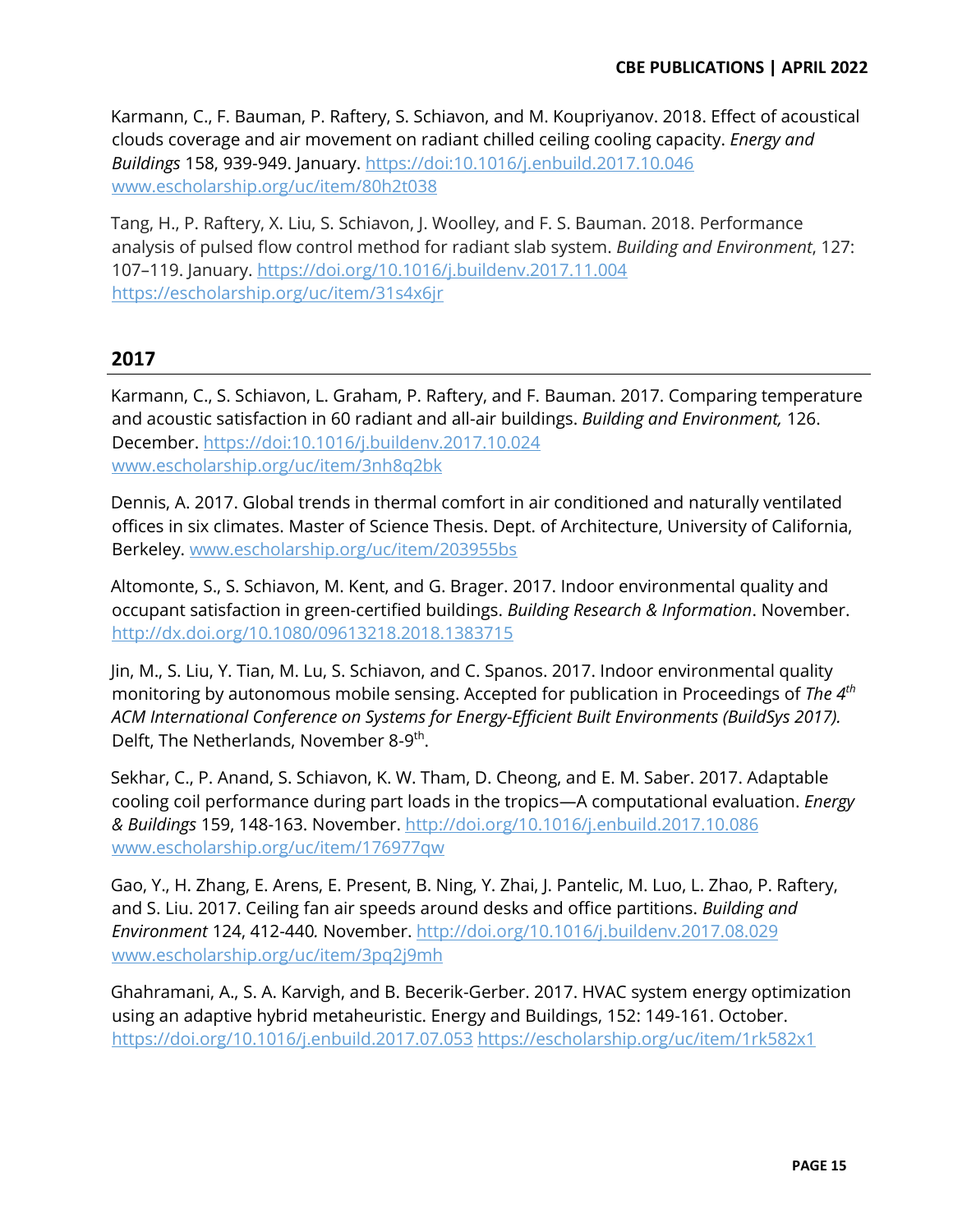Karmann, C., F. Bauman, P. Raftery, S. Schiavon, and M. Koupriyanov. 2018. Effect of acoustical clouds coverage and air movement on radiant chilled ceiling cooling capacity. *Energy and Buildings* 158, 939-949. January. https://doi:10.1016/j.enbuild.2017.10.046 www.escholarship.org/uc/item/80h2t038

Tang, H., P. Raftery, X. Liu, S. Schiavon, J. Woolley, and F. S. Bauman. 2018. Performance analysis of pulsed flow control method for radiant slab system. *Building and Environment*, 127: 107–119. January. https://doi.org/10.1016/j.buildenv.2017.11.004 https://escholarship.org/uc/item/31s4x6jr

## 2017

Karmann, C., S. Schiavon, L. Graham, P. Raftery, and F. Bauman. 2017. Comparing temperature and acoustic satisfaction in 60 radiant and all-air buildings. *Building and Environment,* 126. December. https://doi:10.1016/j.buildenv.2017.10.024 www.escholarship.org/uc/item/3nh8q2bk

Dennis, A. 2017. Global trends in thermal comfort in air conditioned and naturally ventilated offices in six climates. Master of Science Thesis. Dept. of Architecture, University of California, Berkeley. www.escholarship.org/uc/item/203955bs

Altomonte, S., S. Schiavon, M. Kent, and G. Brager. 2017. Indoor environmental quality and occupant satisfaction in green-certified buildings. *Building Research & Information*. November. http://dx.doi.org/10.1080/09613218.2018.1383715

Jin, M., S. Liu, Y. Tian, M. Lu, S. Schiavon, and C. Spanos. 2017. Indoor environmental quality monitoring by autonomous mobile sensing. Accepted for publication in Proceedings of *The 4th ACM International Conference on Systems for Energy-Efficient Built Environments (BuildSys 2017).* Delft, The Netherlands, November 8-9th.

Sekhar, C., P. Anand, S. Schiavon, K. W. Tham, D. Cheong, and E. M. Saber. 2017. Adaptable cooling coil performance during part loads in the tropics—A computational evaluation. *Energy & Buildings* 159, 148-163. November. http://doi.org/10.1016/j.enbuild.2017.10.086 www.escholarship.org/uc/item/176977qw

Gao, Y., H. Zhang, E. Arens, E. Present, B. Ning, Y. Zhai, J. Pantelic, M. Luo, L. Zhao, P. Raftery, and S. Liu. 2017. Ceiling fan air speeds around desks and office partitions. *Building and Environment* 124, 412-440*.* November. http://doi.org/10.1016/j.buildenv.2017.08.029 www.escholarship.org/uc/item/3pq2j9mh

Ghahramani, A., S. A. Karvigh, and B. Becerik-Gerber. 2017. HVAC system energy optimization using an adaptive hybrid metaheuristic. Energy and Buildings, 152: 149-161. October. https://doi.org/10.1016/j.enbuild.2017.07.053 https://escholarship.org/uc/item/1rk582x1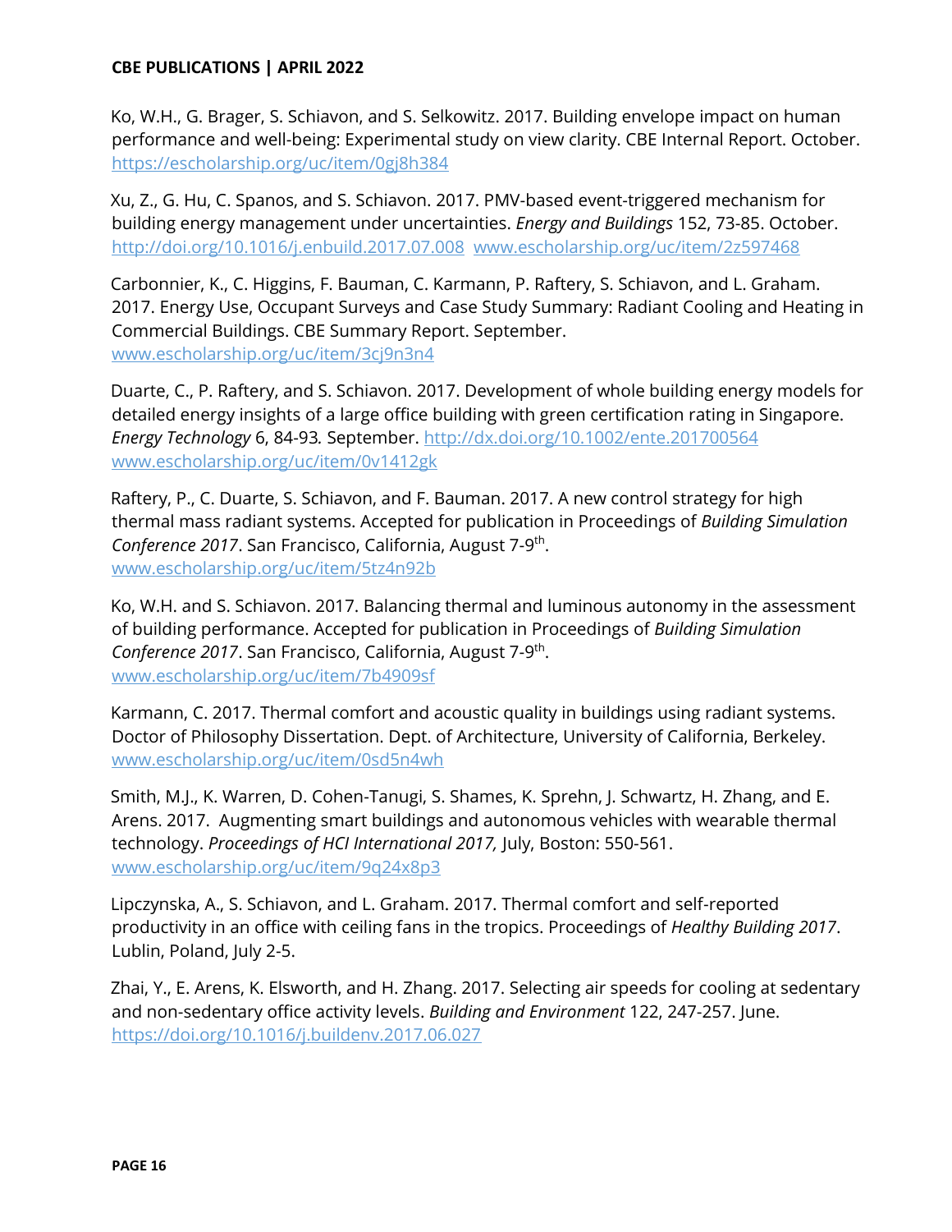Ko, W.H., G. Brager, S. Schiavon, and S. Selkowitz. 2017. Building envelope impact on human performance and well-being: Experimental study on view clarity. CBE Internal Report. October. https://escholarship.org/uc/item/0gj8h384

Xu, Z., G. Hu, C. Spanos, and S. Schiavon. 2017. PMV-based event-triggered mechanism for building energy management under uncertainties. *Energy and Buildings* 152, 73-85. October. http://doi.org/10.1016/j.enbuild.2017.07.008 www.escholarship.org/uc/item/2z597468

Carbonnier, K., C. Higgins, F. Bauman, C. Karmann, P. Raftery, S. Schiavon, and L. Graham. 2017. Energy Use, Occupant Surveys and Case Study Summary: Radiant Cooling and Heating in Commercial Buildings. CBE Summary Report. September. www.escholarship.org/uc/item/3cj9n3n4

Duarte, C., P. Raftery, and S. Schiavon. 2017. Development of whole building energy models for detailed energy insights of a large office building with green certification rating in Singapore. *Energy Technology* 6, 84-93*.* September. http://dx.doi.org/10.1002/ente.201700564 www.escholarship.org/uc/item/0v1412gk

Raftery, P., C. Duarte, S. Schiavon, and F. Bauman. 2017. A new control strategy for high thermal mass radiant systems. Accepted for publication in Proceedings of *Building Simulation Conference 2017*. San Francisco, California, August 7-9th. www.escholarship.org/uc/item/5tz4n92b

Ko, W.H. and S. Schiavon. 2017. Balancing thermal and luminous autonomy in the assessment of building performance. Accepted for publication in Proceedings of *Building Simulation Conference 2017*. San Francisco, California, August 7-9th. www.escholarship.org/uc/item/7b4909sf

Karmann, C. 2017. Thermal comfort and acoustic quality in buildings using radiant systems. Doctor of Philosophy Dissertation. Dept. of Architecture, University of California, Berkeley. www.escholarship.org/uc/item/0sd5n4wh

Smith, M.J., K. Warren, D. Cohen-Tanugi, S. Shames, K. Sprehn, J. Schwartz, H. Zhang, and E. Arens. 2017. Augmenting smart buildings and autonomous vehicles with wearable thermal technology. *Proceedings of HCI International 2017,* July, Boston: 550-561. www.escholarship.org/uc/item/9q24x8p3

Lipczynska, A., S. Schiavon, and L. Graham. 2017. Thermal comfort and self-reported productivity in an office with ceiling fans in the tropics. Proceedings of *Healthy Building 2017*. Lublin, Poland, July 2-5.

Zhai, Y., E. Arens, K. Elsworth, and H. Zhang. 2017. Selecting air speeds for cooling at sedentary and non-sedentary office activity levels. *Building and Environment* 122, 247-257. June. https://doi.org/10.1016/j.buildenv.2017.06.027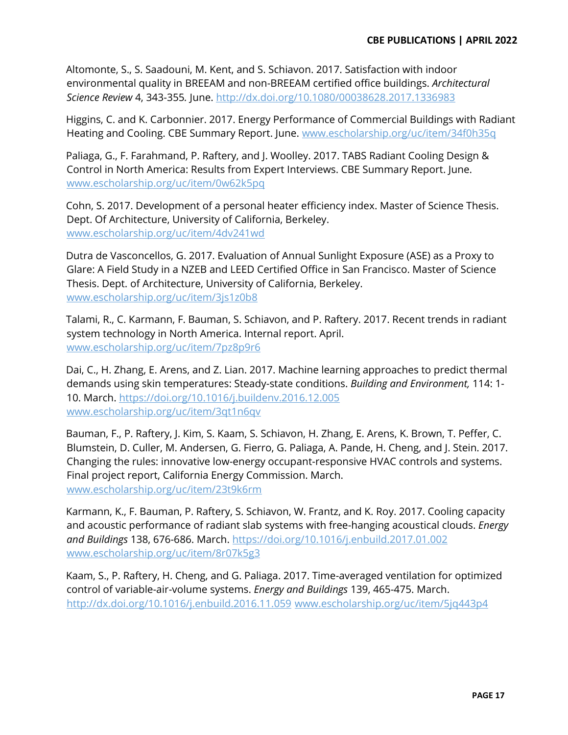Altomonte, S., S. Saadouni, M. Kent, and S. Schiavon. 2017. Satisfaction with indoor environmental quality in BREEAM and non-BREEAM certified office buildings. *Architectural Science Review* 4, 343-355. June. http://dx.doi.org/10.1080/00038628.2017.1336983

Higgins, C. and K. Carbonnier. 2017. Energy Performance of Commercial Buildings with Radiant Heating and Cooling. CBE Summary Report. June. www.escholarship.org/uc/item/34f0h35q

Paliaga, G., F. Farahmand, P. Raftery, and J. Woolley. 2017. TABS Radiant Cooling Design & Control in North America: Results from Expert Interviews. CBE Summary Report. June. www.escholarship.org/uc/item/0w62k5pq

Cohn, S. 2017. Development of a personal heater efficiency index. Master of Science Thesis. Dept. Of Architecture, University of California, Berkeley. www.escholarship.org/uc/item/4dv241wd

Dutra de Vasconcellos, G. 2017. Evaluation of Annual Sunlight Exposure (ASE) as a Proxy to Glare: A Field Study in a NZEB and LEED Certified Office in San Francisco. Master of Science Thesis. Dept. of Architecture, University of California, Berkeley. www.escholarship.org/uc/item/3js1z0b8

Talami, R., C. Karmann, F. Bauman, S. Schiavon, and P. Raftery. 2017. Recent trends in radiant system technology in North America. Internal report. April. www.escholarship.org/uc/item/7pz8p9r6

Dai, C., H. Zhang, E. Arens, and Z. Lian. 2017. Machine learning approaches to predict thermal demands using skin temperatures: Steady-state conditions. *Building and Environment,* 114: 1-10. March. https://doi.org/10.1016/j.buildenv.2016.12.005 www.escholarship.org/uc/item/3qt1n6qv

Bauman, F., P. Raftery, J. Kim, S. Kaam, S. Schiavon, H. Zhang, E. Arens, K. Brown, T. Peffer, C. Blumstein, D. Culler, M. Andersen, G. Fierro, G. Paliaga, A. Pande, H. Cheng, and J. Stein. 2017. Changing the rules: innovative low-energy occupant-responsive HVAC controls and systems. Final project report, California Energy Commission. March. www.escholarship.org/uc/item/23t9k6rm

Karmann, K., F. Bauman, P. Raftery, S. Schiavon, W. Frantz, and K. Roy. 2017. Cooling capacity and acoustic performance of radiant slab systems with free-hanging acoustical clouds. *Energy and Buildings* 138, 676-686. March. https://doi.org/10.1016/j.enbuild.2017.01.002 www.escholarship.org/uc/item/8r07k5g3

Kaam, S., P. Raftery, H. Cheng, and G. Paliaga. 2017. Time-averaged ventilation for optimized control of variable-air-volume systems. *Energy and Buildings* 139, 465-475. March. http://dx.doi.org/10.1016/j.enbuild.2016.11.059 www.escholarship.org/uc/item/5jq443p4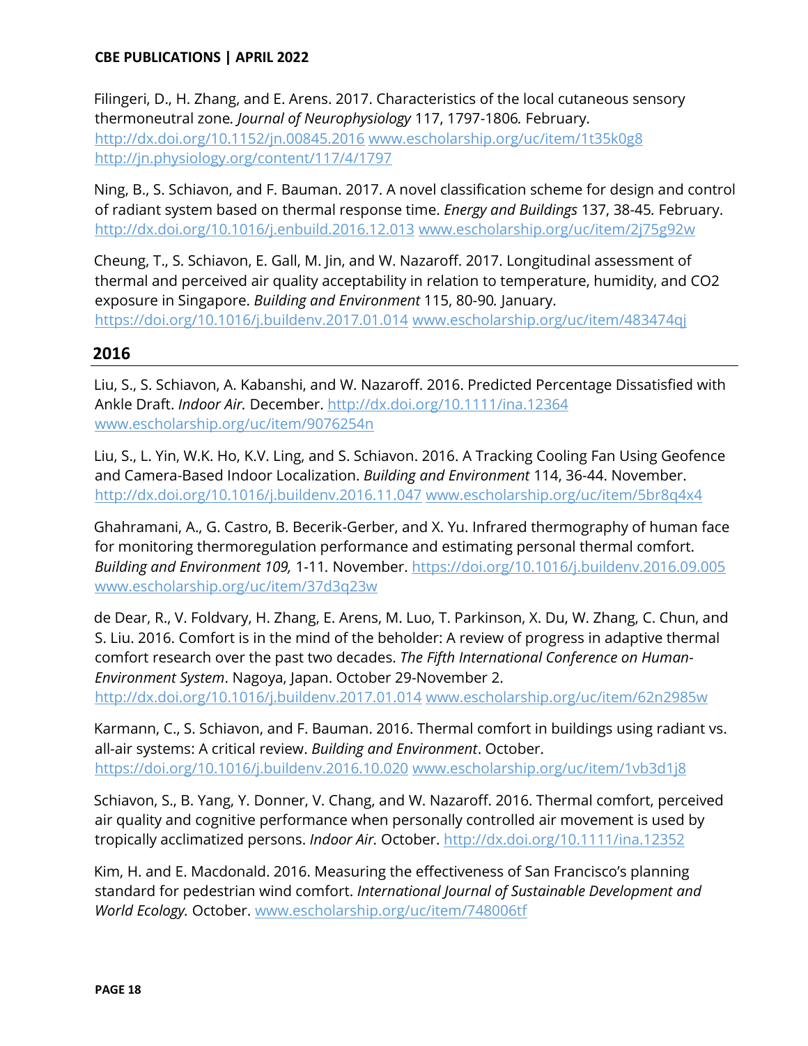Filingeri, D., H. Zhang, and E. Arens. 2017. Characteristics of the local cutaneous sensory thermoneutral zone*. Journal of Neurophysiology* 117, 1797-1806*.* February. http://dx.doi.org/10.1152/jn.00845.2016 www.escholarship.org/uc/item/1t35k0g8 http://jn.physiology.org/content/117/4/1797

Ning, B., S. Schiavon, and F. Bauman. 2017. A novel classification scheme for design and control of radiant system based on thermal response time. *Energy and Buildings* 137, 38-45*.* February. http://dx.doi.org/10.1016/j.enbuild.2016.12.013 www.escholarship.org/uc/item/2j75g92w

Cheung, T., S. Schiavon, E. Gall, M. Jin, and W. Nazaroff. 2017. Longitudinal assessment of thermal and perceived air quality acceptability in relation to temperature, humidity, and CO2 exposure in Singapore. *Building and Environment* 115, 80-90*.* January. https://doi.org/10.1016/j.buildenv.2017.01.014 www.escholarship.org/uc/item/483474qj

## 2016

Liu, S., S. Schiavon, A. Kabanshi, and W. Nazaroff. 2016. Predicted Percentage Dissatisfied with Ankle Draft. *Indoor Air.* December. http://dx.doi.org/10.1111/ina.12364 www.escholarship.org/uc/item/9076254n

Liu, S., L. Yin, W.K. Ho, K.V. Ling, and S. Schiavon. 2016. A Tracking Cooling Fan Using Geofence and Camera-Based Indoor Localization. *Building and Environment* 114, 36-44. November. http://dx.doi.org/10.1016/j.buildenv.2016.11.047 www.escholarship.org/uc/item/5br8q4x4

Ghahramani, A., G. Castro, B. Becerik-Gerber, and X. Yu. Infrared thermography of human face for monitoring thermoregulation performance and estimating personal thermal comfort. *Building and Environment 109,* 1-11*.* November. https://doi.org/10.1016/j.buildenv.2016.09.005 www.escholarship.org/uc/item/37d3q23w

de Dear, R., V. Foldvary, H. Zhang, E. Arens, M. Luo, T. Parkinson, X. Du, W. Zhang, C. Chun, and S. Liu. 2016. Comfort is in the mind of the beholder: A review of progress in adaptive thermal comfort research over the past two decades. *The Fifth International Conference on Human-Environment System*. Nagoya, Japan. October 29-November 2. http://dx.doi.org/10.1016/j.buildenv.2017.01.014 www.escholarship.org/uc/item/62n2985w

Karmann, C., S. Schiavon, and F. Bauman. 2016. Thermal comfort in buildings using radiant vs. all-air systems: A critical review. *Building and Environment*. October. https://doi.org/10.1016/j.buildenv.2016.10.020 www.escholarship.org/uc/item/1vb3d1j8

Schiavon, S., B. Yang, Y. Donner, V. Chang, and W. Nazaroff. 2016. Thermal comfort, perceived air quality and cognitive performance when personally controlled air movement is used by tropically acclimatized persons. *Indoor Air.* October. http://dx.doi.org/10.1111/ina.12352

Kim, H. and E. Macdonald. 2016. Measuring the effectiveness of San Francisco's planning standard for pedestrian wind comfort. *International Journal of Sustainable Development and World Ecology.* October. www.escholarship.org/uc/item/748006tf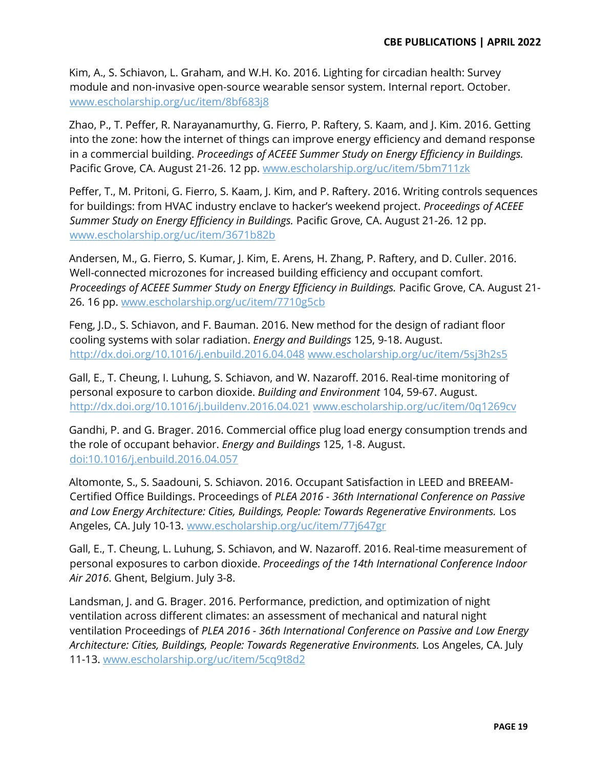Kim, A., S. Schiavon, L. Graham, and W.H. Ko. 2016. Lighting for circadian health: Survey module and non-invasive open-source wearable sensor system. Internal report. October. www.escholarship.org/uc/item/8bf683j8

Zhao, P., T. Peffer, R. Narayanamurthy, G. Fierro, P. Raftery, S. Kaam, and J. Kim. 2016. Getting into the zone: how the internet of things can improve energy efficiency and demand response in a commercial building. *Proceedings of ACEEE Summer Study on Energy Efficiency in Buildings.* Pacific Grove, CA. August 21-26. 12 pp. www.escholarship.org/uc/item/5bm711zk

Peffer, T., M. Pritoni, G. Fierro, S. Kaam, J. Kim, and P. Raftery. 2016. Writing controls sequences for buildings: from HVAC industry enclave to hacker's weekend project. *Proceedings of ACEEE Summer Study on Energy Efficiency in Buildings.* Pacific Grove, CA. August 21-26. 12 pp. www.escholarship.org/uc/item/3671b82b

Andersen, M., G. Fierro, S. Kumar, J. Kim, E. Arens, H. Zhang, P. Raftery, and D. Culler. 2016. Well-connected microzones for increased building efficiency and occupant comfort. *Proceedings of ACEEE Summer Study on Energy Efficiency in Buildings.* Pacific Grove, CA. August 21-26. 16 pp. www.escholarship.org/uc/item/7710g5cb

Feng, J.D., S. Schiavon, and F. Bauman. 2016. New method for the design of radiant floor cooling systems with solar radiation. *Energy and Buildings* 125, 9-18. August. http://dx.doi.org/10.1016/j.enbuild.2016.04.048 www.escholarship.org/uc/item/5sj3h2s5

Gall, E., T. Cheung, I. Luhung, S. Schiavon, and W. Nazaroff. 2016. Real-time monitoring of personal exposure to carbon dioxide. *Building and Environment* 104, 59-67. August. http://dx.doi.org/10.1016/j.buildenv.2016.04.021 www.escholarship.org/uc/item/0q1269cv

Gandhi, P. and G. Brager. 2016. Commercial office plug load energy consumption trends and the role of occupant behavior. *Energy and Buildings* 125, 1-8. August. doi:10.1016/j.enbuild.2016.04.057

Altomonte, S., S. Saadouni, S. Schiavon. 2016. Occupant Satisfaction in LEED and BREEAM-Certified Office Buildings. Proceedings of *PLEA 2016 - 36th International Conference on Passive and Low Energy Architecture: Cities, Buildings, People: Towards Regenerative Environments.* Los Angeles, CA. July 10-13. www.escholarship.org/uc/item/77j647gr

Gall, E., T. Cheung, L. Luhung, S. Schiavon, and W. Nazaroff. 2016. Real-time measurement of personal exposures to carbon dioxide. *Proceedings of the 14th International Conference Indoor Air 2016*. Ghent, Belgium. July 3-8.

Landsman, J. and G. Brager. 2016. Performance, prediction, and optimization of night ventilation across different climates: an assessment of mechanical and natural night ventilation Proceedings of *PLEA 2016 - 36th International Conference on Passive and Low Energy Architecture: Cities, Buildings, People: Towards Regenerative Environments.* Los Angeles, CA. July 11-13. www.escholarship.org/uc/item/5cq9t8d2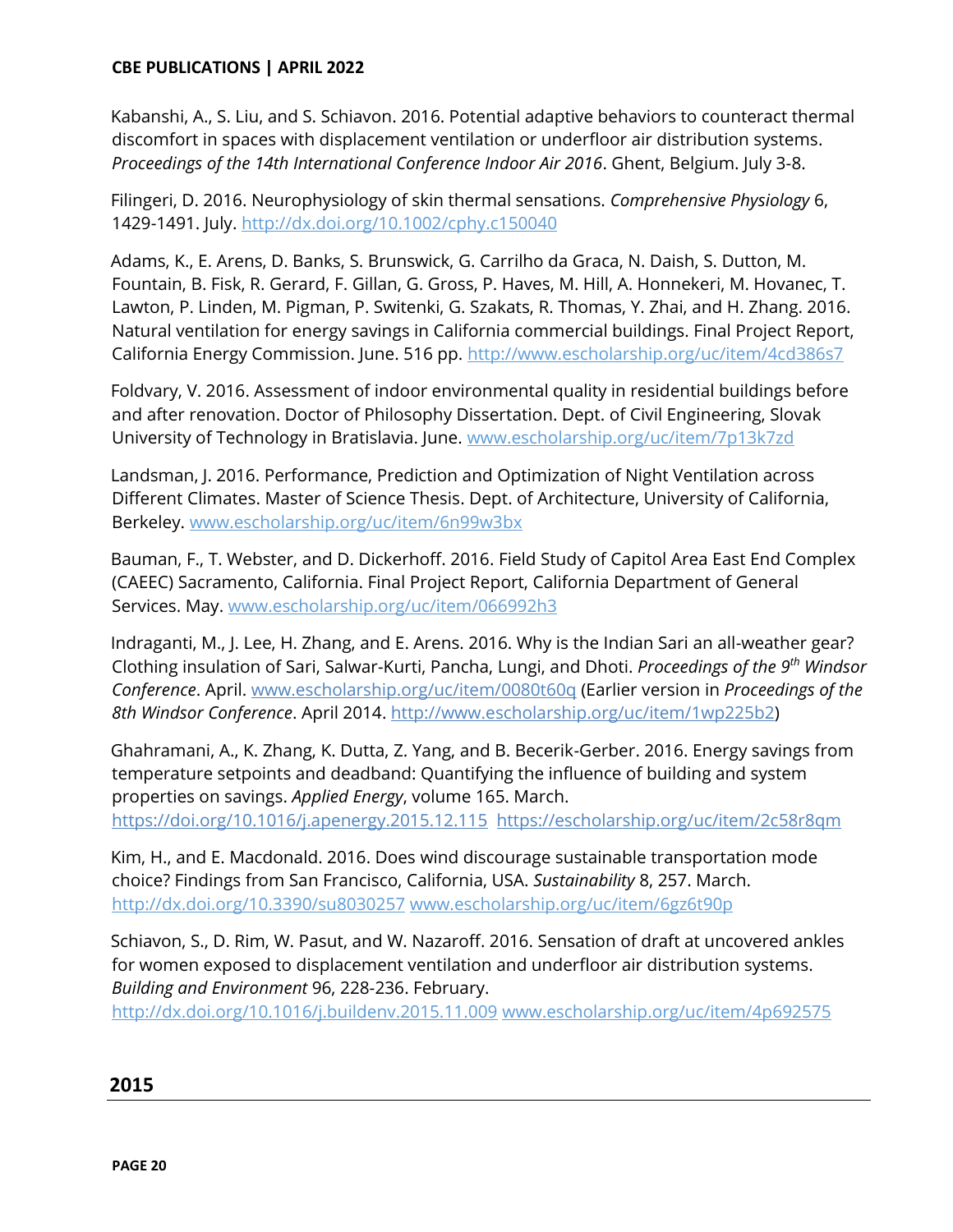Kabanshi, A., S. Liu, and S. Schiavon. 2016. Potential adaptive behaviors to counteract thermal discomfort in spaces with displacement ventilation or underfloor air distribution systems. *Proceedings of the 14th International Conference Indoor Air 2016*. Ghent, Belgium. July 3-8.

Filingeri, D. 2016. Neurophysiology of skin thermal sensations. *Comprehensive Physiology* 6, 1429-1491. July. http://dx.doi.org/10.1002/cphy.c150040

Adams, K., E. Arens, D. Banks, S. Brunswick, G. Carrilho da Graca, N. Daish, S. Dutton, M. Fountain, B. Fisk, R. Gerard, F. Gillan, G. Gross, P. Haves, M. Hill, A. Honnekeri, M. Hovanec, T. Lawton, P. Linden, M. Pigman, P. Switenki, G. Szakats, R. Thomas, Y. Zhai, and H. Zhang. 2016. Natural ventilation for energy savings in California commercial buildings. Final Project Report, California Energy Commission. June. 516 pp. http://www.escholarship.org/uc/item/4cd386s7

Foldvary, V. 2016. Assessment of indoor environmental quality in residential buildings before and after renovation. Doctor of Philosophy Dissertation. Dept. of Civil Engineering, Slovak University of Technology in Bratislavia. June. www.escholarship.org/uc/item/7p13k7zd

Landsman, J. 2016. Performance, Prediction and Optimization of Night Ventilation across Different Climates. Master of Science Thesis. Dept. of Architecture, University of California, Berkeley. www.escholarship.org/uc/item/6n99w3bx

Bauman, F., T. Webster, and D. Dickerhoff. 2016. Field Study of Capitol Area East End Complex (CAEEC) Sacramento, California. Final Project Report, California Department of General Services. May. www.escholarship.org/uc/item/066992h3

Indraganti, M., J. Lee, H. Zhang, and E. Arens. 2016. Why is the Indian Sari an all-weather gear? Clothing insulation of Sari, Salwar-Kurti, Pancha, Lungi, and Dhoti. *Proceedings of the 9th Windsor Conference*. April. www.escholarship.org/uc/item/0080t60q (Earlier version in *Proceedings of the 8th Windsor Conference*. April 2014. http://www.escholarship.org/uc/item/1wp225b2)

Ghahramani, A., K. Zhang, K. Dutta, Z. Yang, and B. Becerik-Gerber. 2016. Energy savings from temperature setpoints and deadband: Quantifying the influence of building and system properties on savings. *Applied Energy*, volume 165. March. https://doi.org/10.1016/j.apenergy.2015.12.115 https://escholarship.org/uc/item/2c58r8qm

Kim, H., and E. Macdonald. 2016. Does wind discourage sustainable transportation mode choice? Findings from San Francisco, California, USA. *Sustainability* 8, 257. March. http://dx.doi.org/10.3390/su8030257 www.escholarship.org/uc/item/6gz6t90p

Schiavon, S., D. Rim, W. Pasut, and W. Nazaroff. 2016. Sensation of draft at uncovered ankles for women exposed to displacement ventilation and underfloor air distribution systems. *Building and Environment* 96, 228-236. February. http://dx.doi.org/10.1016/j.buildenv.2015.11.009 www.escholarship.org/uc/item/4p692575

## 2015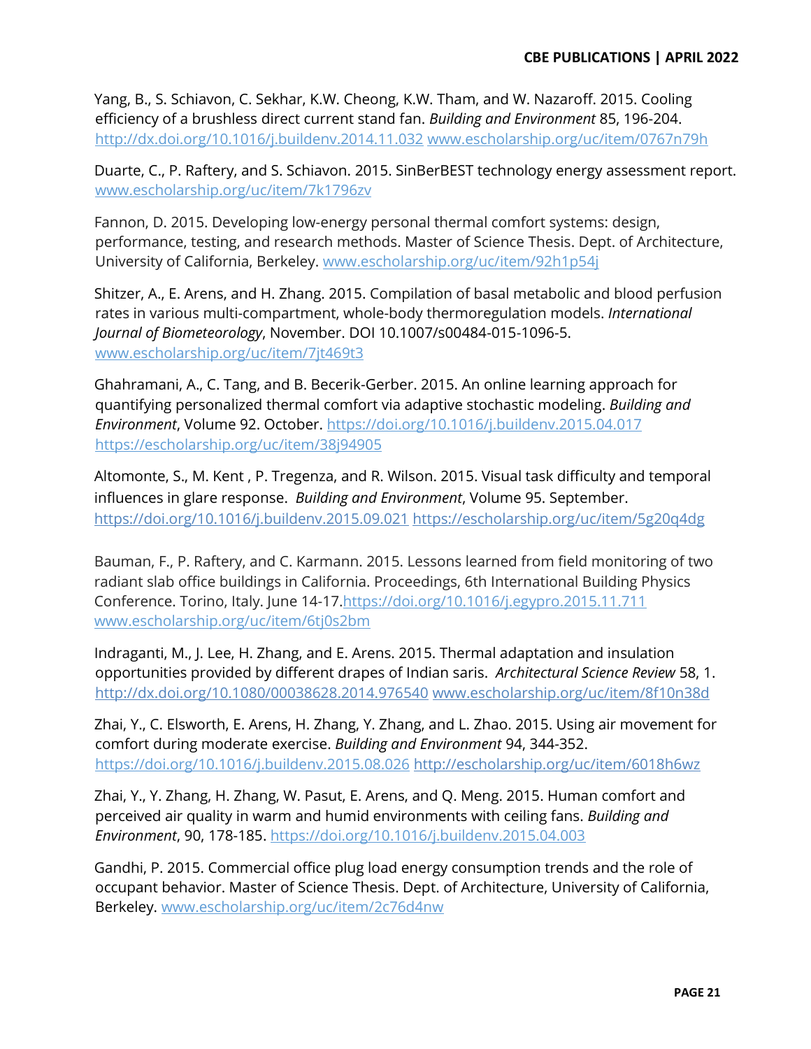Yang, B., S. Schiavon, C. Sekhar, K.W. Cheong, K.W. Tham, and W. Nazaroff. 2015. Cooling efficiency of a brushless direct current stand fan. *Building and Environment* 85, 196-204. http://dx.doi.org/10.1016/j.buildenv.2014.11.032 www.escholarship.org/uc/item/0767n79h

Duarte, C., P. Raftery, and S. Schiavon. 2015. SinBerBEST technology energy assessment report. www.escholarship.org/uc/item/7k1796zv

Fannon, D. 2015. Developing low-energy personal thermal comfort systems: design, performance, testing, and research methods. Master of Science Thesis. Dept. of Architecture, University of California, Berkeley. www.escholarship.org/uc/item/92h1p54j

Shitzer, A., E. Arens, and H. Zhang. 2015. Compilation of basal metabolic and blood perfusion rates in various multi-compartment, whole-body thermoregulation models. *International Journal of Biometeorology*, November. DOI 10.1007/s00484-015-1096-5. www.escholarship.org/uc/item/7jt469t3

Ghahramani, A., C. Tang, and B. Becerik-Gerber. 2015. An online learning approach for quantifying personalized thermal comfort via adaptive stochastic modeling. *Building and Environment*, Volume 92. October. https://doi.org/10.1016/j.buildenv.2015.04.017 https://escholarship.org/uc/item/38j94905

Altomonte, S., M. Kent , P. Tregenza, and R. Wilson. 2015. Visual task difficulty and temporal influences in glare response. *Building and Environment*, Volume 95. September. https://doi.org/10.1016/j.buildenv.2015.09.021 https://escholarship.org/uc/item/5g20q4dg

Bauman, F., P. Raftery, and C. Karmann. 2015. Lessons learned from field monitoring of two radiant slab office buildings in California. Proceedings, 6th International Building Physics Conference. Torino, Italy. June 14-17.https://doi.org/10.1016/j.egypro.2015.11.711 www.escholarship.org/uc/item/6tj0s2bm

Indraganti, M., J. Lee, H. Zhang, and E. Arens. 2015. Thermal adaptation and insulation opportunities provided by different drapes of Indian saris. *Architectural Science Review* 58, 1. http://dx.doi.org/10.1080/00038628.2014.976540 www.escholarship.org/uc/item/8f10n38d

Zhai, Y., C. Elsworth, E. Arens, H. Zhang, Y. Zhang, and L. Zhao. 2015. Using air movement for comfort during moderate exercise. *Building and Environment* 94, 344-352. https://doi.org/10.1016/j.buildenv.2015.08.026 http://escholarship.org/uc/item/6018h6wz

Zhai, Y., Y. Zhang, H. Zhang, W. Pasut, E. Arens, and Q. Meng. 2015. Human comfort and perceived air quality in warm and humid environments with ceiling fans. *Building and Environment*, 90, 178-185. https://doi.org/10.1016/j.buildenv.2015.04.003

Gandhi, P. 2015. Commercial office plug load energy consumption trends and the role of occupant behavior. Master of Science Thesis. Dept. of Architecture, University of California, Berkeley. www.escholarship.org/uc/item/2c76d4nw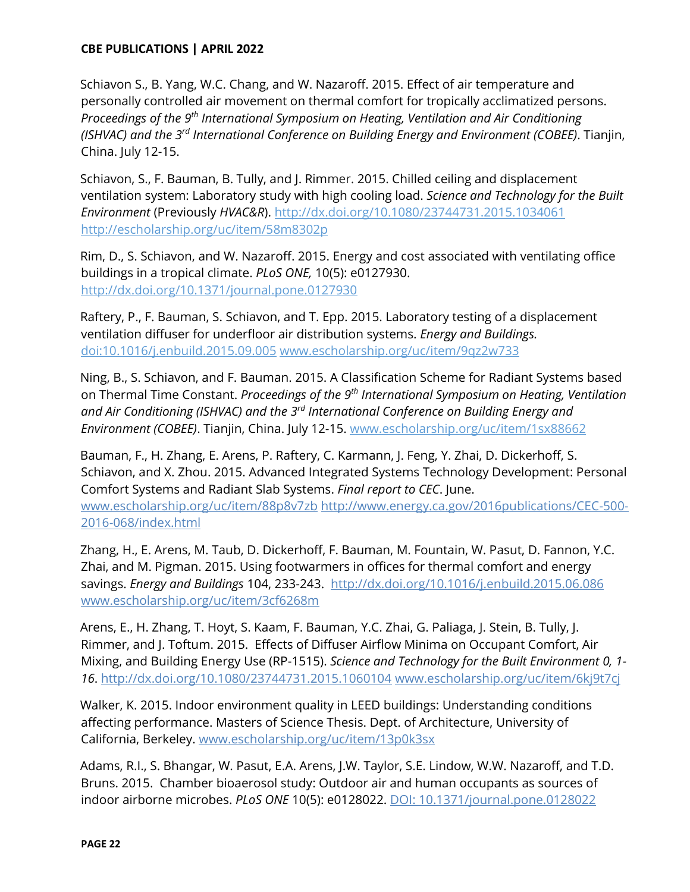Schiavon S., B. Yang, W.C. Chang, and W. Nazaroff. 2015. Effect of air temperature and personally controlled air movement on thermal comfort for tropically acclimatized persons. *Proceedings of the 9th International Symposium on Heating, Ventilation and Air Conditioning (ISHVAC) and the 3rd International Conference on Building Energy and Environment (COBEE)*. Tianjin, China. July 12-15.

Schiavon, S., F. Bauman, B. Tully, and J. Rimmer. 2015. Chilled ceiling and displacement ventilation system: Laboratory study with high cooling load. *Science and Technology for the Built Environment* (Previously *HVAC&R*). http://dx.doi.org/10.1080/23744731.2015.1034061 http://escholarship.org/uc/item/58m8302p

Rim, D., S. Schiavon, and W. Nazaroff. 2015. Energy and cost associated with ventilating office buildings in a tropical climate. *PLoS ONE,* 10(5): e0127930. http://dx.doi.org/10.1371/journal.pone.0127930

Raftery, P., F. Bauman, S. Schiavon, and T. Epp. 2015. Laboratory testing of a displacement ventilation diffuser for underfloor air distribution systems. *Energy and Buildings.* doi:10.1016/j.enbuild.2015.09.005 www.escholarship.org/uc/item/9qz2w733

Ning, B., S. Schiavon, and F. Bauman. 2015. A Classification Scheme for Radiant Systems based on Thermal Time Constant. *Proceedings of the 9th International Symposium on Heating, Ventilation and Air Conditioning (ISHVAC) and the 3rd International Conference on Building Energy and Environment (COBEE)*. Tianjin, China. July 12-15. www.escholarship.org/uc/item/1sx88662

Bauman, F., H. Zhang, E. Arens, P. Raftery, C. Karmann, J. Feng, Y. Zhai, D. Dickerhoff, S. Schiavon, and X. Zhou. 2015. Advanced Integrated Systems Technology Development: Personal Comfort Systems and Radiant Slab Systems. *Final report to CEC*. June. www.escholarship.org/uc/item/88p8v7zb http://www.energy.ca.gov/2016publications/CEC-500-2016-068/index.html

Zhang, H., E. Arens, M. Taub, D. Dickerhoff, F. Bauman, M. Fountain, W. Pasut, D. Fannon, Y.C. Zhai, and M. Pigman. 2015. Using footwarmers in offices for thermal comfort and energy savings. *Energy and Buildings* 104, 233-243. http://dx.doi.org/10.1016/j.enbuild.2015.06.086 www.escholarship.org/uc/item/3cf6268m

Arens, E., H. Zhang, T. Hoyt, S. Kaam, F. Bauman, Y.C. Zhai, G. Paliaga, J. Stein, B. Tully, J. Rimmer, and J. Toftum. 2015. Effects of Diffuser Airflow Minima on Occupant Comfort, Air Mixing, and Building Energy Use (RP-1515). *Science and Technology for the Built Environment 0, 1-16*. http://dx.doi.org/10.1080/23744731.2015.1060104 www.escholarship.org/uc/item/6kj9t7cj

Walker, K. 2015. Indoor environment quality in LEED buildings: Understanding conditions affecting performance. Masters of Science Thesis. Dept. of Architecture, University of California, Berkeley. www.escholarship.org/uc/item/13p0k3sx

Adams, R.I., S. Bhangar, W. Pasut, E.A. Arens, J.W. Taylor, S.E. Lindow, W.W. Nazaroff, and T.D. Bruns. 2015. Chamber bioaerosol study: Outdoor air and human occupants as sources of indoor airborne microbes. *PLoS ONE* 10(5): e0128022. DOI: 10.1371/journal.pone.0128022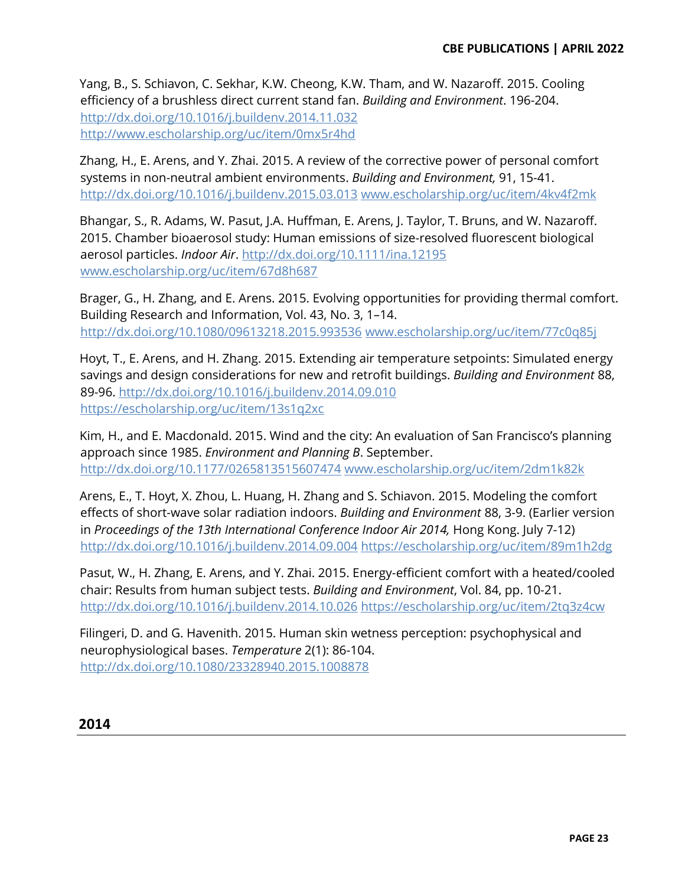Yang, B., S. Schiavon, C. Sekhar, K.W. Cheong, K.W. Tham, and W. Nazaroff. 2015. Cooling efficiency of a brushless direct current stand fan. *Building and Environment*. 196-204. http://dx.doi.org/10.1016/j.buildenv.2014.11.032 http://www.escholarship.org/uc/item/0mx5r4hd

Zhang, H., E. Arens, and Y. Zhai. 2015. A review of the corrective power of personal comfort systems in non-neutral ambient environments. *Building and Environment,* 91, 15-41. http://dx.doi.org/10.1016/j.buildenv.2015.03.013 www.escholarship.org/uc/item/4kv4f2mk

Bhangar, S., R. Adams, W. Pasut, J.A. Huffman, E. Arens, J. Taylor, T. Bruns, and W. Nazaroff. 2015. Chamber bioaerosol study: Human emissions of size-resolved fluorescent biological aerosol particles. *Indoor Air*. http://dx.doi.org/10.1111/ina.12195 www.escholarship.org/uc/item/67d8h687

Brager, G., H. Zhang, and E. Arens. 2015. Evolving opportunities for providing thermal comfort. Building Research and Information, Vol. 43, No. 3, 1–14. http://dx.doi.org/10.1080/09613218.2015.993536 www.escholarship.org/uc/item/77c0q85j

Hoyt, T., E. Arens, and H. Zhang. 2015. Extending air temperature setpoints: Simulated energy savings and design considerations for new and retrofit buildings. *Building and Environment* 88, 89-96. http://dx.doi.org/10.1016/j.buildenv.2014.09.010 https://escholarship.org/uc/item/13s1q2xc

Kim, H., and E. Macdonald. 2015. Wind and the city: An evaluation of San Francisco's planning approach since 1985. *Environment and Planning B*. September. http://dx.doi.org/10.1177/0265813515607474 www.escholarship.org/uc/item/2dm1k82k

Arens, E., T. Hoyt, X. Zhou, L. Huang, H. Zhang and S. Schiavon. 2015. Modeling the comfort effects of short-wave solar radiation indoors. *Building and Environment* 88, 3-9. (Earlier version in *Proceedings of the 13th International Conference Indoor Air 2014,* Hong Kong. July 7-12) http://dx.doi.org/10.1016/j.buildenv.2014.09.004 https://escholarship.org/uc/item/89m1h2dg

Pasut, W., H. Zhang, E. Arens, and Y. Zhai. 2015. Energy-efficient comfort with a heated/cooled chair: Results from human subject tests. *Building and Environment*, Vol. 84, pp. 10-21. http://dx.doi.org/10.1016/j.buildenv.2014.10.026 https://escholarship.org/uc/item/2tq3z4cw

Filingeri, D. and G. Havenith. 2015. Human skin wetness perception: psychophysical and neurophysiological bases. *Temperature* 2(1): 86-104. http://dx.doi.org/10.1080/23328940.2015.1008878

## 2014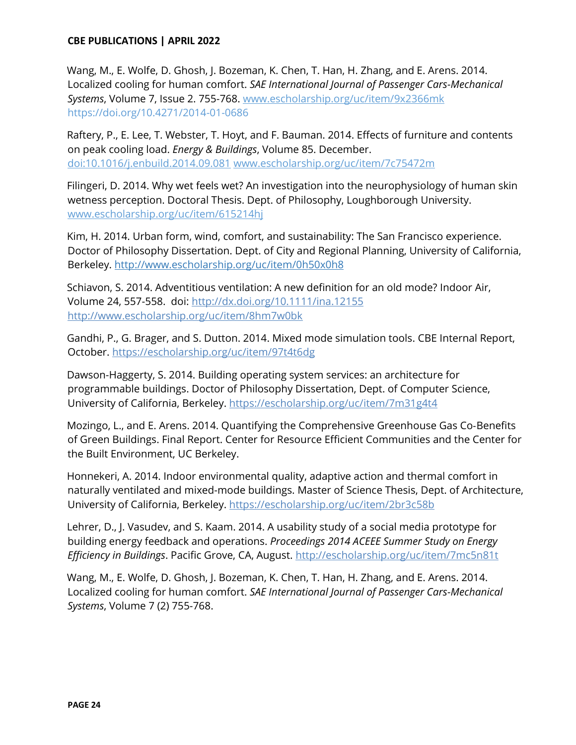Wang, M., E. Wolfe, D. Ghosh, J. Bozeman, K. Chen, T. Han, H. Zhang, and E. Arens. 2014. Localized cooling for human comfort. *SAE International Journal of Passenger Cars-Mechanical Systems*, Volume 7, Issue 2. 755-768. www.escholarship.org/uc/item/9x2366mk https://doi.org/10.4271/2014-01-0686

Raftery, P., E. Lee, T. Webster, T. Hoyt, and F. Bauman. 2014. Effects of furniture and contents on peak cooling load. *Energy & Buildings*, Volume 85. December. doi:10.1016/j.enbuild.2014.09.081 www.escholarship.org/uc/item/7c75472m

Filingeri, D. 2014. Why wet feels wet? An investigation into the neurophysiology of human skin wetness perception. Doctoral Thesis. Dept. of Philosophy, Loughborough University. www.escholarship.org/uc/item/615214hj

Kim, H. 2014. Urban form, wind, comfort, and sustainability: The San Francisco experience. Doctor of Philosophy Dissertation. Dept. of City and Regional Planning, University of California, Berkeley. http://www.escholarship.org/uc/item/0h50x0h8

Schiavon, S. 2014. Adventitious ventilation: A new definition for an old mode? Indoor Air, Volume 24, 557-558. doi: http://dx.doi.org/10.1111/ina.12155 http://www.escholarship.org/uc/item/8hm7w0bk

Gandhi, P., G. Brager, and S. Dutton. 2014. Mixed mode simulation tools. CBE Internal Report, October. https://escholarship.org/uc/item/97t4t6dg

Dawson-Haggerty, S. 2014. Building operating system services: an architecture for programmable buildings. Doctor of Philosophy Dissertation, Dept. of Computer Science, University of California, Berkeley. https://escholarship.org/uc/item/7m31g4t4

Mozingo, L., and E. Arens. 2014. Quantifying the Comprehensive Greenhouse Gas Co-Benefits of Green Buildings. Final Report. Center for Resource Efficient Communities and the Center for the Built Environment, UC Berkeley.

Honnekeri, A. 2014. Indoor environmental quality, adaptive action and thermal comfort in naturally ventilated and mixed-mode buildings. Master of Science Thesis, Dept. of Architecture, University of California, Berkeley. https://escholarship.org/uc/item/2br3c58b

Lehrer, D., J. Vasudev, and S. Kaam. 2014. A usability study of a social media prototype for building energy feedback and operations. *Proceedings 2014 ACEEE Summer Study on Energy Efficiency in Buildings*. Pacific Grove, CA, August. http://escholarship.org/uc/item/7mc5n81t

Wang, M., E. Wolfe, D. Ghosh, J. Bozeman, K. Chen, T. Han, H. Zhang, and E. Arens. 2014. Localized cooling for human comfort. *SAE International Journal of Passenger Cars-Mechanical Systems*, Volume 7 (2) 755-768.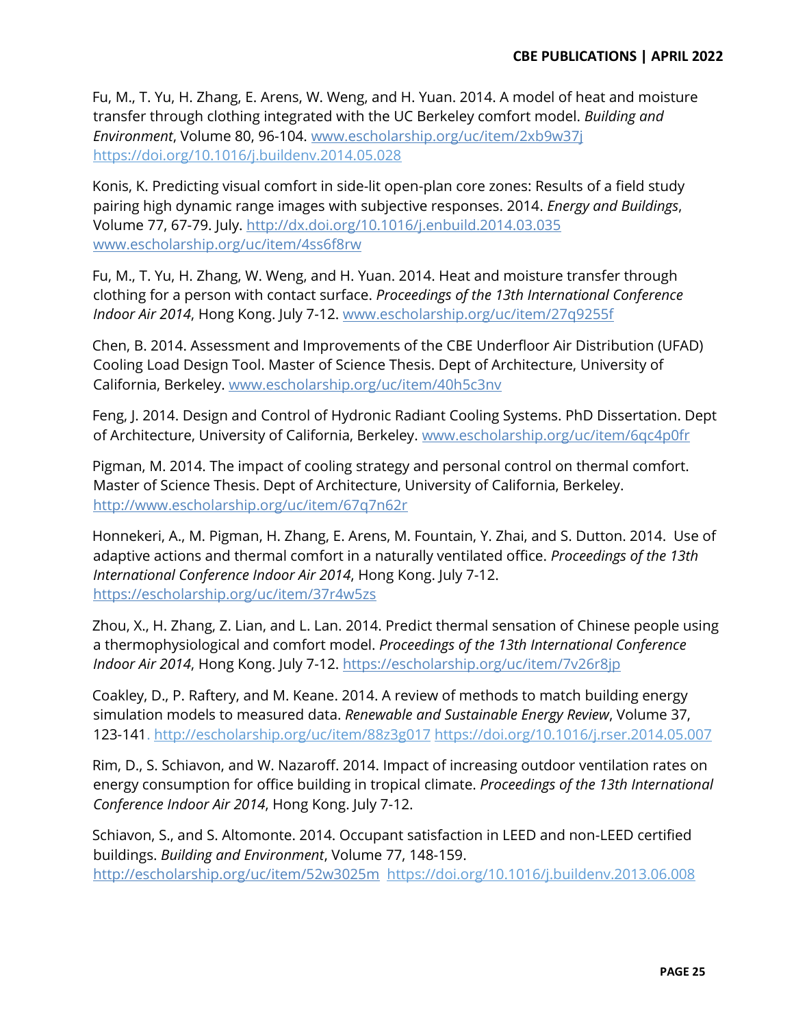Fu, M., T. Yu, H. Zhang, E. Arens, W. Weng, and H. Yuan. 2014. A model of heat and moisture transfer through clothing integrated with the UC Berkeley comfort model. *Building and Environment*, Volume 80, 96-104. www.escholarship.org/uc/item/2xb9w37j https://doi.org/10.1016/j.buildenv.2014.05.028

Konis, K. Predicting visual comfort in side-lit open-plan core zones: Results of a field study pairing high dynamic range images with subjective responses. 2014. *Energy and Buildings*, Volume 77, 67-79. July. http://dx.doi.org/10.1016/j.enbuild.2014.03.035 www.escholarship.org/uc/item/4ss6f8rw

Fu, M., T. Yu, H. Zhang, W. Weng, and H. Yuan. 2014. Heat and moisture transfer through clothing for a person with contact surface. *Proceedings of the 13th International Conference Indoor Air 2014*, Hong Kong. July 7-12. www.escholarship.org/uc/item/27q9255f

Chen, B. 2014. Assessment and Improvements of the CBE Underfloor Air Distribution (UFAD) Cooling Load Design Tool. Master of Science Thesis. Dept of Architecture, University of California, Berkeley. www.escholarship.org/uc/item/40h5c3nv

Feng, J. 2014. Design and Control of Hydronic Radiant Cooling Systems. PhD Dissertation. Dept of Architecture, University of California, Berkeley. www.escholarship.org/uc/item/6qc4p0fr

Pigman, M. 2014. The impact of cooling strategy and personal control on thermal comfort. Master of Science Thesis. Dept of Architecture, University of California, Berkeley. http://www.escholarship.org/uc/item/67q7n62r

Honnekeri, A., M. Pigman, H. Zhang, E. Arens, M. Fountain, Y. Zhai, and S. Dutton. 2014. Use of adaptive actions and thermal comfort in a naturally ventilated office. *Proceedings of the 13th International Conference Indoor Air 2014*, Hong Kong. July 7-12. https://escholarship.org/uc/item/37r4w5zs

Zhou, X., H. Zhang, Z. Lian, and L. Lan. 2014. Predict thermal sensation of Chinese people using a thermophysiological and comfort model. *Proceedings of the 13th International Conference Indoor Air 2014*, Hong Kong. July 7-12. https://escholarship.org/uc/item/7v26r8jp

Coakley, D., P. Raftery, and M. Keane. 2014. A review of methods to match building energy simulation models to measured data. *Renewable and Sustainable Energy Review*, Volume 37, 123-141. http://escholarship.org/uc/item/88z3g017 https://doi.org/10.1016/j.rser.2014.05.007

Rim, D., S. Schiavon, and W. Nazaroff. 2014. Impact of increasing outdoor ventilation rates on energy consumption for office building in tropical climate. *Proceedings of the 13th International Conference Indoor Air 2014*, Hong Kong. July 7-12.

Schiavon, S., and S. Altomonte. 2014. Occupant satisfaction in LEED and non-LEED certified buildings. *Building and Environment*, Volume 77, 148-159. http://escholarship.org/uc/item/52w3025m https://doi.org/10.1016/j.buildenv.2013.06.008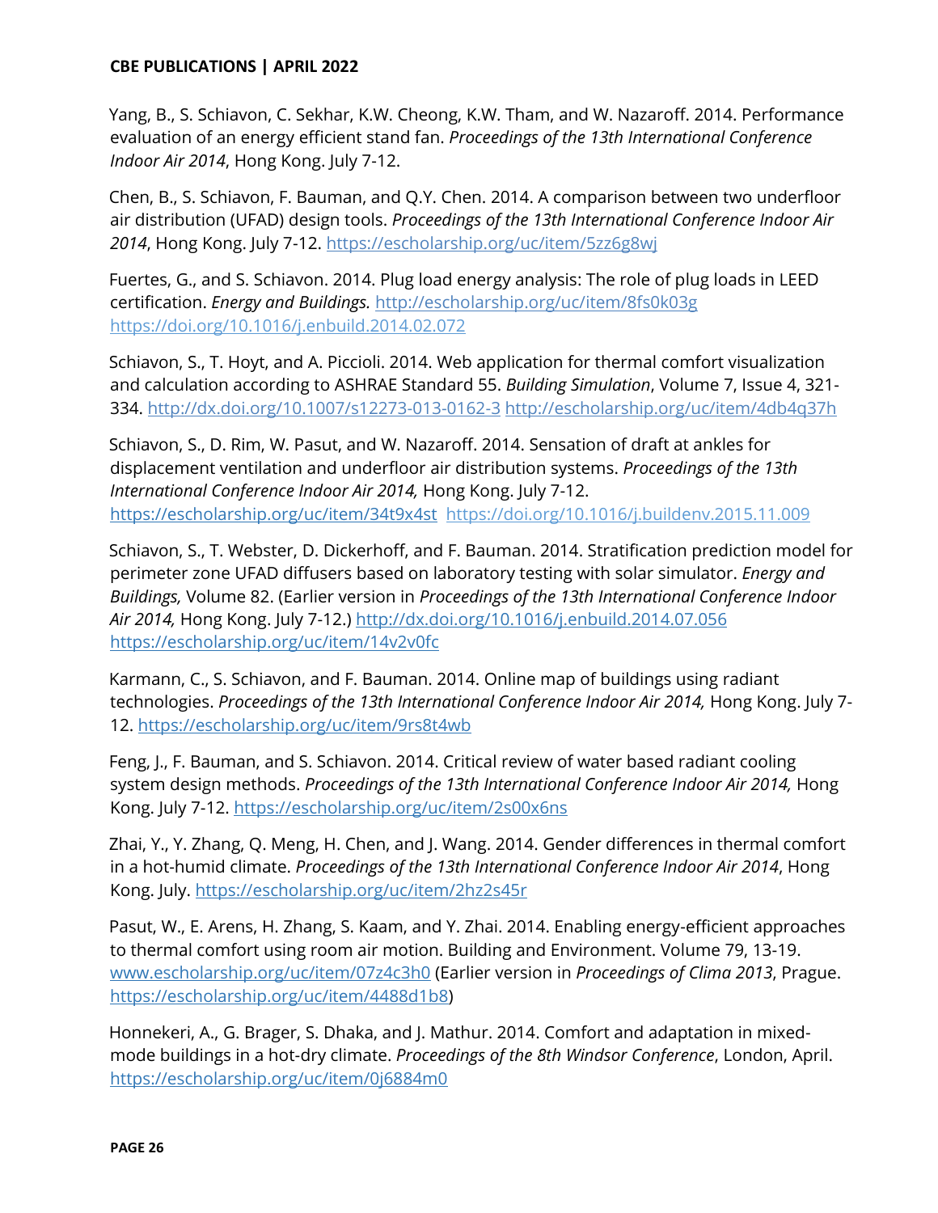Yang, B., S. Schiavon, C. Sekhar, K.W. Cheong, K.W. Tham, and W. Nazaroff. 2014. Performance evaluation of an energy efficient stand fan. *Proceedings of the 13th International Conference Indoor Air 2014*, Hong Kong. July 7-12.

Chen, B., S. Schiavon, F. Bauman, and Q.Y. Chen. 2014. A comparison between two underfloor air distribution (UFAD) design tools. *Proceedings of the 13th International Conference Indoor Air 2014*, Hong Kong. July 7-12. https://escholarship.org/uc/item/5zz6g8wj

Fuertes, G., and S. Schiavon. 2014. Plug load energy analysis: The role of plug loads in LEED certification. *Energy and Buildings.* http://escholarship.org/uc/item/8fs0k03g https://doi.org/10.1016/j.enbuild.2014.02.072

Schiavon, S., T. Hoyt, and A. Piccioli. 2014. Web application for thermal comfort visualization and calculation according to ASHRAE Standard 55. *Building Simulation*, Volume 7, Issue 4, 321-334. http://dx.doi.org/10.1007/s12273-013-0162-3 http://escholarship.org/uc/item/4db4q37h

Schiavon, S., D. Rim, W. Pasut, and W. Nazaroff. 2014. Sensation of draft at ankles for displacement ventilation and underfloor air distribution systems. *Proceedings of the 13th International Conference Indoor Air 2014,* Hong Kong. July 7-12. https://escholarship.org/uc/item/34t9x4st https://doi.org/10.1016/j.buildenv.2015.11.009

Schiavon, S., T. Webster, D. Dickerhoff, and F. Bauman. 2014. Stratification prediction model for perimeter zone UFAD diffusers based on laboratory testing with solar simulator. *Energy and Buildings,* Volume 82. (Earlier version in *Proceedings of the 13th International Conference Indoor Air 2014,* Hong Kong. July 7-12.) http://dx.doi.org/10.1016/j.enbuild.2014.07.056 https://escholarship.org/uc/item/14v2v0fc

Karmann, C., S. Schiavon, and F. Bauman. 2014. Online map of buildings using radiant technologies. *Proceedings of the 13th International Conference Indoor Air 2014,* Hong Kong. July 7-12. https://escholarship.org/uc/item/9rs8t4wb

Feng, J., F. Bauman, and S. Schiavon. 2014. Critical review of water based radiant cooling system design methods. *Proceedings of the 13th International Conference Indoor Air 2014,* Hong Kong. July 7-12. https://escholarship.org/uc/item/2s00x6ns

Zhai, Y., Y. Zhang, Q. Meng, H. Chen, and J. Wang. 2014. Gender differences in thermal comfort in a hot-humid climate. *Proceedings of the 13th International Conference Indoor Air 2014*, Hong Kong. July. https://escholarship.org/uc/item/2hz2s45r

Pasut, W., E. Arens, H. Zhang, S. Kaam, and Y. Zhai. 2014. Enabling energy-efficient approaches to thermal comfort using room air motion. Building and Environment. Volume 79, 13-19. www.escholarship.org/uc/item/07z4c3h0 (Earlier version in *Proceedings of Clima 2013*, Prague. https://escholarship.org/uc/item/4488d1b8)

Honnekeri, A., G. Brager, S. Dhaka, and J. Mathur. 2014. Comfort and adaptation in mixed-mode buildings in a hot-dry climate. *Proceedings of the 8th Windsor Conference*, London, April. https://escholarship.org/uc/item/0j6884m0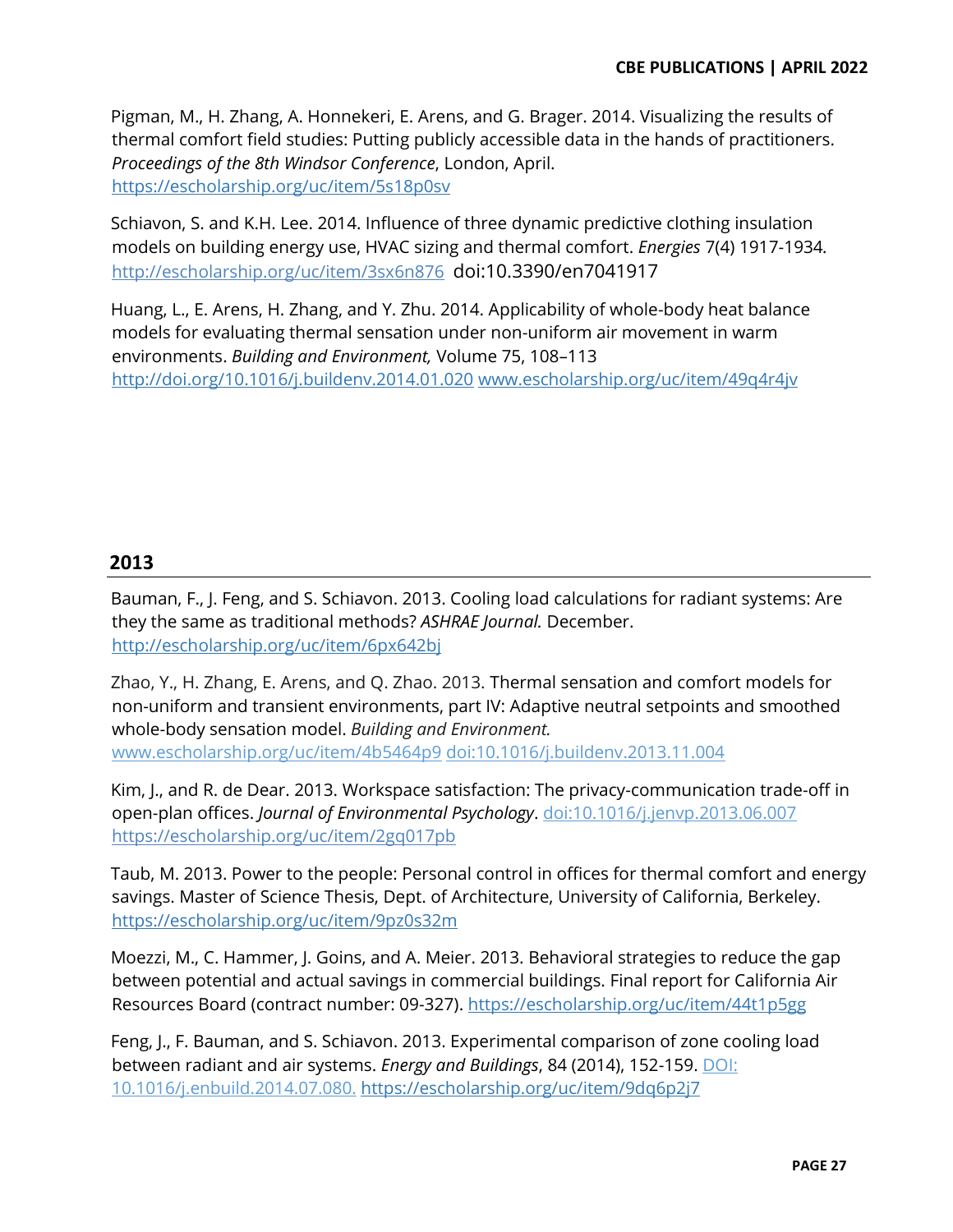Pigman, M., H. Zhang, A. Honnekeri, E. Arens, and G. Brager. 2014. Visualizing the results of thermal comfort field studies: Putting publicly accessible data in the hands of practitioners. *Proceedings of the 8th Windsor Conference*, London, April. https://escholarship.org/uc/item/5s18p0sv

Schiavon, S. and K.H. Lee. 2014. Influence of three dynamic predictive clothing insulation models on building energy use, HVAC sizing and thermal comfort. *Energies* 7(4) 1917-1934. http://escholarship.org/uc/item/3sx6n876 doi:10.3390/en7041917

Huang, L., E. Arens, H. Zhang, and Y. Zhu. 2014. Applicability of whole-body heat balance models for evaluating thermal sensation under non-uniform air movement in warm environments. *Building and Environment,* Volume 75, 108–113 http://doi.org/10.1016/j.buildenv.2014.01.020 www.escholarship.org/uc/item/49q4r4jv

## 2013

Bauman, F., J. Feng, and S. Schiavon. 2013. Cooling load calculations for radiant systems: Are they the same as traditional methods? *ASHRAE Journal.* December. http://escholarship.org/uc/item/6px642bj

Zhao, Y., H. Zhang, E. Arens, and Q. Zhao. 2013. Thermal sensation and comfort models for non-uniform and transient environments, part IV: Adaptive neutral setpoints and smoothed whole-body sensation model. *Building and Environment.* www.escholarship.org/uc/item/4b5464p9 doi:10.1016/j.buildenv.2013.11.004

Kim, J., and R. de Dear. 2013. Workspace satisfaction: The privacy-communication trade-off in open-plan offices. *Journal of Environmental Psychology*. doi:10.1016/j.jenvp.2013.06.007 https://escholarship.org/uc/item/2gq017pb

Taub, M. 2013. Power to the people: Personal control in offices for thermal comfort and energy savings. Master of Science Thesis, Dept. of Architecture, University of California, Berkeley. https://escholarship.org/uc/item/9pz0s32m

Moezzi, M., C. Hammer, J. Goins, and A. Meier. 2013. Behavioral strategies to reduce the gap between potential and actual savings in commercial buildings. Final report for California Air Resources Board (contract number: 09-327). https://escholarship.org/uc/item/44t1p5gg

Feng, J., F. Bauman, and S. Schiavon. 2013. Experimental comparison of zone cooling load between radiant and air systems. *Energy and Buildings*, 84 (2014), 152-159. DOI: 10.1016/j.enbuild.2014.07.080. https://escholarship.org/uc/item/9dq6p2j7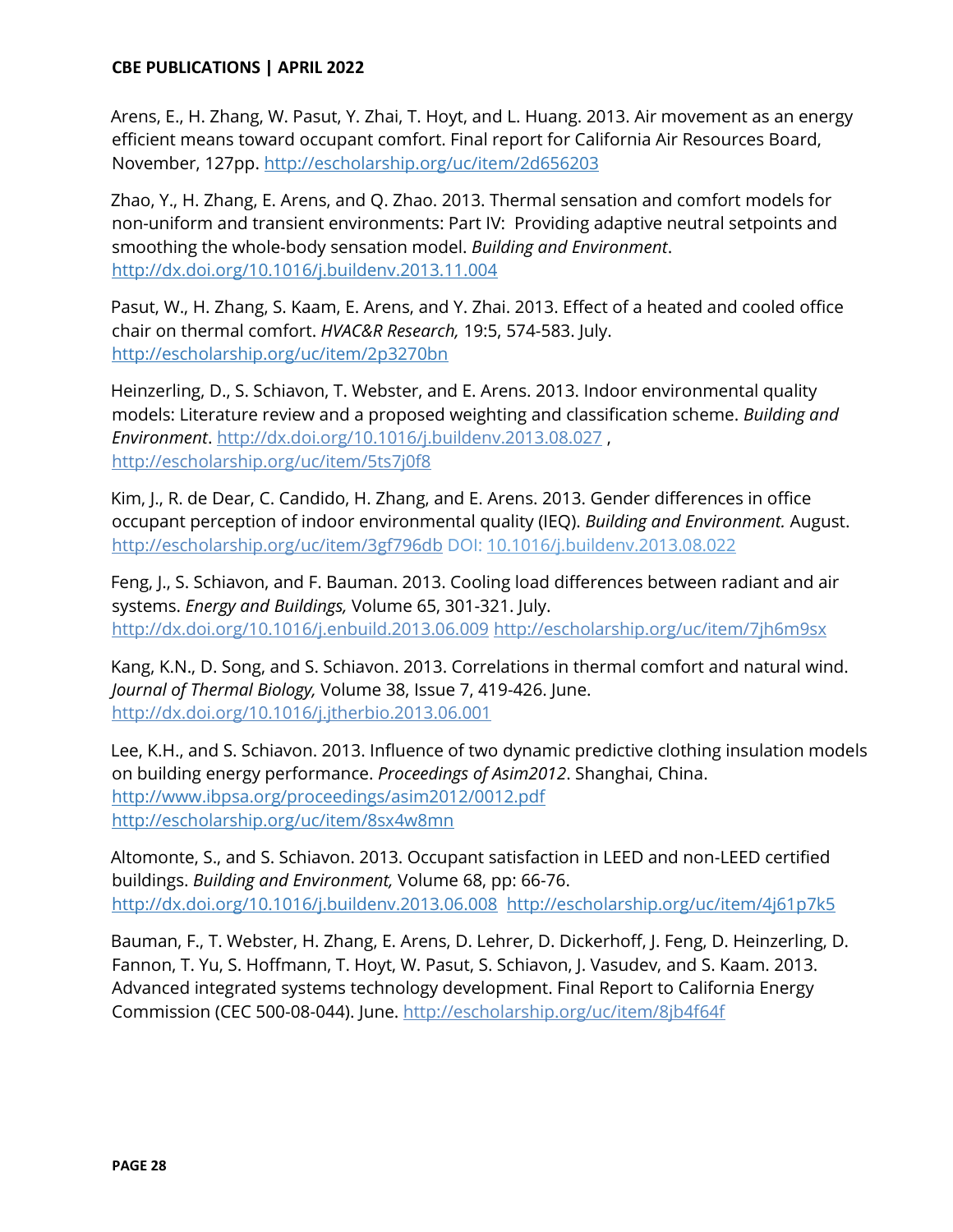Arens, E., H. Zhang, W. Pasut, Y. Zhai, T. Hoyt, and L. Huang. 2013. Air movement as an energy efficient means toward occupant comfort. Final report for California Air Resources Board, November, 127pp. http://escholarship.org/uc/item/2d656203

Zhao, Y., H. Zhang, E. Arens, and Q. Zhao. 2013. Thermal sensation and comfort models for non-uniform and transient environments: Part IV: Providing adaptive neutral setpoints and smoothing the whole-body sensation model. *Building and Environment*. http://dx.doi.org/10.1016/j.buildenv.2013.11.004

Pasut, W., H. Zhang, S. Kaam, E. Arens, and Y. Zhai. 2013. Effect of a heated and cooled office chair on thermal comfort. *HVAC&R Research,* 19:5, 574-583. July. http://escholarship.org/uc/item/2p3270bn

Heinzerling, D., S. Schiavon, T. Webster, and E. Arens. 2013. Indoor environmental quality models: Literature review and a proposed weighting and classification scheme. *Building and Environment*. http://dx.doi.org/10.1016/j.buildenv.2013.08.027 , http://escholarship.org/uc/item/5ts7j0f8

Kim, J., R. de Dear, C. Candido, H. Zhang, and E. Arens. 2013. Gender differences in office occupant perception of indoor environmental quality (IEQ). *Building and Environment.* August. http://escholarship.org/uc/item/3gf796db DOI: 10.1016/j.buildenv.2013.08.022

Feng, J., S. Schiavon, and F. Bauman. 2013. Cooling load differences between radiant and air systems. *Energy and Buildings,* Volume 65, 301-321. July. http://dx.doi.org/10.1016/j.enbuild.2013.06.009 http://escholarship.org/uc/item/7jh6m9sx

Kang, K.N., D. Song, and S. Schiavon. 2013. Correlations in thermal comfort and natural wind. *Journal of Thermal Biology,* Volume 38, Issue 7, 419-426. June. http://dx.doi.org/10.1016/j.jtherbio.2013.06.001

Lee, K.H., and S. Schiavon. 2013. Influence of two dynamic predictive clothing insulation models on building energy performance. *Proceedings of Asim2012*. Shanghai, China. http://www.ibpsa.org/proceedings/asim2012/0012.pdf http://escholarship.org/uc/item/8sx4w8mn

Altomonte, S., and S. Schiavon. 2013. Occupant satisfaction in LEED and non-LEED certified buildings. *Building and Environment,* Volume 68, pp: 66-76. http://dx.doi.org/10.1016/j.buildenv.2013.06.008 http://escholarship.org/uc/item/4j61p7k5

Bauman, F., T. Webster, H. Zhang, E. Arens, D. Lehrer, D. Dickerhoff, J. Feng, D. Heinzerling, D. Fannon, T. Yu, S. Hoffmann, T. Hoyt, W. Pasut, S. Schiavon, J. Vasudev, and S. Kaam. 2013. Advanced integrated systems technology development. Final Report to California Energy Commission (CEC 500-08-044). June. http://escholarship.org/uc/item/8jb4f64f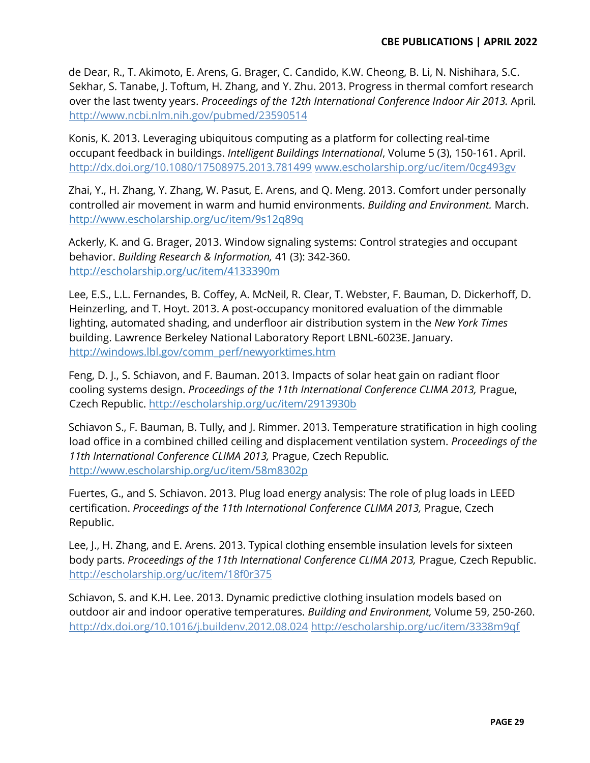de Dear, R., T. Akimoto, E. Arens, G. Brager, C. Candido, K.W. Cheong, B. Li, N. Nishihara, S.C. Sekhar, S. Tanabe, J. Toftum, H. Zhang, and Y. Zhu. 2013. Progress in thermal comfort research over the last twenty years. *Proceedings of the 12th International Conference Indoor Air 2013.* April*.* http://www.ncbi.nlm.nih.gov/pubmed/23590514

Konis, K. 2013. Leveraging ubiquitous computing as a platform for collecting real-time occupant feedback in buildings. *Intelligent Buildings International*, Volume 5 (3), 150-161. April. http://dx.doi.org/10.1080/17508975.2013.781499 www.escholarship.org/uc/item/0cg493gv

Zhai, Y., H. Zhang, Y. Zhang, W. Pasut, E. Arens, and Q. Meng. 2013. Comfort under personally controlled air movement in warm and humid environments. *Building and Environment.* March. http://www.escholarship.org/uc/item/9s12q89q

Ackerly, K. and G. Brager, 2013. Window signaling systems: Control strategies and occupant behavior. *Building Research & Information,* 41 (3): 342-360. http://escholarship.org/uc/item/4133390m

Lee, E.S., L.L. Fernandes, B. Coffey, A. McNeil, R. Clear, T. Webster, F. Bauman, D. Dickerhoff, D. Heinzerling, and T. Hoyt. 2013. A post-occupancy monitored evaluation of the dimmable lighting, automated shading, and underfloor air distribution system in the *New York Times* building. Lawrence Berkeley National Laboratory Report LBNL-6023E. January. http://windows.lbl.gov/comm_perf/newyorktimes.htm

Feng, D. J., S. Schiavon, and F. Bauman. 2013. Impacts of solar heat gain on radiant floor cooling systems design. *Proceedings of the 11th International Conference CLIMA 2013,* Prague, Czech Republic. http://escholarship.org/uc/item/2913930b

Schiavon S., F. Bauman, B. Tully, and J. Rimmer. 2013. Temperature stratification in high cooling load office in a combined chilled ceiling and displacement ventilation system. *Proceedings of the 11th International Conference CLIMA 2013,* Prague, Czech Republic*.* http://www.escholarship.org/uc/item/58m8302p

Fuertes, G., and S. Schiavon. 2013. Plug load energy analysis: The role of plug loads in LEED certification. *Proceedings of the 11th International Conference CLIMA 2013,* Prague, Czech Republic.

Lee, J., H. Zhang, and E. Arens. 2013. Typical clothing ensemble insulation levels for sixteen body parts. *Proceedings of the 11th International Conference CLIMA 2013,* Prague, Czech Republic. http://escholarship.org/uc/item/18f0r375

Schiavon, S. and K.H. Lee. 2013. Dynamic predictive clothing insulation models based on outdoor air and indoor operative temperatures. *Building and Environment,* Volume 59, 250-260. http://dx.doi.org/10.1016/j.buildenv.2012.08.024 http://escholarship.org/uc/item/3338m9qf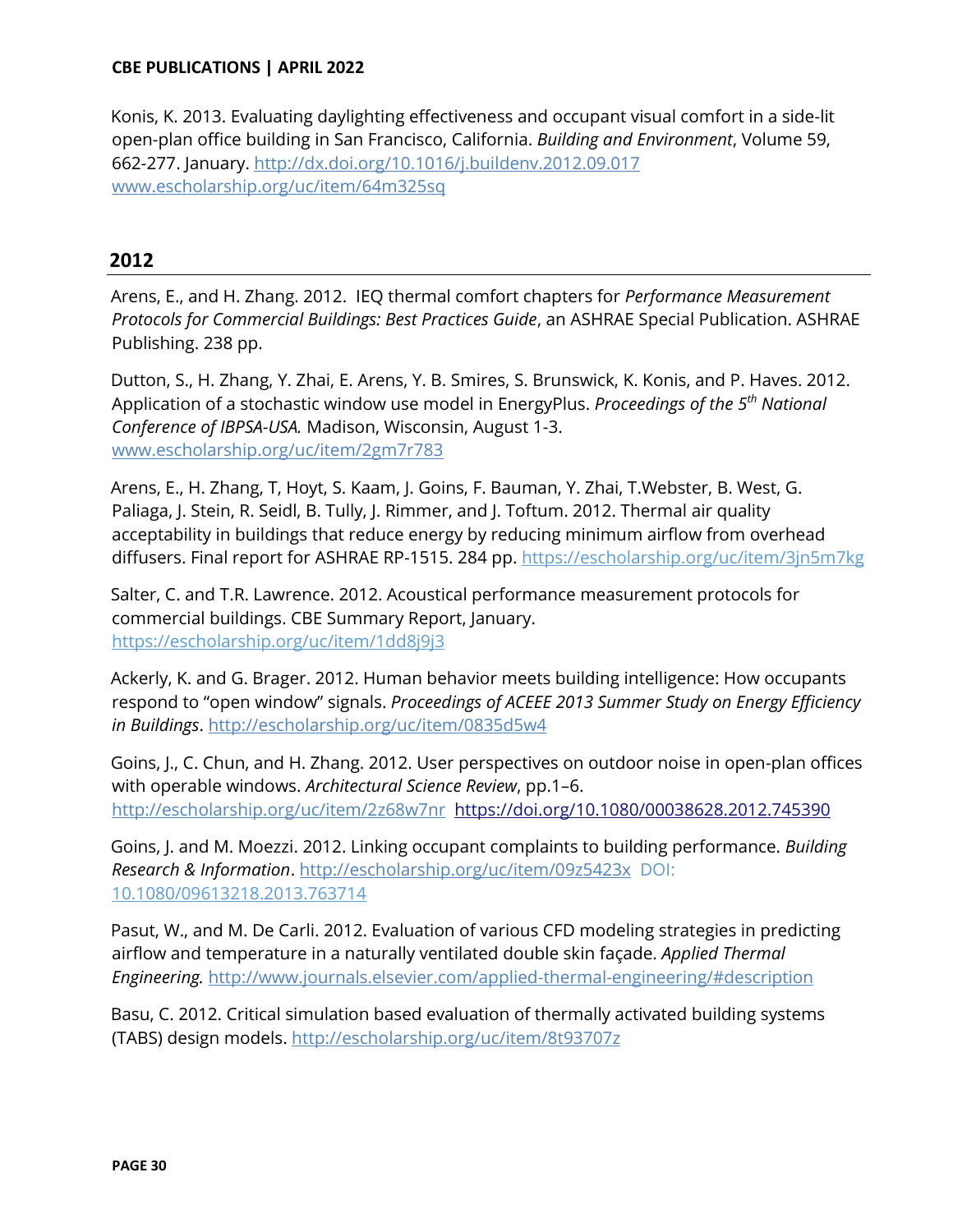Konis, K. 2013. Evaluating daylighting effectiveness and occupant visual comfort in a side-lit open-plan office building in San Francisco, California. *Building and Environment*, Volume 59, 662-277. January. http://dx.doi.org/10.1016/j.buildenv.2012.09.017 www.escholarship.org/uc/item/64m325sq

## 2012

Arens, E., and H. Zhang. 2012. IEQ thermal comfort chapters for *Performance Measurement Protocols for Commercial Buildings: Best Practices Guide*, an ASHRAE Special Publication. ASHRAE Publishing. 238 pp.

Dutton, S., H. Zhang, Y. Zhai, E. Arens, Y. B. Smires, S. Brunswick, K. Konis, and P. Haves. 2012. Application of a stochastic window use model in EnergyPlus. *Proceedings of the 5th National Conference of IBPSA-USA.* Madison, Wisconsin, August 1-3. www.escholarship.org/uc/item/2gm7r783

Arens, E., H. Zhang, T, Hoyt, S. Kaam, J. Goins, F. Bauman, Y. Zhai, T.Webster, B. West, G. Paliaga, J. Stein, R. Seidl, B. Tully, J. Rimmer, and J. Toftum. 2012. Thermal air quality acceptability in buildings that reduce energy by reducing minimum airflow from overhead diffusers. Final report for ASHRAE RP-1515. 284 pp. https://escholarship.org/uc/item/3jn5m7kg

Salter, C. and T.R. Lawrence. 2012. Acoustical performance measurement protocols for commercial buildings. CBE Summary Report, January. https://escholarship.org/uc/item/1dd8j9j3

Ackerly, K. and G. Brager. 2012. Human behavior meets building intelligence: How occupants respond to "open window" signals. *Proceedings of ACEEE 2013 Summer Study on Energy Efficiency in Buildings*. http://escholarship.org/uc/item/0835d5w4

Goins, J., C. Chun, and H. Zhang. 2012. User perspectives on outdoor noise in open-plan offices with operable windows. *Architectural Science Review*, pp.1–6. http://escholarship.org/uc/item/2z68w7nr https://doi.org/10.1080/00038628.2012.745390

Goins, J. and M. Moezzi. 2012. Linking occupant complaints to building performance. *Building Research & Information*. http://escholarship.org/uc/item/09z5423x DOI: 10.1080/09613218.2013.763714

Pasut, W., and M. De Carli. 2012. Evaluation of various CFD modeling strategies in predicting airflow and temperature in a naturally ventilated double skin façade. *Applied Thermal Engineering.* http://www.journals.elsevier.com/applied-thermal-engineering/#description

Basu, C. 2012. Critical simulation based evaluation of thermally activated building systems (TABS) design models. http://escholarship.org/uc/item/8t93707z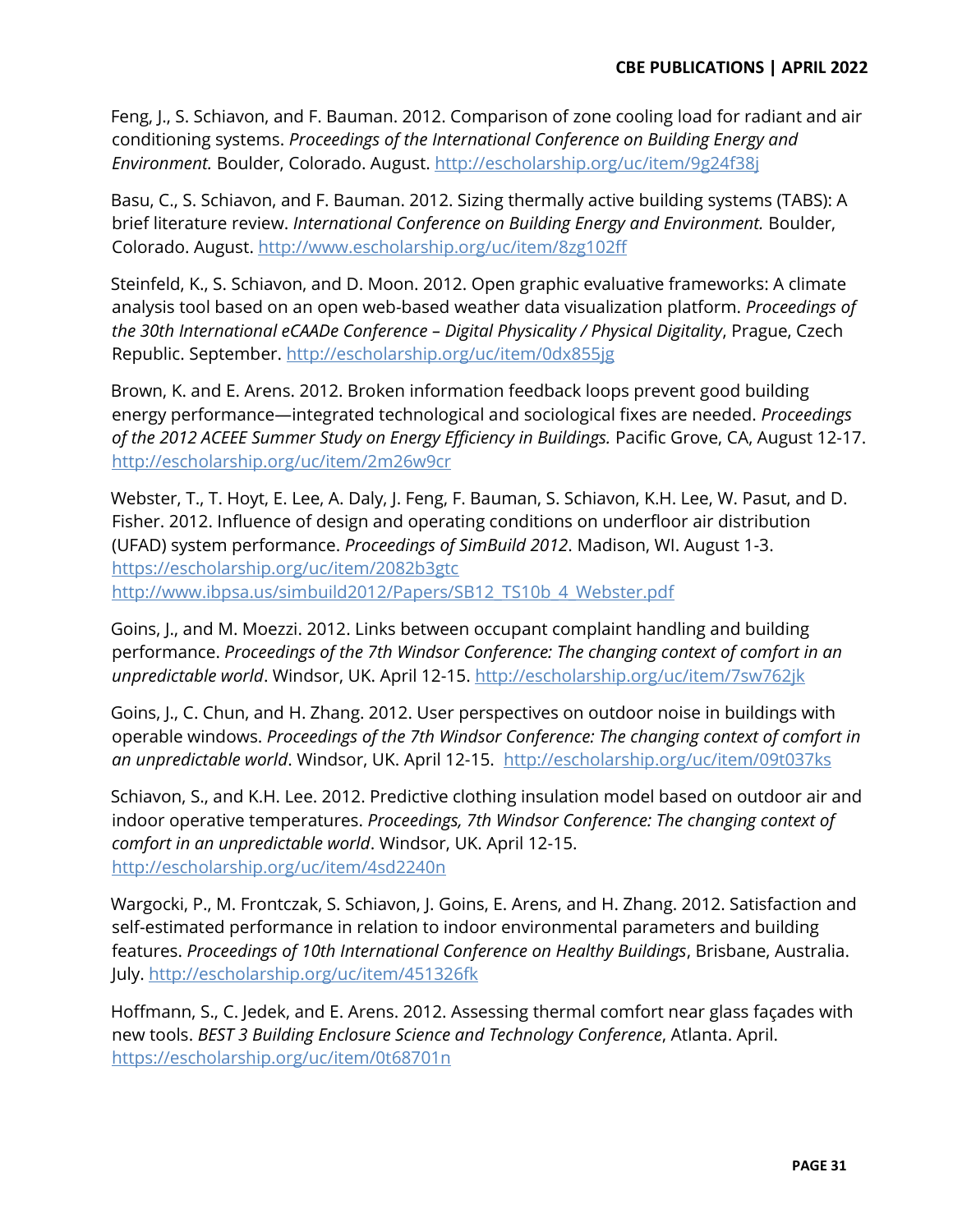Feng, J., S. Schiavon, and F. Bauman. 2012. Comparison of zone cooling load for radiant and air conditioning systems. *Proceedings of the International Conference on Building Energy and Environment.* Boulder, Colorado. August. http://escholarship.org/uc/item/9g24f38j

Basu, C., S. Schiavon, and F. Bauman. 2012. Sizing thermally active building systems (TABS): A brief literature review. *International Conference on Building Energy and Environment.* Boulder, Colorado. August. http://www.escholarship.org/uc/item/8zg102ff

Steinfeld, K., S. Schiavon, and D. Moon. 2012. Open graphic evaluative frameworks: A climate analysis tool based on an open web-based weather data visualization platform. *Proceedings of the 30th International eCAADe Conference – Digital Physicality / Physical Digitality*, Prague, Czech Republic. September. http://escholarship.org/uc/item/0dx855jg

Brown, K. and E. Arens. 2012. Broken information feedback loops prevent good building energy performance—integrated technological and sociological fixes are needed. *Proceedings of the 2012 ACEEE Summer Study on Energy Efficiency in Buildings.* Pacific Grove, CA, August 12-17. http://escholarship.org/uc/item/2m26w9cr

Webster, T., T. Hoyt, E. Lee, A. Daly, J. Feng, F. Bauman, S. Schiavon, K.H. Lee, W. Pasut, and D. Fisher. 2012. Influence of design and operating conditions on underfloor air distribution (UFAD) system performance. *Proceedings of SimBuild 2012*. Madison, WI. August 1-3. https://escholarship.org/uc/item/2082b3gtc http://www.ibpsa.us/simbuild2012/Papers/SB12_TS10b_4_Webster.pdf

Goins, J., and M. Moezzi. 2012. Links between occupant complaint handling and building performance. *Proceedings of the 7th Windsor Conference: The changing context of comfort in an unpredictable world*. Windsor, UK. April 12-15. http://escholarship.org/uc/item/7sw762jk

Goins, J., C. Chun, and H. Zhang. 2012. User perspectives on outdoor noise in buildings with operable windows. *Proceedings of the 7th Windsor Conference: The changing context of comfort in an unpredictable world*. Windsor, UK. April 12-15. http://escholarship.org/uc/item/09t037ks

Schiavon, S., and K.H. Lee. 2012. Predictive clothing insulation model based on outdoor air and indoor operative temperatures. *Proceedings, 7th Windsor Conference: The changing context of comfort in an unpredictable world*. Windsor, UK. April 12-15. http://escholarship.org/uc/item/4sd2240n

Wargocki, P., M. Frontczak, S. Schiavon, J. Goins, E. Arens, and H. Zhang. 2012. Satisfaction and self-estimated performance in relation to indoor environmental parameters and building features. *Proceedings of 10th International Conference on Healthy Buildings*, Brisbane, Australia. July. http://escholarship.org/uc/item/451326fk

Hoffmann, S., C. Jedek, and E. Arens. 2012. Assessing thermal comfort near glass façades with new tools. *BEST 3 Building Enclosure Science and Technology Conference*, Atlanta. April. https://escholarship.org/uc/item/0t68701n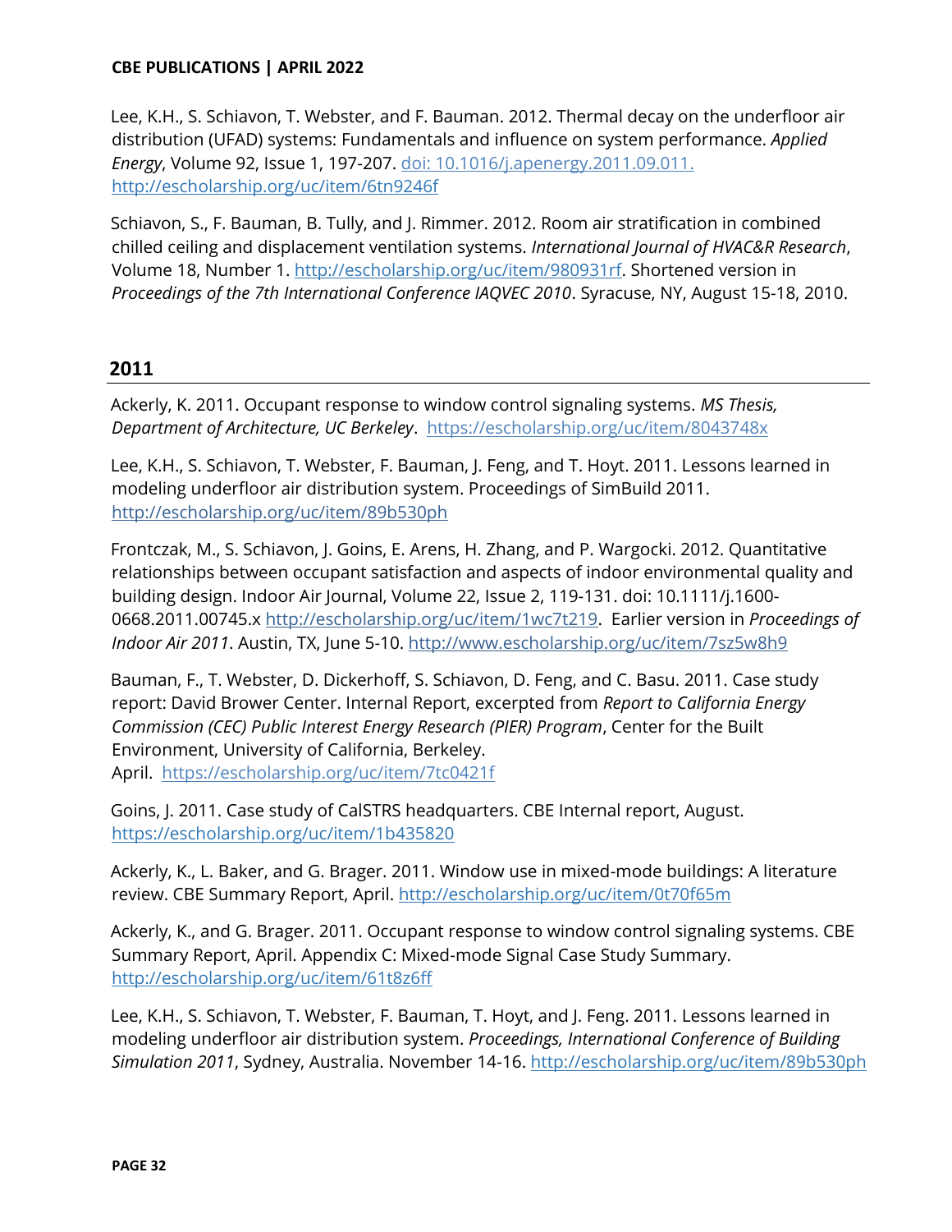Lee, K.H., S. Schiavon, T. Webster, and F. Bauman. 2012. Thermal decay on the underfloor air distribution (UFAD) systems: Fundamentals and influence on system performance. *Applied Energy*, Volume 92, Issue 1, 197-207. [doi: 10.1016/j.apenergy.2011.09.011.](doi: 10.1016/j.apenergy.2011.09.011.) http://escholarship.org/uc/item/6tn9246f

Schiavon, S., F. Bauman, B. Tully, and J. Rimmer. 2012. Room air stratification in combined chilled ceiling and displacement ventilation systems. *International Journal of HVAC&R Research*, Volume 18, Number 1. http://escholarship.org/uc/item/980931rf. Shortened version in *Proceedings of the 7th International Conference IAQVEC 2010*. Syracuse, NY, August 15-18, 2010.

## 2011

Ackerly, K. 2011. Occupant response to window control signaling systems. *MS Thesis, Department of Architecture, UC Berkeley*. https://escholarship.org/uc/item/8043748x

Lee, K.H., S. Schiavon, T. Webster, F. Bauman, J. Feng, and T. Hoyt. 2011. Lessons learned in modeling underfloor air distribution system. Proceedings of SimBuild 2011. http://escholarship.org/uc/item/89b530ph

Frontczak, M., S. Schiavon, J. Goins, E. Arens, H. Zhang, and P. Wargocki. 2012. Quantitative relationships between occupant satisfaction and aspects of indoor environmental quality and building design. Indoor Air Journal, Volume 22, Issue 2, 119-131. doi: 10.1111/j.1600-0668.2011.00745.x http://escholarship.org/uc/item/1wc7t219. Earlier version in *Proceedings of Indoor Air 2011*. Austin, TX, June 5-10. http://www.escholarship.org/uc/item/7sz5w8h9

Bauman, F., T. Webster, D. Dickerhoff, S. Schiavon, D. Feng, and C. Basu. 2011. Case study report: David Brower Center. Internal Report, excerpted from *Report to California Energy Commission (CEC) Public Interest Energy Research (PIER) Program*, Center for the Built Environment, University of California, Berkeley. April. https://escholarship.org/uc/item/7tc0421f

Goins, J. 2011. Case study of CalSTRS headquarters. CBE Internal report, August. https://escholarship.org/uc/item/1b435820

Ackerly, K., L. Baker, and G. Brager. 2011. Window use in mixed-mode buildings: A literature review. CBE Summary Report, April. http://escholarship.org/uc/item/0t70f65m

Ackerly, K., and G. Brager. 2011. Occupant response to window control signaling systems. CBE Summary Report, April. Appendix C: Mixed-mode Signal Case Study Summary. http://escholarship.org/uc/item/61t8z6ff

Lee, K.H., S. Schiavon, T. Webster, F. Bauman, T. Hoyt, and J. Feng. 2011. Lessons learned in modeling underfloor air distribution system. *Proceedings, International Conference of Building Simulation 2011*, Sydney, Australia. November 14-16. http://escholarship.org/uc/item/89b530ph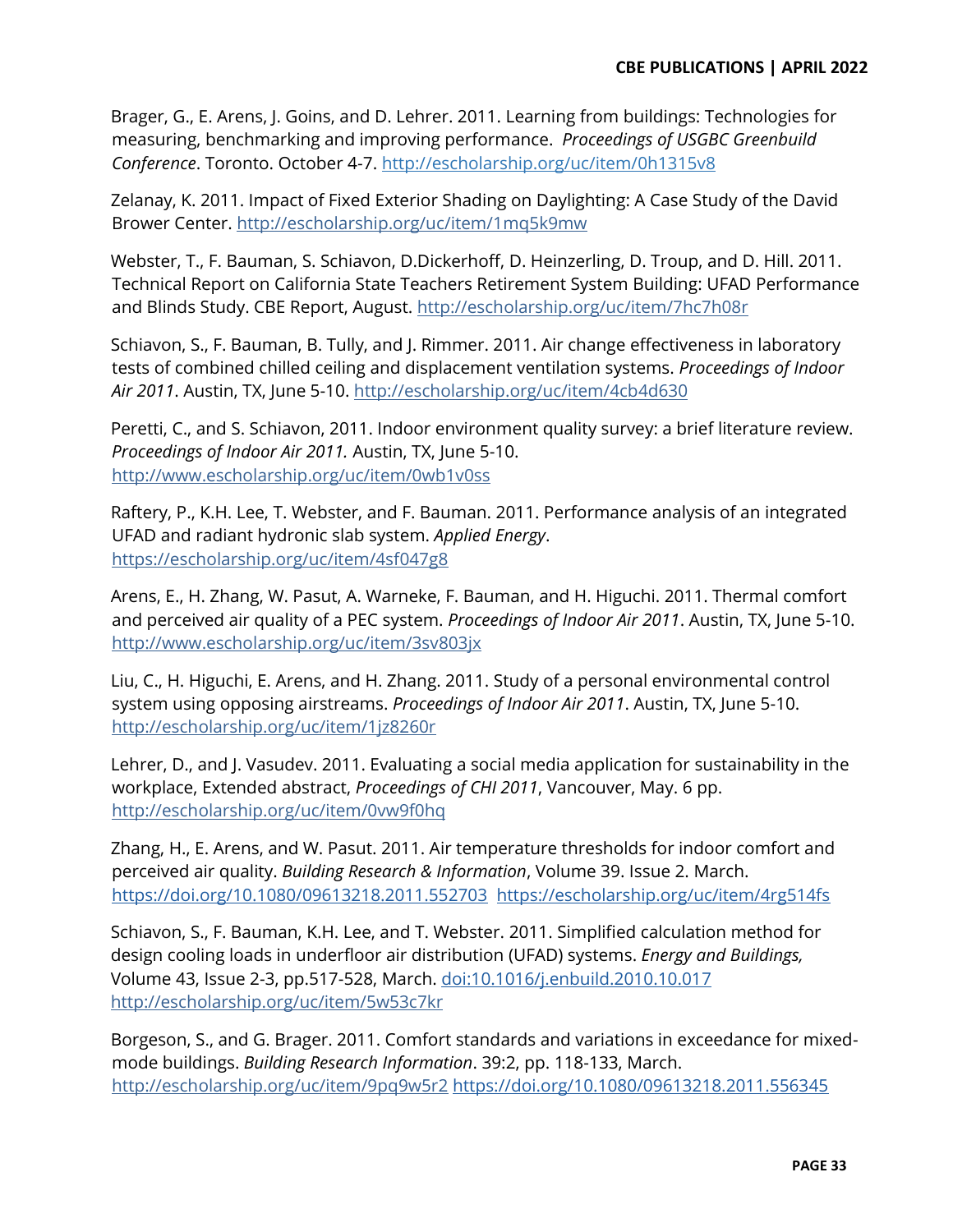Brager, G., E. Arens, J. Goins, and D. Lehrer. 2011. Learning from buildings: Technologies for measuring, benchmarking and improving performance. *Proceedings of USGBC Greenbuild Conference*. Toronto. October 4-7. http://escholarship.org/uc/item/0h1315v8

Zelanay, K. 2011. Impact of Fixed Exterior Shading on Daylighting: A Case Study of the David Brower Center. http://escholarship.org/uc/item/1mq5k9mw

Webster, T., F. Bauman, S. Schiavon, D.Dickerhoff, D. Heinzerling, D. Troup, and D. Hill. 2011. Technical Report on California State Teachers Retirement System Building: UFAD Performance and Blinds Study. CBE Report, August. http://escholarship.org/uc/item/7hc7h08r

Schiavon, S., F. Bauman, B. Tully, and J. Rimmer. 2011. Air change effectiveness in laboratory tests of combined chilled ceiling and displacement ventilation systems. *Proceedings of Indoor Air 2011*. Austin, TX, June 5-10. http://escholarship.org/uc/item/4cb4d630

Peretti, C., and S. Schiavon, 2011. Indoor environment quality survey: a brief literature review. *Proceedings of Indoor Air 2011.* Austin, TX, June 5-10. http://www.escholarship.org/uc/item/0wb1v0ss

Raftery, P., K.H. Lee, T. Webster, and F. Bauman. 2011. Performance analysis of an integrated UFAD and radiant hydronic slab system. *Applied Energy*. https://escholarship.org/uc/item/4sf047g8

Arens, E., H. Zhang, W. Pasut, A. Warneke, F. Bauman, and H. Higuchi. 2011. Thermal comfort and perceived air quality of a PEC system. *Proceedings of Indoor Air 2011*. Austin, TX, June 5-10. http://www.escholarship.org/uc/item/3sv803jx

Liu, C., H. Higuchi, E. Arens, and H. Zhang. 2011. Study of a personal environmental control system using opposing airstreams. *Proceedings of Indoor Air 2011*. Austin, TX, June 5-10. http://escholarship.org/uc/item/1jz8260r

Lehrer, D., and J. Vasudev. 2011. Evaluating a social media application for sustainability in the workplace, Extended abstract, *Proceedings of CHI 2011*, Vancouver, May. 6 pp. http://escholarship.org/uc/item/0vw9f0hq

Zhang, H., E. Arens, and W. Pasut. 2011. Air temperature thresholds for indoor comfort and perceived air quality. *Building Research & Information*, Volume 39. Issue 2. March. https://doi.org/10.1080/09613218.2011.552703 https://escholarship.org/uc/item/4rg514fs

Schiavon, S., F. Bauman, K.H. Lee, and T. Webster. 2011. Simplified calculation method for design cooling loads in underfloor air distribution (UFAD) systems. *Energy and Buildings,* Volume 43, Issue 2-3, pp.517-528, March. doi:10.1016/j.enbuild.2010.10.017 http://escholarship.org/uc/item/5w53c7kr

Borgeson, S., and G. Brager. 2011. Comfort standards and variations in exceedance for mixed-mode buildings. *Building Research Information*. 39:2, pp. 118-133, March. http://escholarship.org/uc/item/9pq9w5r2 https://doi.org/10.1080/09613218.2011.556345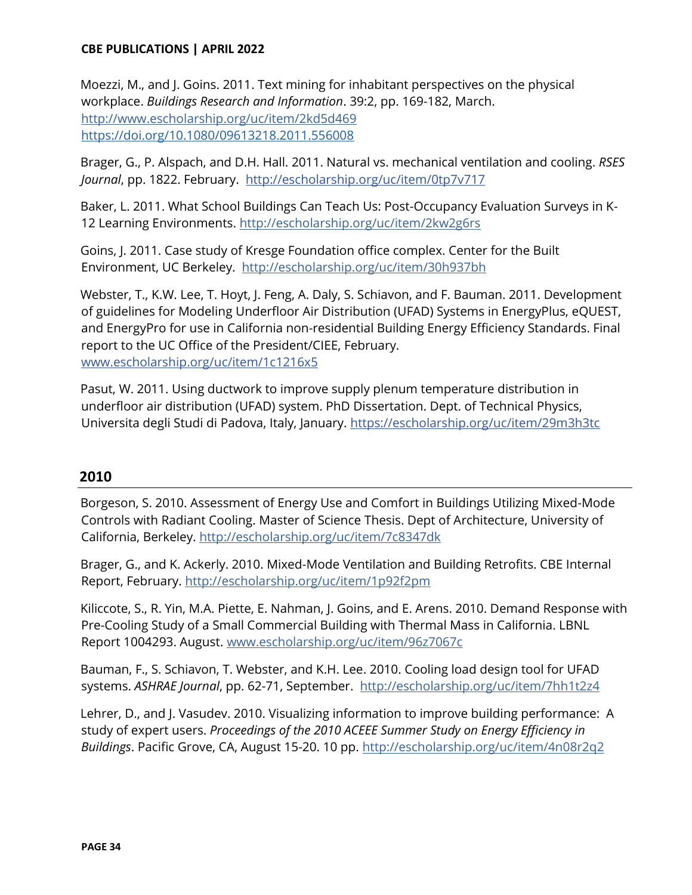Moezzi, M., and J. Goins. 2011. Text mining for inhabitant perspectives on the physical workplace. *Buildings Research and Information*. 39:2, pp. 169-182, March.
http://www.escholarship.org/uc/item/2kd5d469
https://doi.org/10.1080/09613218.2011.556008

Brager, G., P. Alspach, and D.H. Hall. 2011. Natural vs. mechanical ventilation and cooling. *RSES Journal*, pp. 1822. February. http://escholarship.org/uc/item/0tp7v717

Baker, L. 2011. What School Buildings Can Teach Us: Post-Occupancy Evaluation Surveys in K-12 Learning Environments. http://escholarship.org/uc/item/2kw2g6rs

Goins, J. 2011. Case study of Kresge Foundation office complex. Center for the Built Environment, UC Berkeley. http://escholarship.org/uc/item/30h937bh

Webster, T., K.W. Lee, T. Hoyt, J. Feng, A. Daly, S. Schiavon, and F. Bauman. 2011. Development of guidelines for Modeling Underfloor Air Distribution (UFAD) Systems in EnergyPlus, eQUEST, and EnergyPro for use in California non-residential Building Energy Efficiency Standards. Final report to the UC Office of the President/CIEE, February.
www.escholarship.org/uc/item/1c1216x5

Pasut, W. 2011. Using ductwork to improve supply plenum temperature distribution in underfloor air distribution (UFAD) system. PhD Dissertation. Dept. of Technical Physics, Universita degli Studi di Padova, Italy, January. https://escholarship.org/uc/item/29m3h3tc

## 2010

Borgeson, S. 2010. Assessment of Energy Use and Comfort in Buildings Utilizing Mixed-Mode Controls with Radiant Cooling. Master of Science Thesis. Dept of Architecture, University of California, Berkeley. http://escholarship.org/uc/item/7c8347dk

Brager, G., and K. Ackerly. 2010. Mixed-Mode Ventilation and Building Retrofits. CBE Internal Report, February. http://escholarship.org/uc/item/1p92f2pm

Kiliccote, S., R. Yin, M.A. Piette, E. Nahman, J. Goins, and E. Arens. 2010. Demand Response with Pre-Cooling Study of a Small Commercial Building with Thermal Mass in California. LBNL Report 1004293. August. www.escholarship.org/uc/item/96z7067c

Bauman, F., S. Schiavon, T. Webster, and K.H. Lee. 2010. Cooling load design tool for UFAD systems. *ASHRAE Journal*, pp. 62-71, September. http://escholarship.org/uc/item/7hh1t2z4

Lehrer, D., and J. Vasudev. 2010. Visualizing information to improve building performance: A study of expert users. *Proceedings of the 2010 ACEEE Summer Study on Energy Efficiency in Buildings*. Pacific Grove, CA, August 15-20. 10 pp. http://escholarship.org/uc/item/4n08r2q2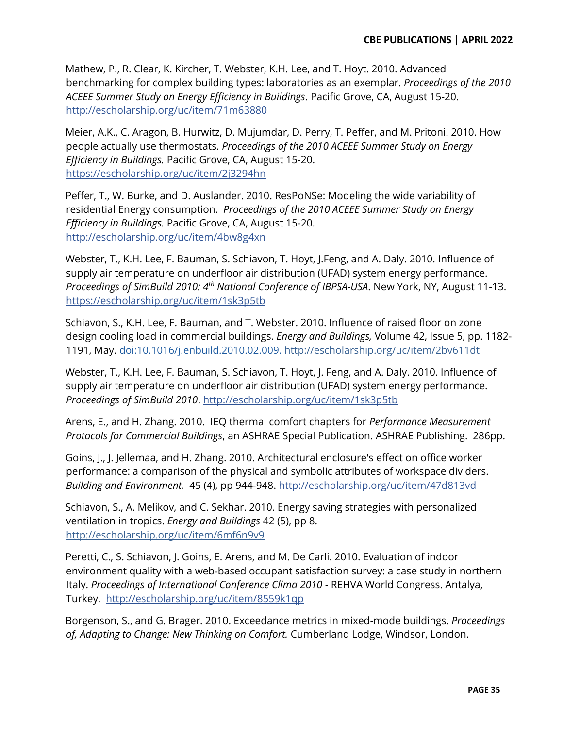Mathew, P., R. Clear, K. Kircher, T. Webster, K.H. Lee, and T. Hoyt. 2010. Advanced benchmarking for complex building types: laboratories as an exemplar. *Proceedings of the 2010 ACEEE Summer Study on Energy Efficiency in Buildings*. Pacific Grove, CA, August 15-20. http://escholarship.org/uc/item/71m63880

Meier, A.K., C. Aragon, B. Hurwitz, D. Mujumdar, D. Perry, T. Peffer, and M. Pritoni. 2010. How people actually use thermostats. *Proceedings of the 2010 ACEEE Summer Study on Energy Efficiency in Buildings.* Pacific Grove, CA, August 15-20. https://escholarship.org/uc/item/2j3294hn

Peffer, T., W. Burke, and D. Auslander. 2010. ResPoNSe: Modeling the wide variability of residential Energy consumption. *Proceedings of the 2010 ACEEE Summer Study on Energy Efficiency in Buildings.* Pacific Grove, CA, August 15-20. http://escholarship.org/uc/item/4bw8g4xn

Webster, T., K.H. Lee, F. Bauman, S. Schiavon, T. Hoyt, J.Feng, and A. Daly. 2010. Influence of supply air temperature on underfloor air distribution (UFAD) system energy performance. *Proceedings of SimBuild 2010: 4th National Conference of IBPSA-USA*. New York, NY, August 11-13. https://escholarship.org/uc/item/1sk3p5tb

Schiavon, S., K.H. Lee, F. Bauman, and T. Webster. 2010. Influence of raised floor on zone design cooling load in commercial buildings. *Energy and Buildings,* Volume 42, Issue 5, pp. 1182-1191, May. doi:10.1016/j.enbuild.2010.02.009. http://escholarship.org/uc/item/2bv611dt

Webster, T., K.H. Lee, F. Bauman, S. Schiavon, T. Hoyt, J. Feng, and A. Daly. 2010. Influence of supply air temperature on underfloor air distribution (UFAD) system energy performance. *Proceedings of SimBuild 2010*. http://escholarship.org/uc/item/1sk3p5tb

Arens, E., and H. Zhang. 2010. IEQ thermal comfort chapters for *Performance Measurement Protocols for Commercial Buildings*, an ASHRAE Special Publication. ASHRAE Publishing. 286pp.

Goins, J., J. Jellemaa, and H. Zhang. 2010. Architectural enclosure's effect on office worker performance: a comparison of the physical and symbolic attributes of workspace dividers. *Building and Environment.* 45 (4), pp 944-948. http://escholarship.org/uc/item/47d813vd

Schiavon, S., A. Melikov, and C. Sekhar. 2010. Energy saving strategies with personalized ventilation in tropics. *Energy and Buildings* 42 (5), pp 8. http://escholarship.org/uc/item/6mf6n9v9

Peretti, C., S. Schiavon, J. Goins, E. Arens, and M. De Carli. 2010. Evaluation of indoor environment quality with a web-based occupant satisfaction survey: a case study in northern Italy. *Proceedings of International Conference Clima 2010* - REHVA World Congress. Antalya, Turkey. http://escholarship.org/uc/item/8559k1qp

Borgenson, S., and G. Brager. 2010. Exceedance metrics in mixed-mode buildings. *Proceedings of, Adapting to Change: New Thinking on Comfort.* Cumberland Lodge, Windsor, London.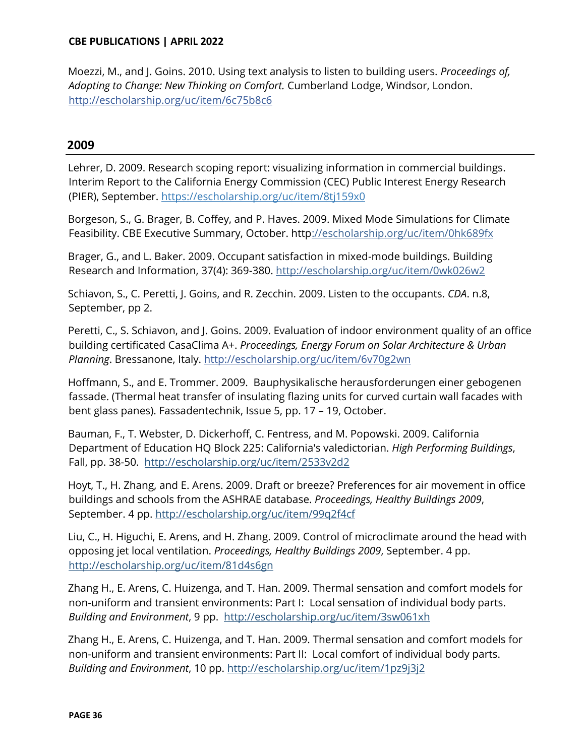Moezzi, M., and J. Goins. 2010. Using text analysis to listen to building users. *Proceedings of, Adapting to Change: New Thinking on Comfort.* Cumberland Lodge, Windsor, London. http://escholarship.org/uc/item/6c75b8c6

## 2009

Lehrer, D. 2009. Research scoping report: visualizing information in commercial buildings. Interim Report to the California Energy Commission (CEC) Public Interest Energy Research (PIER), September. https://escholarship.org/uc/item/8tj159x0

Borgeson, S., G. Brager, B. Coffey, and P. Haves. 2009. Mixed Mode Simulations for Climate Feasibility. CBE Executive Summary, October. http://escholarship.org/uc/item/0hk689fx

Brager, G., and L. Baker. 2009. Occupant satisfaction in mixed-mode buildings. Building Research and Information, 37(4): 369-380. http://escholarship.org/uc/item/0wk026w2

Schiavon, S., C. Peretti, J. Goins, and R. Zecchin. 2009. Listen to the occupants. *CDA*. n.8, September, pp 2.

Peretti, C., S. Schiavon, and J. Goins. 2009. Evaluation of indoor environment quality of an office building certificated CasaClima A+. *Proceedings, Energy Forum on Solar Architecture & Urban Planning*. Bressanone, Italy. http://escholarship.org/uc/item/6v70g2wn

Hoffmann, S., and E. Trommer. 2009. Bauphysikalische herausforderungen einer gebogenen fassade. (Thermal heat transfer of insulating flazing units for curved curtain wall facades with bent glass panes). Fassadentechnik, Issue 5, pp. 17 – 19, October.

Bauman, F., T. Webster, D. Dickerhoff, C. Fentress, and M. Popowski. 2009. California Department of Education HQ Block 225: California's valedictorian. *High Performing Buildings*, Fall, pp. 38-50. http://escholarship.org/uc/item/2533v2d2

Hoyt, T., H. Zhang, and E. Arens. 2009. Draft or breeze? Preferences for air movement in office buildings and schools from the ASHRAE database. *Proceedings, Healthy Buildings 2009*, September. 4 pp. http://escholarship.org/uc/item/99q2f4cf

Liu, C., H. Higuchi, E. Arens, and H. Zhang. 2009. Control of microclimate around the head with opposing jet local ventilation. *Proceedings, Healthy Buildings 2009*, September. 4 pp. http://escholarship.org/uc/item/81d4s6gn

Zhang H., E. Arens, C. Huizenga, and T. Han. 2009. Thermal sensation and comfort models for non-uniform and transient environments: Part I: Local sensation of individual body parts. *Building and Environment*, 9 pp. http://escholarship.org/uc/item/3sw061xh

Zhang H., E. Arens, C. Huizenga, and T. Han. 2009. Thermal sensation and comfort models for non-uniform and transient environments: Part II: Local comfort of individual body parts. *Building and Environment*, 10 pp. http://escholarship.org/uc/item/1pz9j3j2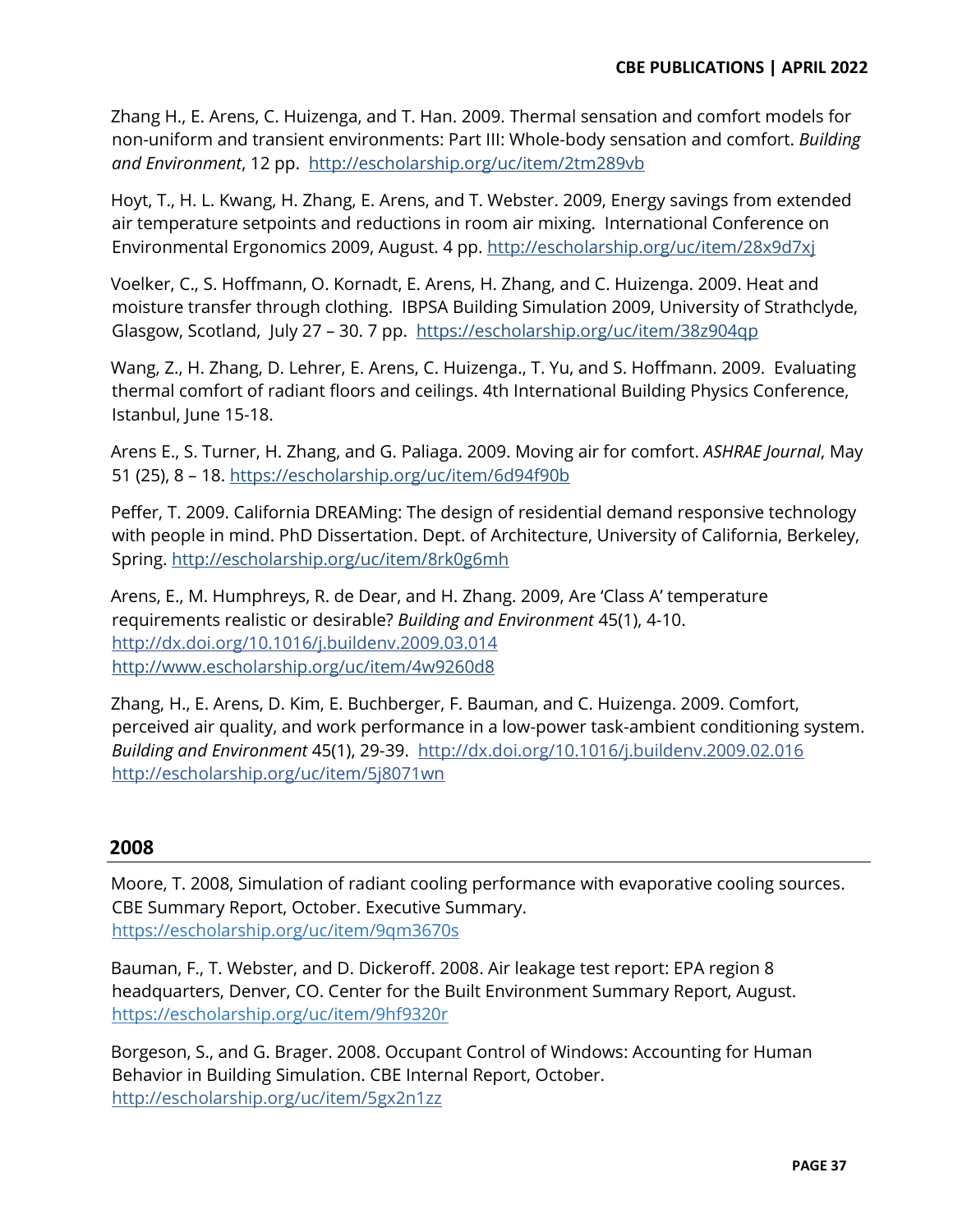Zhang H., E. Arens, C. Huizenga, and T. Han. 2009. Thermal sensation and comfort models for non-uniform and transient environments: Part III: Whole-body sensation and comfort. *Building and Environment*, 12 pp. http://escholarship.org/uc/item/2tm289vb

Hoyt, T., H. L. Kwang, H. Zhang, E. Arens, and T. Webster. 2009, Energy savings from extended air temperature setpoints and reductions in room air mixing. International Conference on Environmental Ergonomics 2009, August. 4 pp. http://escholarship.org/uc/item/28x9d7xj

Voelker, C., S. Hoffmann, O. Kornadt, E. Arens, H. Zhang, and C. Huizenga. 2009. Heat and moisture transfer through clothing. IBPSA Building Simulation 2009, University of Strathclyde, Glasgow, Scotland, July 27 – 30. 7 pp. https://escholarship.org/uc/item/38z904qp

Wang, Z., H. Zhang, D. Lehrer, E. Arens, C. Huizenga., T. Yu, and S. Hoffmann. 2009. Evaluating thermal comfort of radiant floors and ceilings. 4th International Building Physics Conference, Istanbul, June 15-18.

Arens E., S. Turner, H. Zhang, and G. Paliaga. 2009. Moving air for comfort. *ASHRAE Journal*, May 51 (25), 8 – 18. https://escholarship.org/uc/item/6d94f90b

Peffer, T. 2009. California DREAMing: The design of residential demand responsive technology with people in mind. PhD Dissertation. Dept. of Architecture, University of California, Berkeley, Spring. http://escholarship.org/uc/item/8rk0g6mh

Arens, E., M. Humphreys, R. de Dear, and H. Zhang. 2009, Are 'Class A' temperature requirements realistic or desirable? *Building and Environment* 45(1), 4-10. http://dx.doi.org/10.1016/j.buildenv.2009.03.014 http://www.escholarship.org/uc/item/4w9260d8

Zhang, H., E. Arens, D. Kim, E. Buchberger, F. Bauman, and C. Huizenga. 2009. Comfort, perceived air quality, and work performance in a low-power task-ambient conditioning system. *Building and Environment* 45(1), 29-39. http://dx.doi.org/10.1016/j.buildenv.2009.02.016 http://escholarship.org/uc/item/5j8071wn

## 2008

Moore, T. 2008, Simulation of radiant cooling performance with evaporative cooling sources. CBE Summary Report, October. Executive Summary. https://escholarship.org/uc/item/9qm3670s

Bauman, F., T. Webster, and D. Dickeroff. 2008. Air leakage test report: EPA region 8 headquarters, Denver, CO. Center for the Built Environment Summary Report, August. https://escholarship.org/uc/item/9hf9320r

Borgeson, S., and G. Brager. 2008. Occupant Control of Windows: Accounting for Human Behavior in Building Simulation. CBE Internal Report, October. http://escholarship.org/uc/item/5gx2n1zz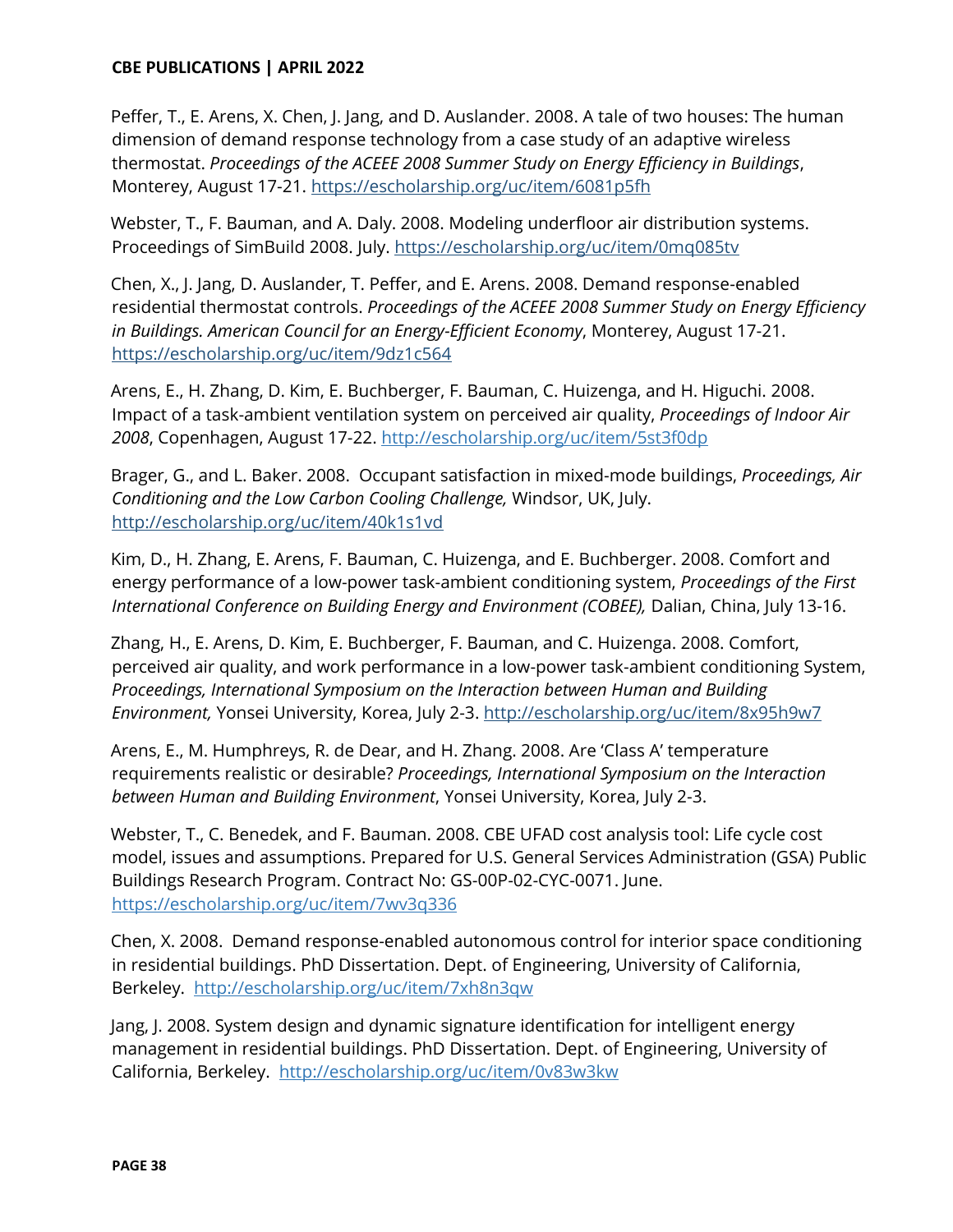Peffer, T., E. Arens, X. Chen, J. Jang, and D. Auslander. 2008. A tale of two houses: The human dimension of demand response technology from a case study of an adaptive wireless thermostat. *Proceedings of the ACEEE 2008 Summer Study on Energy Efficiency in Buildings*, Monterey, August 17-21. https://escholarship.org/uc/item/6081p5fh

Webster, T., F. Bauman, and A. Daly. 2008. Modeling underfloor air distribution systems. Proceedings of SimBuild 2008. July. https://escholarship.org/uc/item/0mq085tv

Chen, X., J. Jang, D. Auslander, T. Peffer, and E. Arens. 2008. Demand response-enabled residential thermostat controls. *Proceedings of the ACEEE 2008 Summer Study on Energy Efficiency in Buildings. American Council for an Energy-Efficient Economy*, Monterey, August 17-21. https://escholarship.org/uc/item/9dz1c564

Arens, E., H. Zhang, D. Kim, E. Buchberger, F. Bauman, C. Huizenga, and H. Higuchi. 2008. Impact of a task-ambient ventilation system on perceived air quality, *Proceedings of Indoor Air 2008*, Copenhagen, August 17-22. http://escholarship.org/uc/item/5st3f0dp

Brager, G., and L. Baker. 2008. Occupant satisfaction in mixed-mode buildings, *Proceedings, Air Conditioning and the Low Carbon Cooling Challenge,* Windsor, UK, July. http://escholarship.org/uc/item/40k1s1vd

Kim, D., H. Zhang, E. Arens, F. Bauman, C. Huizenga, and E. Buchberger. 2008. Comfort and energy performance of a low-power task-ambient conditioning system, *Proceedings of the First International Conference on Building Energy and Environment (COBEE),* Dalian, China, July 13-16.

Zhang, H., E. Arens, D. Kim, E. Buchberger, F. Bauman, and C. Huizenga. 2008. Comfort, perceived air quality, and work performance in a low-power task-ambient conditioning System, *Proceedings, International Symposium on the Interaction between Human and Building Environment,* Yonsei University, Korea, July 2-3. http://escholarship.org/uc/item/8x95h9w7

Arens, E., M. Humphreys, R. de Dear, and H. Zhang. 2008. Are 'Class A' temperature requirements realistic or desirable? *Proceedings, International Symposium on the Interaction between Human and Building Environment*, Yonsei University, Korea, July 2-3.

Webster, T., C. Benedek, and F. Bauman. 2008. CBE UFAD cost analysis tool: Life cycle cost model, issues and assumptions. Prepared for U.S. General Services Administration (GSA) Public Buildings Research Program. Contract No: GS-00P-02-CYC-0071. June. https://escholarship.org/uc/item/7wv3q336

Chen, X. 2008. Demand response-enabled autonomous control for interior space conditioning in residential buildings. PhD Dissertation. Dept. of Engineering, University of California, Berkeley. http://escholarship.org/uc/item/7xh8n3qw

Jang, J. 2008. System design and dynamic signature identification for intelligent energy management in residential buildings. PhD Dissertation. Dept. of Engineering, University of California, Berkeley. http://escholarship.org/uc/item/0v83w3kw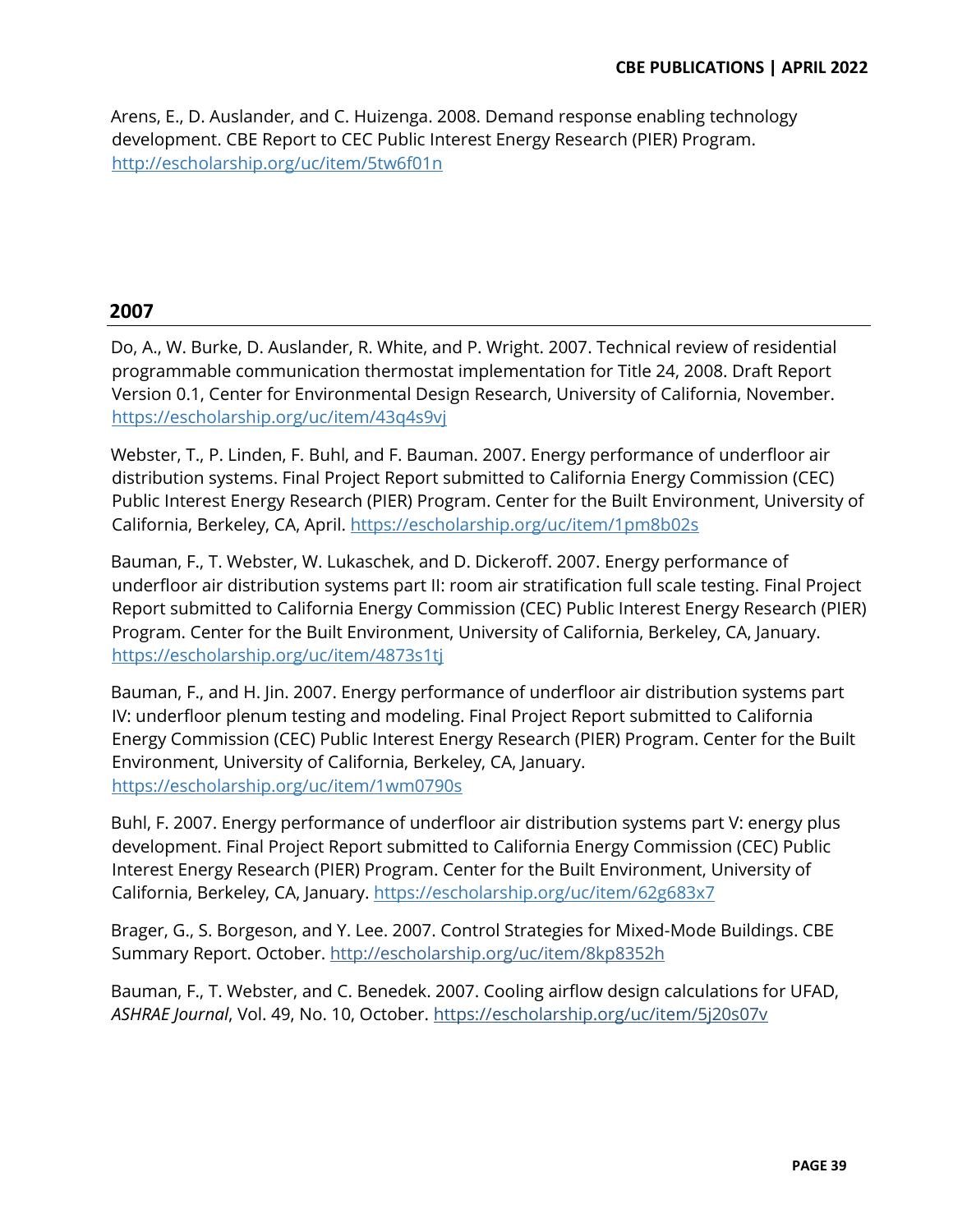Arens, E., D. Auslander, and C. Huizenga. 2008. Demand response enabling technology development. CBE Report to CEC Public Interest Energy Research (PIER) Program. http://escholarship.org/uc/item/5tw6f01n

## 2007

Do, A., W. Burke, D. Auslander, R. White, and P. Wright. 2007. Technical review of residential programmable communication thermostat implementation for Title 24, 2008. Draft Report Version 0.1, Center for Environmental Design Research, University of California, November. https://escholarship.org/uc/item/43q4s9vj

Webster, T., P. Linden, F. Buhl, and F. Bauman. 2007. Energy performance of underfloor air distribution systems. Final Project Report submitted to California Energy Commission (CEC) Public Interest Energy Research (PIER) Program. Center for the Built Environment, University of California, Berkeley, CA, April. https://escholarship.org/uc/item/1pm8b02s

Bauman, F., T. Webster, W. Lukaschek, and D. Dickeroff. 2007. Energy performance of underfloor air distribution systems part II: room air stratification full scale testing. Final Project Report submitted to California Energy Commission (CEC) Public Interest Energy Research (PIER) Program. Center for the Built Environment, University of California, Berkeley, CA, January. https://escholarship.org/uc/item/4873s1tj

Bauman, F., and H. Jin. 2007. Energy performance of underfloor air distribution systems part IV: underfloor plenum testing and modeling. Final Project Report submitted to California Energy Commission (CEC) Public Interest Energy Research (PIER) Program. Center for the Built Environment, University of California, Berkeley, CA, January. https://escholarship.org/uc/item/1wm0790s

Buhl, F. 2007. Energy performance of underfloor air distribution systems part V: energy plus development. Final Project Report submitted to California Energy Commission (CEC) Public Interest Energy Research (PIER) Program. Center for the Built Environment, University of California, Berkeley, CA, January. https://escholarship.org/uc/item/62g683x7

Brager, G., S. Borgeson, and Y. Lee. 2007. Control Strategies for Mixed-Mode Buildings. CBE Summary Report. October. http://escholarship.org/uc/item/8kp8352h

Bauman, F., T. Webster, and C. Benedek. 2007. Cooling airflow design calculations for UFAD, *ASHRAE Journal*, Vol. 49, No. 10, October. https://escholarship.org/uc/item/5j20s07v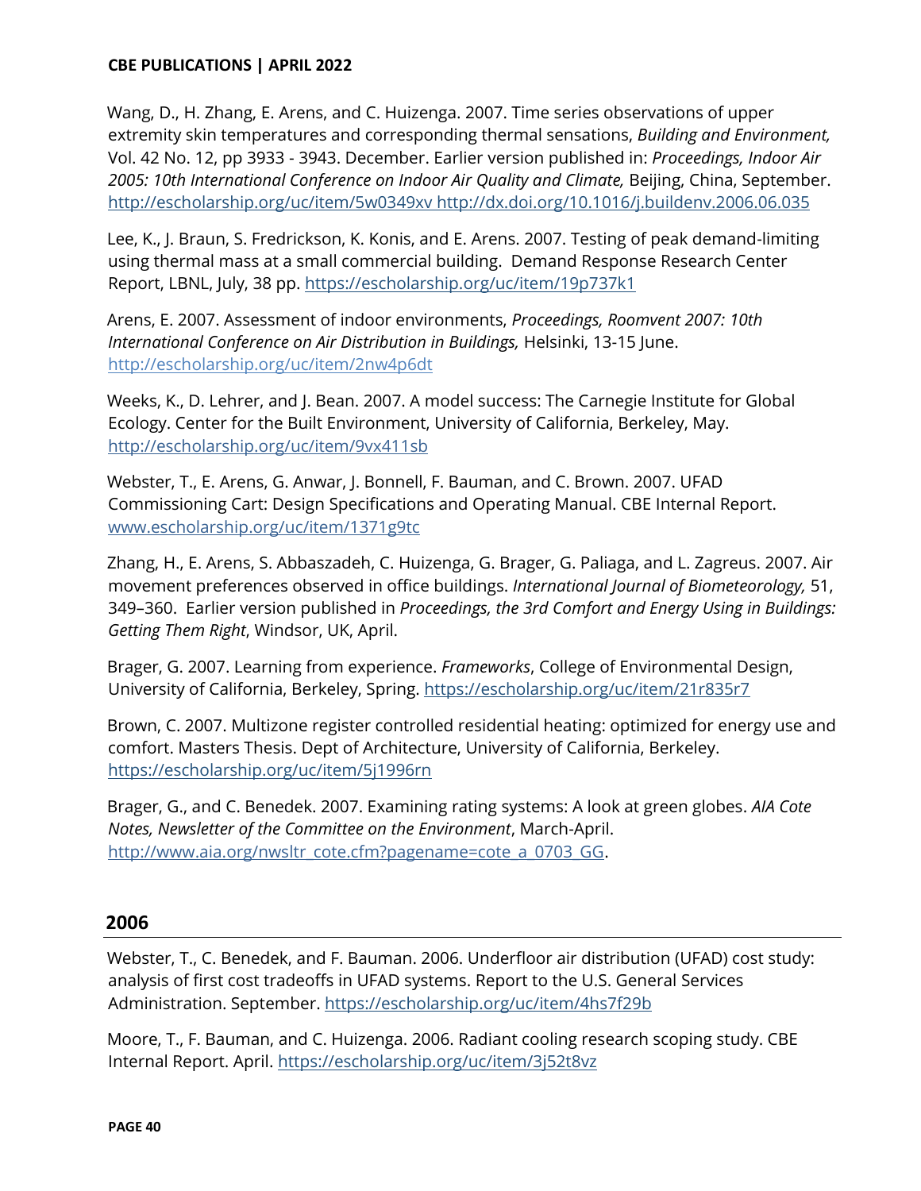Wang, D., H. Zhang, E. Arens, and C. Huizenga. 2007. Time series observations of upper extremity skin temperatures and corresponding thermal sensations, *Building and Environment,* Vol. 42 No. 12, pp 3933 - 3943. December. Earlier version published in: *Proceedings, Indoor Air 2005: 10th International Conference on Indoor Air Quality and Climate,* Beijing, China, September. http://escholarship.org/uc/item/5w0349xv http://dx.doi.org/10.1016/j.buildenv.2006.06.035

Lee, K., J. Braun, S. Fredrickson, K. Konis, and E. Arens. 2007. Testing of peak demand-limiting using thermal mass at a small commercial building. Demand Response Research Center Report, LBNL, July, 38 pp. https://escholarship.org/uc/item/19p737k1

Arens, E. 2007. Assessment of indoor environments, *Proceedings, Roomvent 2007: 10th International Conference on Air Distribution in Buildings,* Helsinki, 13-15 June. http://escholarship.org/uc/item/2nw4p6dt

Weeks, K., D. Lehrer, and J. Bean. 2007. A model success: The Carnegie Institute for Global Ecology. Center for the Built Environment, University of California, Berkeley, May. http://escholarship.org/uc/item/9vx411sb

Webster, T., E. Arens, G. Anwar, J. Bonnell, F. Bauman, and C. Brown. 2007. UFAD Commissioning Cart: Design Specifications and Operating Manual. CBE Internal Report. www.escholarship.org/uc/item/1371g9tc

Zhang, H., E. Arens, S. Abbaszadeh, C. Huizenga, G. Brager, G. Paliaga, and L. Zagreus. 2007. Air movement preferences observed in office buildings. *International Journal of Biometeorology,* 51, 349–360. Earlier version published in *Proceedings, the 3rd Comfort and Energy Using in Buildings: Getting Them Right*, Windsor, UK, April.

Brager, G. 2007. Learning from experience. *Frameworks*, College of Environmental Design, University of California, Berkeley, Spring. https://escholarship.org/uc/item/21r835r7

Brown, C. 2007. Multizone register controlled residential heating: optimized for energy use and comfort. Masters Thesis. Dept of Architecture, University of California, Berkeley. https://escholarship.org/uc/item/5j1996rn

Brager, G., and C. Benedek. 2007. Examining rating systems: A look at green globes. *AIA Cote Notes, Newsletter of the Committee on the Environment*, March-April. http://www.aia.org/nwsltr_cote.cfm?pagename=cote_a_0703_GG.

## 2006

Webster, T., C. Benedek, and F. Bauman. 2006. Underfloor air distribution (UFAD) cost study: analysis of first cost tradeoffs in UFAD systems. Report to the U.S. General Services Administration. September. https://escholarship.org/uc/item/4hs7f29b

Moore, T., F. Bauman, and C. Huizenga. 2006. Radiant cooling research scoping study. CBE Internal Report. April. https://escholarship.org/uc/item/3j52t8vz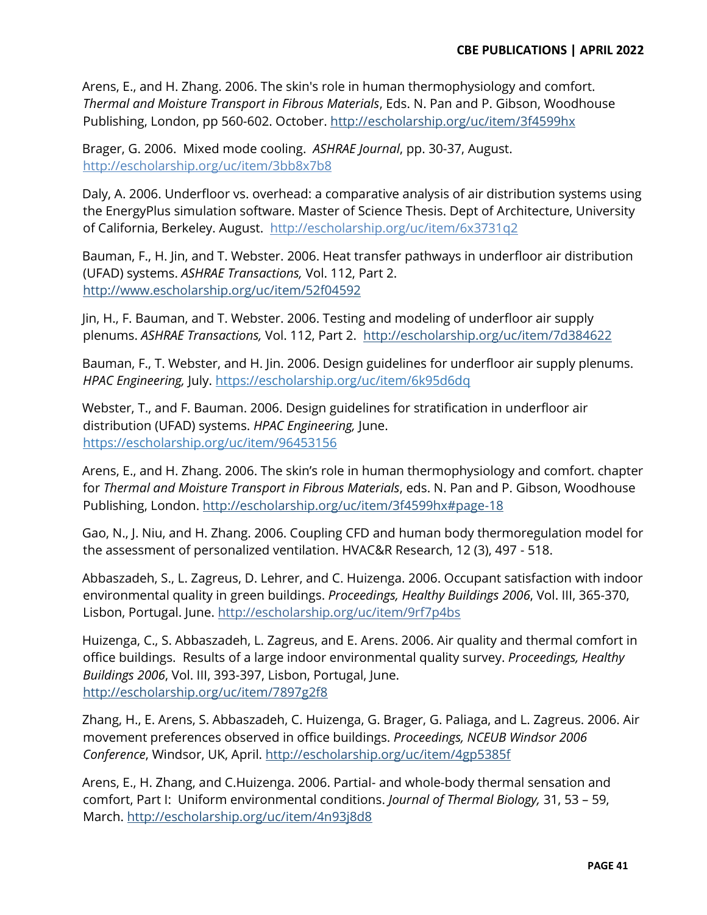Arens, E., and H. Zhang. 2006. The skin's role in human thermophysiology and comfort. *Thermal and Moisture Transport in Fibrous Materials*, Eds. N. Pan and P. Gibson, Woodhouse Publishing, London, pp 560-602. October. http://escholarship.org/uc/item/3f4599hx

Brager, G. 2006. Mixed mode cooling. *ASHRAE Journal*, pp. 30-37, August. http://escholarship.org/uc/item/3bb8x7b8

Daly, A. 2006. Underfloor vs. overhead: a comparative analysis of air distribution systems using the EnergyPlus simulation software. Master of Science Thesis. Dept of Architecture, University of California, Berkeley. August. http://escholarship.org/uc/item/6x3731q2

Bauman, F., H. Jin, and T. Webster. 2006. Heat transfer pathways in underfloor air distribution (UFAD) systems. *ASHRAE Transactions,* Vol. 112, Part 2. http://www.escholarship.org/uc/item/52f04592

Jin, H., F. Bauman, and T. Webster. 2006. Testing and modeling of underfloor air supply plenums. *ASHRAE Transactions,* Vol. 112, Part 2. http://escholarship.org/uc/item/7d384622

Bauman, F., T. Webster, and H. Jin. 2006. Design guidelines for underfloor air supply plenums. *HPAC Engineering,* July. https://escholarship.org/uc/item/6k95d6dq

Webster, T., and F. Bauman. 2006. Design guidelines for stratification in underfloor air distribution (UFAD) systems. *HPAC Engineering,* June. https://escholarship.org/uc/item/96453156

Arens, E., and H. Zhang. 2006. The skin's role in human thermophysiology and comfort. chapter for *Thermal and Moisture Transport in Fibrous Materials*, eds. N. Pan and P. Gibson, Woodhouse Publishing, London. http://escholarship.org/uc/item/3f4599hx#page-18

Gao, N., J. Niu, and H. Zhang. 2006. Coupling CFD and human body thermoregulation model for the assessment of personalized ventilation. HVAC&R Research, 12 (3), 497 - 518.

Abbaszadeh, S., L. Zagreus, D. Lehrer, and C. Huizenga. 2006. Occupant satisfaction with indoor environmental quality in green buildings. *Proceedings, Healthy Buildings 2006*, Vol. III, 365-370, Lisbon, Portugal. June. http://escholarship.org/uc/item/9rf7p4bs

Huizenga, C., S. Abbaszadeh, L. Zagreus, and E. Arens. 2006. Air quality and thermal comfort in office buildings. Results of a large indoor environmental quality survey. *Proceedings, Healthy Buildings 2006*, Vol. III, 393-397, Lisbon, Portugal, June. http://escholarship.org/uc/item/7897g2f8

Zhang, H., E. Arens, S. Abbaszadeh, C. Huizenga, G. Brager, G. Paliaga, and L. Zagreus. 2006. Air movement preferences observed in office buildings. *Proceedings, NCEUB Windsor 2006 Conference*, Windsor, UK, April. http://escholarship.org/uc/item/4gp5385f

Arens, E., H. Zhang, and C.Huizenga. 2006. Partial- and whole-body thermal sensation and comfort, Part I: Uniform environmental conditions. *Journal of Thermal Biology,* 31, 53 – 59, March. http://escholarship.org/uc/item/4n93j8d8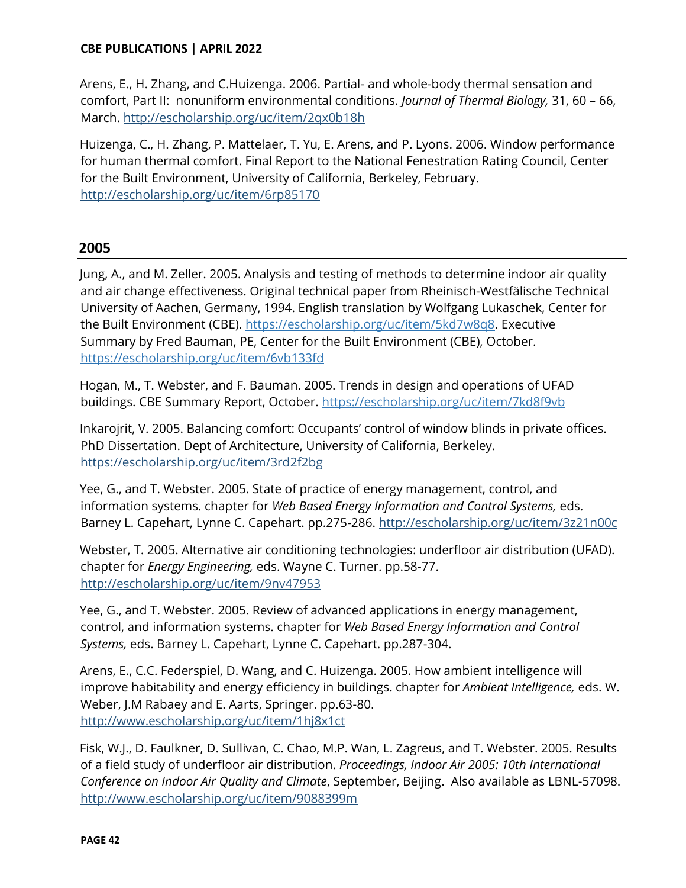Arens, E., H. Zhang, and C.Huizenga. 2006. Partial- and whole-body thermal sensation and comfort, Part II: nonuniform environmental conditions. *Journal of Thermal Biology,* 31, 60 – 66, March. http://escholarship.org/uc/item/2qx0b18h

Huizenga, C., H. Zhang, P. Mattelaer, T. Yu, E. Arens, and P. Lyons. 2006. Window performance for human thermal comfort. Final Report to the National Fenestration Rating Council, Center for the Built Environment, University of California, Berkeley, February. http://escholarship.org/uc/item/6rp85170

## 2005

Jung, A., and M. Zeller. 2005. Analysis and testing of methods to determine indoor air quality and air change effectiveness. Original technical paper from Rheinisch-Westfälische Technical University of Aachen, Germany, 1994. English translation by Wolfgang Lukaschek, Center for the Built Environment (CBE). https://escholarship.org/uc/item/5kd7w8q8. Executive Summary by Fred Bauman, PE, Center for the Built Environment (CBE), October. https://escholarship.org/uc/item/6vb133fd

Hogan, M., T. Webster, and F. Bauman. 2005. Trends in design and operations of UFAD buildings. CBE Summary Report, October. https://escholarship.org/uc/item/7kd8f9vb

Inkarojrit, V. 2005. Balancing comfort: Occupants' control of window blinds in private offices. PhD Dissertation. Dept of Architecture, University of California, Berkeley. https://escholarship.org/uc/item/3rd2f2bg

Yee, G., and T. Webster. 2005. State of practice of energy management, control, and information systems. chapter for *Web Based Energy Information and Control Systems,* eds. Barney L. Capehart, Lynne C. Capehart. pp.275-286. http://escholarship.org/uc/item/3z21n00c

Webster, T. 2005. Alternative air conditioning technologies: underfloor air distribution (UFAD). chapter for *Energy Engineering,* eds. Wayne C. Turner. pp.58-77. http://escholarship.org/uc/item/9nv47953

Yee, G., and T. Webster. 2005. Review of advanced applications in energy management, control, and information systems. chapter for *Web Based Energy Information and Control Systems,* eds. Barney L. Capehart, Lynne C. Capehart. pp.287-304.

Arens, E., C.C. Federspiel, D. Wang, and C. Huizenga. 2005. How ambient intelligence will improve habitability and energy efficiency in buildings. chapter for *Ambient Intelligence,* eds. W. Weber, J.M Rabaey and E. Aarts, Springer. pp.63-80. http://www.escholarship.org/uc/item/1hj8x1ct

Fisk, W.J., D. Faulkner, D. Sullivan, C. Chao, M.P. Wan, L. Zagreus, and T. Webster. 2005. Results of a field study of underfloor air distribution. *Proceedings, Indoor Air 2005: 10th International Conference on Indoor Air Quality and Climate*, September, Beijing. Also available as LBNL-57098. http://www.escholarship.org/uc/item/9088399m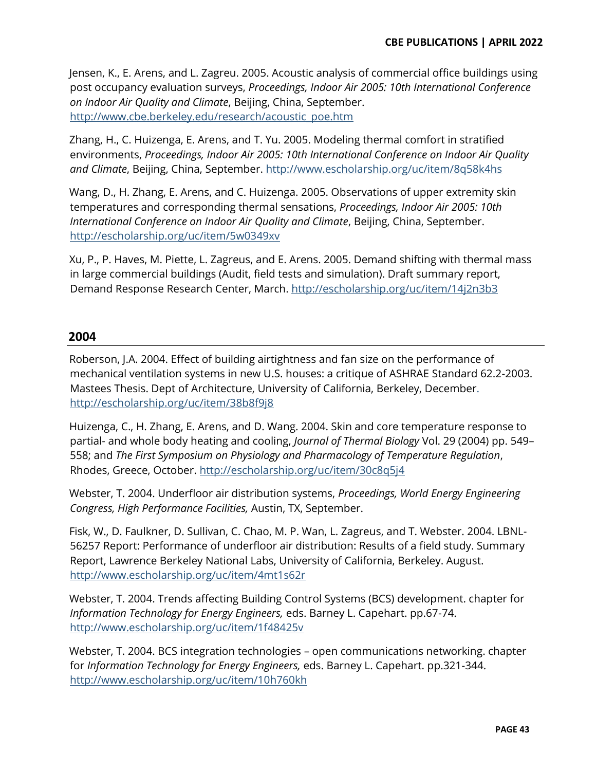Jensen, K., E. Arens, and L. Zagreu. 2005. Acoustic analysis of commercial office buildings using post occupancy evaluation surveys, *Proceedings, Indoor Air 2005: 10th International Conference on Indoor Air Quality and Climate*, Beijing, China, September. http://www.cbe.berkeley.edu/research/acoustic_poe.htm

Zhang, H., C. Huizenga, E. Arens, and T. Yu. 2005. Modeling thermal comfort in stratified environments, *Proceedings, Indoor Air 2005: 10th International Conference on Indoor Air Quality and Climate*, Beijing, China, September. http://www.escholarship.org/uc/item/8q58k4hs

Wang, D., H. Zhang, E. Arens, and C. Huizenga. 2005. Observations of upper extremity skin temperatures and corresponding thermal sensations, *Proceedings, Indoor Air 2005: 10th International Conference on Indoor Air Quality and Climate*, Beijing, China, September. http://escholarship.org/uc/item/5w0349xv

Xu, P., P. Haves, M. Piette, L. Zagreus, and E. Arens. 2005. Demand shifting with thermal mass in large commercial buildings (Audit, field tests and simulation). Draft summary report, Demand Response Research Center, March. http://escholarship.org/uc/item/14j2n3b3

## 2004

Roberson, J.A. 2004. Effect of building airtightness and fan size on the performance of mechanical ventilation systems in new U.S. houses: a critique of ASHRAE Standard 62.2-2003. Mastees Thesis. Dept of Architecture, University of California, Berkeley, December. http://escholarship.org/uc/item/38b8f9j8

Huizenga, C., H. Zhang, E. Arens, and D. Wang. 2004. Skin and core temperature response to partial- and whole body heating and cooling, *Journal of Thermal Biology* Vol. 29 (2004) pp. 549–558; and *The First Symposium on Physiology and Pharmacology of Temperature Regulation*, Rhodes, Greece, October. http://escholarship.org/uc/item/30c8q5j4

Webster, T. 2004. Underfloor air distribution systems, *Proceedings, World Energy Engineering Congress, High Performance Facilities,* Austin, TX, September.

Fisk, W., D. Faulkner, D. Sullivan, C. Chao, M. P. Wan, L. Zagreus, and T. Webster. 2004. LBNL-56257 Report: Performance of underfloor air distribution: Results of a field study. Summary Report, Lawrence Berkeley National Labs, University of California, Berkeley. August. http://www.escholarship.org/uc/item/4mt1s62r

Webster, T. 2004. Trends affecting Building Control Systems (BCS) development. chapter for *Information Technology for Energy Engineers,* eds. Barney L. Capehart. pp.67-74. http://www.escholarship.org/uc/item/1f48425v

Webster, T. 2004. BCS integration technologies – open communications networking. chapter for *Information Technology for Energy Engineers,* eds. Barney L. Capehart. pp.321-344. http://www.escholarship.org/uc/item/10h760kh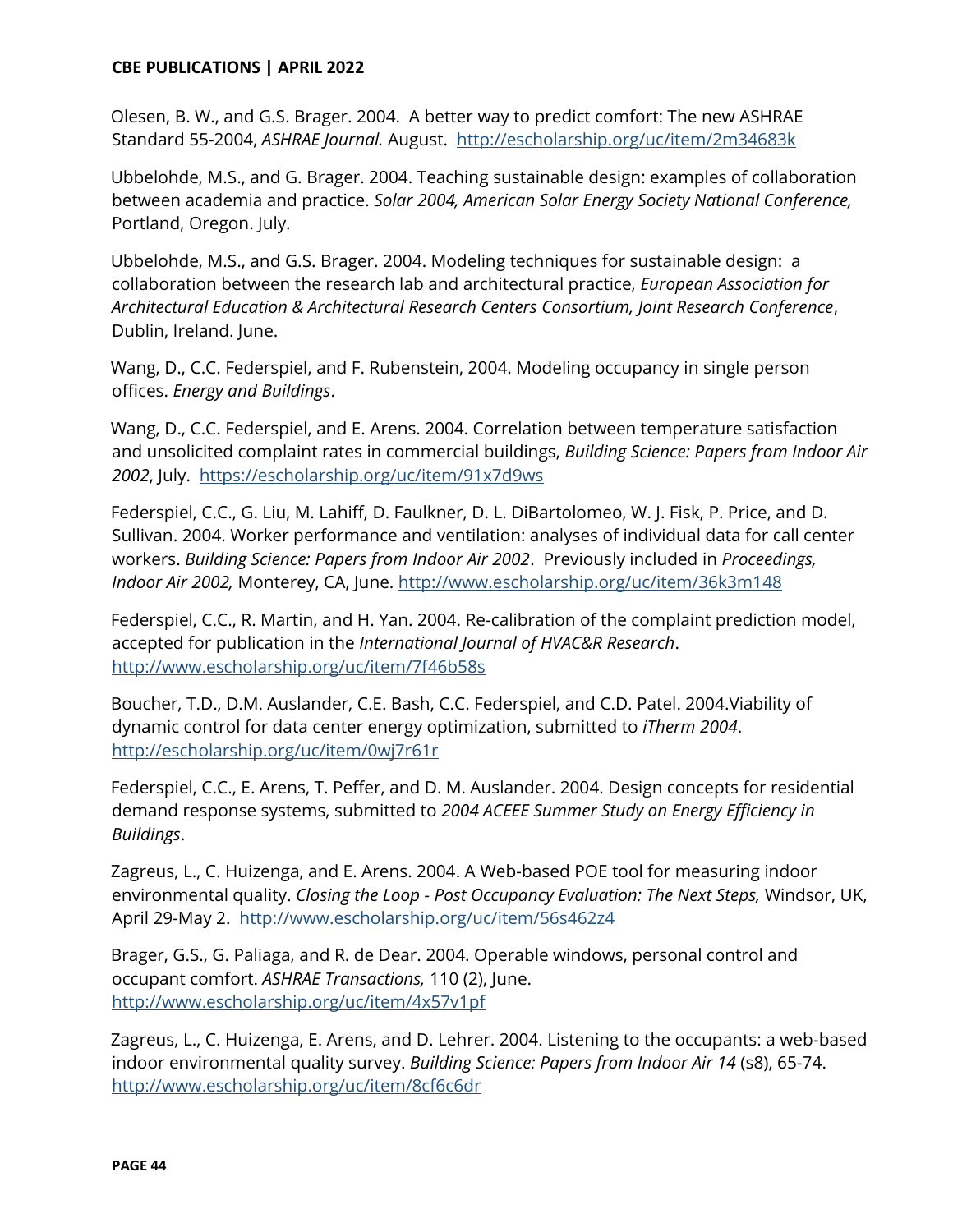Olesen, B. W., and G.S. Brager. 2004. A better way to predict comfort: The new ASHRAE Standard 55-2004, *ASHRAE Journal.* August. http://escholarship.org/uc/item/2m34683k

Ubbelohde, M.S., and G. Brager. 2004. Teaching sustainable design: examples of collaboration between academia and practice. *Solar 2004, American Solar Energy Society National Conference,* Portland, Oregon. July.

Ubbelohde, M.S., and G.S. Brager. 2004. Modeling techniques for sustainable design: a collaboration between the research lab and architectural practice, *European Association for Architectural Education & Architectural Research Centers Consortium, Joint Research Conference*, Dublin, Ireland. June.

Wang, D., C.C. Federspiel, and F. Rubenstein, 2004. Modeling occupancy in single person offices. *Energy and Buildings*.

Wang, D., C.C. Federspiel, and E. Arens. 2004. Correlation between temperature satisfaction and unsolicited complaint rates in commercial buildings, *Building Science: Papers from Indoor Air 2002*, July. https://escholarship.org/uc/item/91x7d9ws

Federspiel, C.C., G. Liu, M. Lahiff, D. Faulkner, D. L. DiBartolomeo, W. J. Fisk, P. Price, and D. Sullivan. 2004. Worker performance and ventilation: analyses of individual data for call center workers. *Building Science: Papers from Indoor Air 2002*. Previously included in *Proceedings, Indoor Air 2002,* Monterey, CA, June. http://www.escholarship.org/uc/item/36k3m148

Federspiel, C.C., R. Martin, and H. Yan. 2004. Re-calibration of the complaint prediction model, accepted for publication in the *International Journal of HVAC&R Research*. http://www.escholarship.org/uc/item/7f46b58s

Boucher, T.D., D.M. Auslander, C.E. Bash, C.C. Federspiel, and C.D. Patel. 2004.Viability of dynamic control for data center energy optimization, submitted to *iTherm 2004*. http://escholarship.org/uc/item/0wj7r61r

Federspiel, C.C., E. Arens, T. Peffer, and D. M. Auslander. 2004. Design concepts for residential demand response systems, submitted to *2004 ACEEE Summer Study on Energy Efficiency in Buildings*.

Zagreus, L., C. Huizenga, and E. Arens. 2004. A Web-based POE tool for measuring indoor environmental quality. *Closing the Loop - Post Occupancy Evaluation: The Next Steps,* Windsor, UK, April 29-May 2. http://www.escholarship.org/uc/item/56s462z4

Brager, G.S., G. Paliaga, and R. de Dear. 2004. Operable windows, personal control and occupant comfort. *ASHRAE Transactions,* 110 (2), June. http://www.escholarship.org/uc/item/4x57v1pf

Zagreus, L., C. Huizenga, E. Arens, and D. Lehrer. 2004. Listening to the occupants: a web-based indoor environmental quality survey. *Building Science: Papers from Indoor Air 14* (s8), 65-74. http://www.escholarship.org/uc/item/8cf6c6dr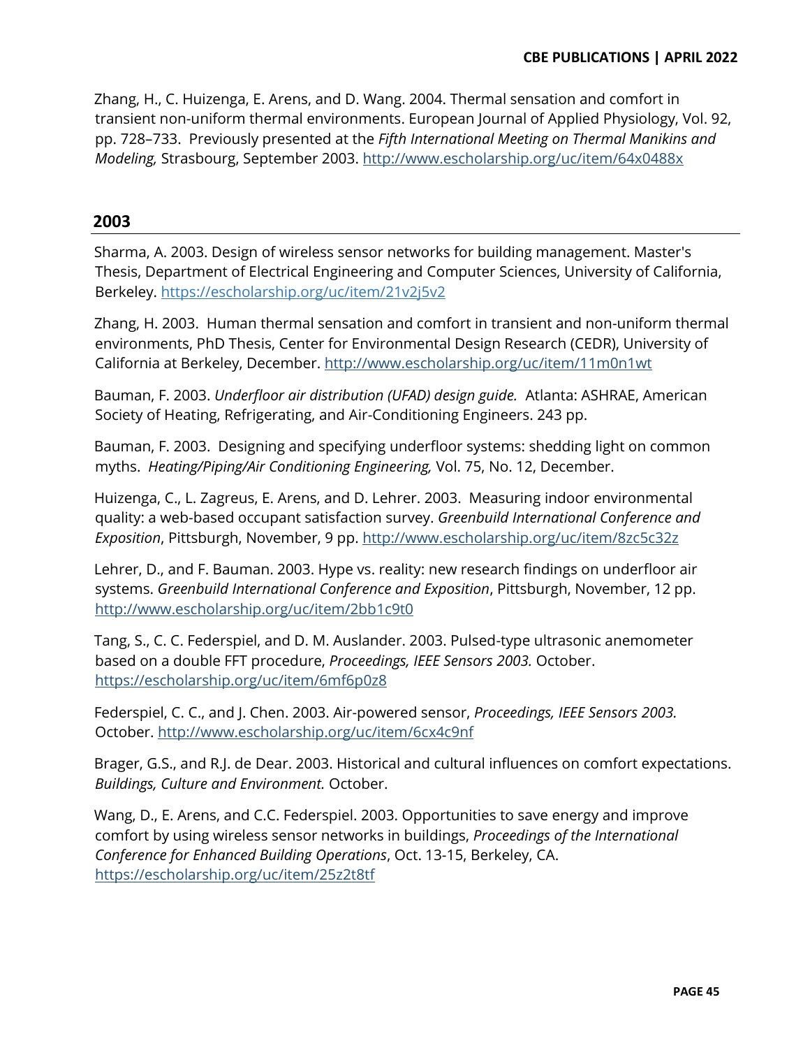Zhang, H., C. Huizenga, E. Arens, and D. Wang. 2004. Thermal sensation and comfort in transient non-uniform thermal environments. European Journal of Applied Physiology, Vol. 92, pp. 728–733. Previously presented at the *Fifth International Meeting on Thermal Manikins and Modeling,* Strasbourg, September 2003. http://www.escholarship.org/uc/item/64x0488x

## 2003

Sharma, A. 2003. Design of wireless sensor networks for building management. Master's Thesis, Department of Electrical Engineering and Computer Sciences, University of California, Berkeley. https://escholarship.org/uc/item/21v2j5v2

Zhang, H. 2003. Human thermal sensation and comfort in transient and non-uniform thermal environments, PhD Thesis, Center for Environmental Design Research (CEDR), University of California at Berkeley, December. http://www.escholarship.org/uc/item/11m0n1wt

Bauman, F. 2003. *Underfloor air distribution (UFAD) design guide.* Atlanta: ASHRAE, American Society of Heating, Refrigerating, and Air-Conditioning Engineers. 243 pp.

Bauman, F. 2003. Designing and specifying underfloor systems: shedding light on common myths. *Heating/Piping/Air Conditioning Engineering,* Vol. 75, No. 12, December.

Huizenga, C., L. Zagreus, E. Arens, and D. Lehrer. 2003. Measuring indoor environmental quality: a web-based occupant satisfaction survey. *Greenbuild International Conference and Exposition*, Pittsburgh, November, 9 pp. http://www.escholarship.org/uc/item/8zc5c32z

Lehrer, D., and F. Bauman. 2003. Hype vs. reality: new research findings on underfloor air systems. *Greenbuild International Conference and Exposition*, Pittsburgh, November, 12 pp. http://www.escholarship.org/uc/item/2bb1c9t0

Tang, S., C. C. Federspiel, and D. M. Auslander. 2003. Pulsed-type ultrasonic anemometer based on a double FFT procedure, *Proceedings, IEEE Sensors 2003.* October. https://escholarship.org/uc/item/6mf6p0z8

Federspiel, C. C., and J. Chen. 2003. Air-powered sensor, *Proceedings, IEEE Sensors 2003.* October. http://www.escholarship.org/uc/item/6cx4c9nf

Brager, G.S., and R.J. de Dear. 2003. Historical and cultural influences on comfort expectations. *Buildings, Culture and Environment.* October.

Wang, D., E. Arens, and C.C. Federspiel. 2003. Opportunities to save energy and improve comfort by using wireless sensor networks in buildings, *Proceedings of the International Conference for Enhanced Building Operations*, Oct. 13-15, Berkeley, CA. https://escholarship.org/uc/item/25z2t8tf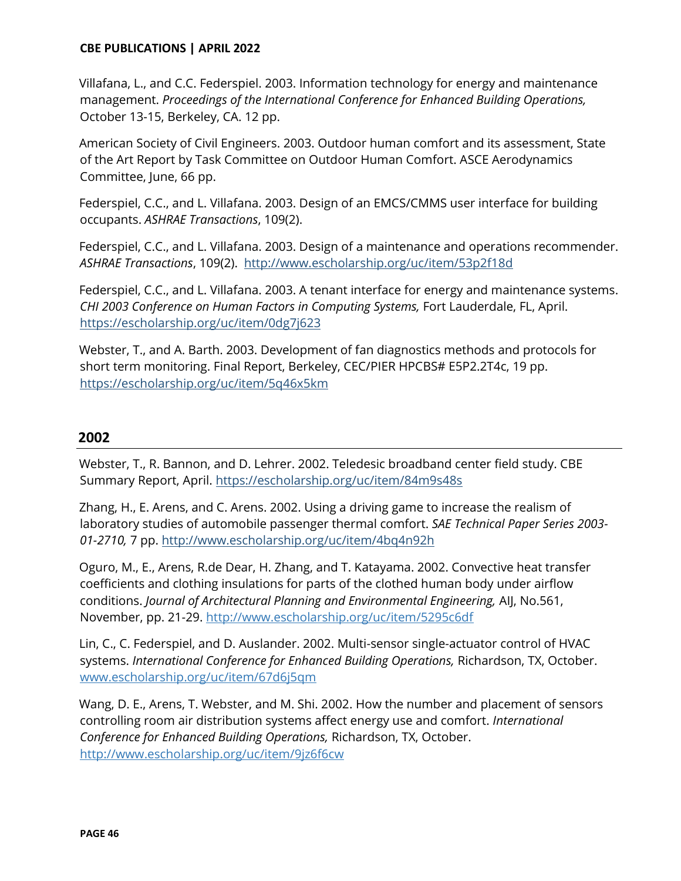Villafana, L., and C.C. Federspiel. 2003. Information technology for energy and maintenance management. *Proceedings of the International Conference for Enhanced Building Operations,* October 13-15, Berkeley, CA. 12 pp.

American Society of Civil Engineers. 2003. Outdoor human comfort and its assessment, State of the Art Report by Task Committee on Outdoor Human Comfort. ASCE Aerodynamics Committee, June, 66 pp.

Federspiel, C.C., and L. Villafana. 2003. Design of an EMCS/CMMS user interface for building occupants. *ASHRAE Transactions*, 109(2).

Federspiel, C.C., and L. Villafana. 2003. Design of a maintenance and operations recommender. *ASHRAE Transactions*, 109(2). http://www.escholarship.org/uc/item/53p2f18d

Federspiel, C.C., and L. Villafana. 2003. A tenant interface for energy and maintenance systems. *CHI 2003 Conference on Human Factors in Computing Systems,* Fort Lauderdale, FL, April. https://escholarship.org/uc/item/0dg7j623

Webster, T., and A. Barth. 2003. Development of fan diagnostics methods and protocols for short term monitoring. Final Report, Berkeley, CEC/PIER HPCBS# E5P2.2T4c, 19 pp. https://escholarship.org/uc/item/5q46x5km

## 2002

Webster, T., R. Bannon, and D. Lehrer. 2002. Teledesic broadband center field study. CBE Summary Report, April. https://escholarship.org/uc/item/84m9s48s

Zhang, H., E. Arens, and C. Arens. 2002. Using a driving game to increase the realism of laboratory studies of automobile passenger thermal comfort. *SAE Technical Paper Series 2003-01-2710,* 7 pp. http://www.escholarship.org/uc/item/4bq4n92h

Oguro, M., E., Arens, R.de Dear, H. Zhang, and T. Katayama. 2002. Convective heat transfer coefficients and clothing insulations for parts of the clothed human body under airflow conditions. *Journal of Architectural Planning and Environmental Engineering,* AIJ, No.561, November, pp. 21-29. http://www.escholarship.org/uc/item/5295c6df

Lin, C., C. Federspiel, and D. Auslander. 2002. Multi-sensor single-actuator control of HVAC systems. *International Conference for Enhanced Building Operations,* Richardson, TX, October. www.escholarship.org/uc/item/67d6j5qm

Wang, D. E., Arens, T. Webster, and M. Shi. 2002. How the number and placement of sensors controlling room air distribution systems affect energy use and comfort. *International Conference for Enhanced Building Operations,* Richardson, TX, October. http://www.escholarship.org/uc/item/9jz6f6cw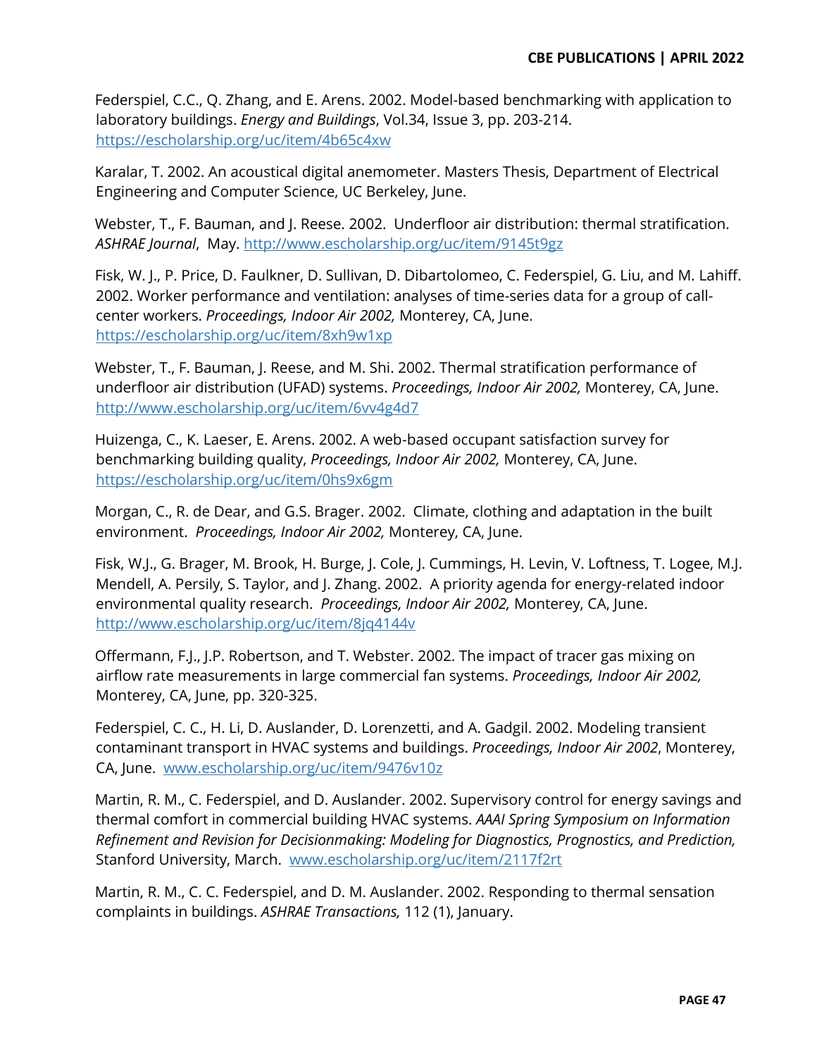Federspiel, C.C., Q. Zhang, and E. Arens. 2002. Model-based benchmarking with application to laboratory buildings. *Energy and Buildings*, Vol.34, Issue 3, pp. 203-214. https://escholarship.org/uc/item/4b65c4xw

Karalar, T. 2002. An acoustical digital anemometer. Masters Thesis, Department of Electrical Engineering and Computer Science, UC Berkeley, June.

Webster, T., F. Bauman, and J. Reese. 2002. Underfloor air distribution: thermal stratification. *ASHRAE Journal*, May. http://www.escholarship.org/uc/item/9145t9gz

Fisk, W. J., P. Price, D. Faulkner, D. Sullivan, D. Dibartolomeo, C. Federspiel, G. Liu, and M. Lahiff. 2002. Worker performance and ventilation: analyses of time-series data for a group of call-center workers. *Proceedings, Indoor Air 2002,* Monterey, CA, June. https://escholarship.org/uc/item/8xh9w1xp

Webster, T., F. Bauman, J. Reese, and M. Shi. 2002. Thermal stratification performance of underfloor air distribution (UFAD) systems. *Proceedings, Indoor Air 2002,* Monterey, CA, June. http://www.escholarship.org/uc/item/6vv4g4d7

Huizenga, C., K. Laeser, E. Arens. 2002. A web-based occupant satisfaction survey for benchmarking building quality, *Proceedings, Indoor Air 2002,* Monterey, CA, June. https://escholarship.org/uc/item/0hs9x6gm

Morgan, C., R. de Dear, and G.S. Brager. 2002. Climate, clothing and adaptation in the built environment. *Proceedings, Indoor Air 2002,* Monterey, CA, June.

Fisk, W.J., G. Brager, M. Brook, H. Burge, J. Cole, J. Cummings, H. Levin, V. Loftness, T. Logee, M.J. Mendell, A. Persily, S. Taylor, and J. Zhang. 2002. A priority agenda for energy-related indoor environmental quality research. *Proceedings, Indoor Air 2002,* Monterey, CA, June. http://www.escholarship.org/uc/item/8jq4144v

Offermann, F.J., J.P. Robertson, and T. Webster. 2002. The impact of tracer gas mixing on airflow rate measurements in large commercial fan systems. *Proceedings, Indoor Air 2002,* Monterey, CA, June, pp. 320-325.

Federspiel, C. C., H. Li, D. Auslander, D. Lorenzetti, and A. Gadgil. 2002. Modeling transient contaminant transport in HVAC systems and buildings. *Proceedings, Indoor Air 2002*, Monterey, CA, June. www.escholarship.org/uc/item/9476v10z

Martin, R. M., C. Federspiel, and D. Auslander. 2002. Supervisory control for energy savings and thermal comfort in commercial building HVAC systems. *AAAI Spring Symposium on Information Refinement and Revision for Decisionmaking: Modeling for Diagnostics, Prognostics, and Prediction,* Stanford University, March. www.escholarship.org/uc/item/2117f2rt

Martin, R. M., C. C. Federspiel, and D. M. Auslander. 2002. Responding to thermal sensation complaints in buildings. *ASHRAE Transactions,* 112 (1), January.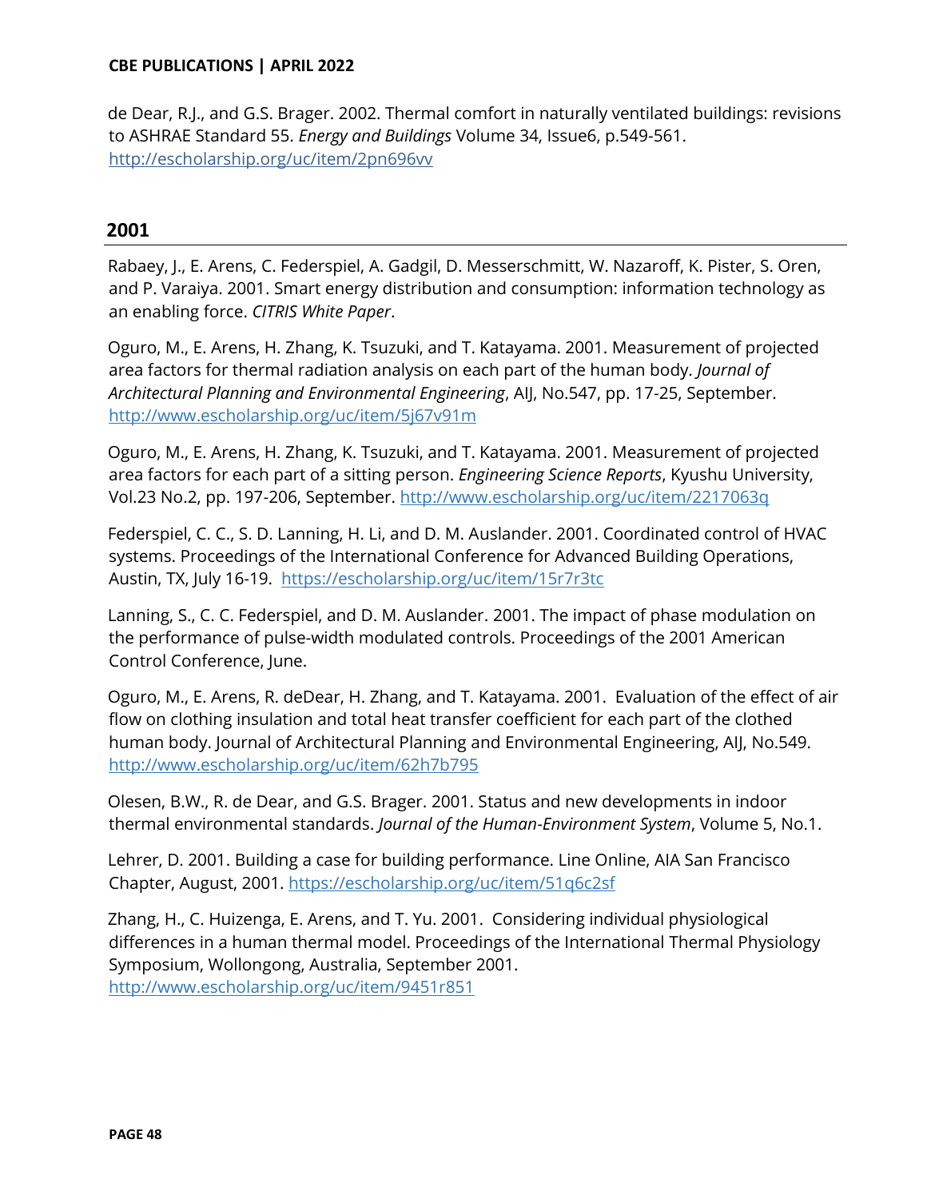de Dear, R.J., and G.S. Brager. 2002. Thermal comfort in naturally ventilated buildings: revisions to ASHRAE Standard 55. *Energy and Buildings* Volume 34, Issue6, p.549-561. http://escholarship.org/uc/item/2pn696vv

## 2001

Rabaey, J., E. Arens, C. Federspiel, A. Gadgil, D. Messerschmitt, W. Nazaroff, K. Pister, S. Oren, and P. Varaiya. 2001. Smart energy distribution and consumption: information technology as an enabling force. *CITRIS White Paper*.

Oguro, M., E. Arens, H. Zhang, K. Tsuzuki, and T. Katayama. 2001. Measurement of projected area factors for thermal radiation analysis on each part of the human body. *Journal of Architectural Planning and Environmental Engineering*, AIJ, No.547, pp. 17-25, September. http://www.escholarship.org/uc/item/5j67v91m

Oguro, M., E. Arens, H. Zhang, K. Tsuzuki, and T. Katayama. 2001. Measurement of projected area factors for each part of a sitting person. *Engineering Science Reports*, Kyushu University, Vol.23 No.2, pp. 197-206, September. http://www.escholarship.org/uc/item/2217063q

Federspiel, C. C., S. D. Lanning, H. Li, and D. M. Auslander. 2001. Coordinated control of HVAC systems. Proceedings of the International Conference for Advanced Building Operations, Austin, TX, July 16-19. https://escholarship.org/uc/item/15r7r3tc

Lanning, S., C. C. Federspiel, and D. M. Auslander. 2001. The impact of phase modulation on the performance of pulse-width modulated controls. Proceedings of the 2001 American Control Conference, June.

Oguro, M., E. Arens, R. deDear, H. Zhang, and T. Katayama. 2001. Evaluation of the effect of air flow on clothing insulation and total heat transfer coefficient for each part of the clothed human body. Journal of Architectural Planning and Environmental Engineering, AIJ, No.549. http://www.escholarship.org/uc/item/62h7b795

Olesen, B.W., R. de Dear, and G.S. Brager. 2001. Status and new developments in indoor thermal environmental standards. *Journal of the Human-Environment System*, Volume 5, No.1.

Lehrer, D. 2001. Building a case for building performance. Line Online, AIA San Francisco Chapter, August, 2001. https://escholarship.org/uc/item/51q6c2sf

Zhang, H., C. Huizenga, E. Arens, and T. Yu. 2001. Considering individual physiological differences in a human thermal model. Proceedings of the International Thermal Physiology Symposium, Wollongong, Australia, September 2001. http://www.escholarship.org/uc/item/9451r851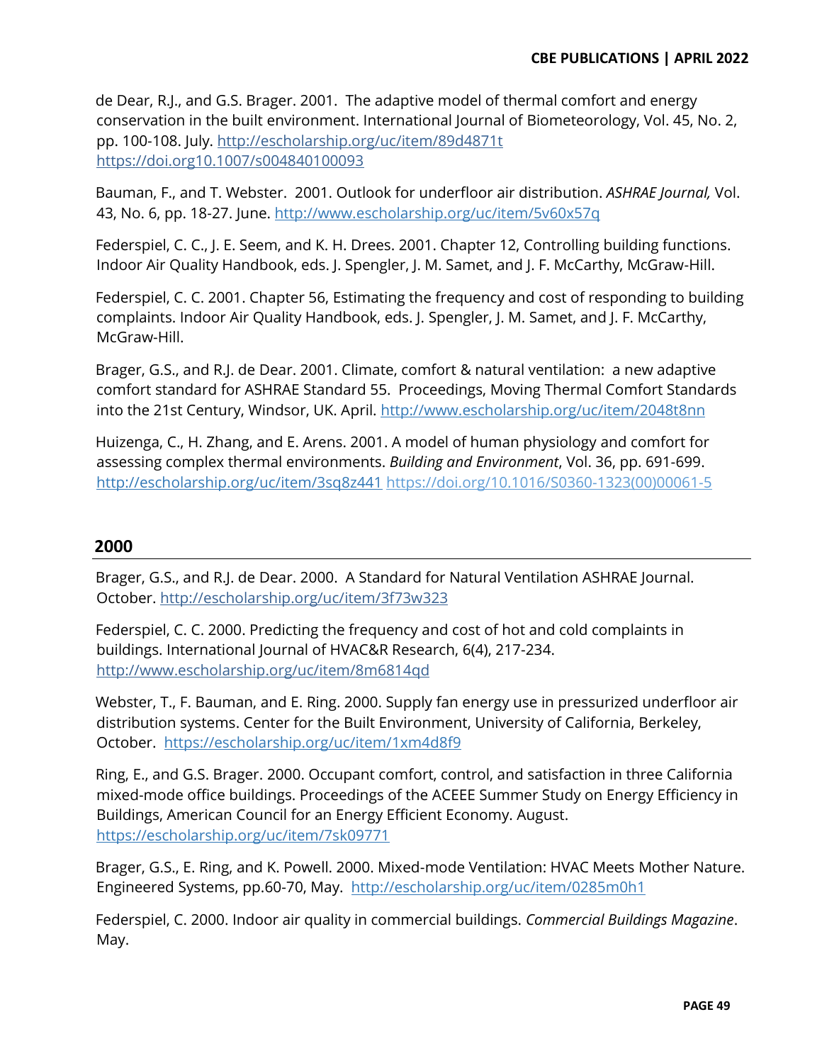de Dear, R.J., and G.S. Brager. 2001. The adaptive model of thermal comfort and energy conservation in the built environment. International Journal of Biometeorology, Vol. 45, No. 2, pp. 100-108. July. http://escholarship.org/uc/item/89d4871t https://doi.org10.1007/s004840100093

Bauman, F., and T. Webster. 2001. Outlook for underfloor air distribution. *ASHRAE Journal,* Vol. 43, No. 6, pp. 18-27. June. http://www.escholarship.org/uc/item/5v60x57q

Federspiel, C. C., J. E. Seem, and K. H. Drees. 2001. Chapter 12, Controlling building functions. Indoor Air Quality Handbook, eds. J. Spengler, J. M. Samet, and J. F. McCarthy, McGraw-Hill.

Federspiel, C. C. 2001. Chapter 56, Estimating the frequency and cost of responding to building complaints. Indoor Air Quality Handbook, eds. J. Spengler, J. M. Samet, and J. F. McCarthy, McGraw-Hill.

Brager, G.S., and R.J. de Dear. 2001. Climate, comfort & natural ventilation: a new adaptive comfort standard for ASHRAE Standard 55. Proceedings, Moving Thermal Comfort Standards into the 21st Century, Windsor, UK. April. http://www.escholarship.org/uc/item/2048t8nn

Huizenga, C., H. Zhang, and E. Arens. 2001. A model of human physiology and comfort for assessing complex thermal environments. *Building and Environment*, Vol. 36, pp. 691-699. http://escholarship.org/uc/item/3sq8z441 https://doi.org/10.1016/S0360-1323(00)00061-5

## 2000

Brager, G.S., and R.J. de Dear. 2000. A Standard for Natural Ventilation ASHRAE Journal. October. http://escholarship.org/uc/item/3f73w323

Federspiel, C. C. 2000. Predicting the frequency and cost of hot and cold complaints in buildings. International Journal of HVAC&R Research, 6(4), 217-234. http://www.escholarship.org/uc/item/8m6814qd

Webster, T., F. Bauman, and E. Ring. 2000. Supply fan energy use in pressurized underfloor air distribution systems. Center for the Built Environment, University of California, Berkeley, October. https://escholarship.org/uc/item/1xm4d8f9

Ring, E., and G.S. Brager. 2000. Occupant comfort, control, and satisfaction in three California mixed-mode office buildings. Proceedings of the ACEEE Summer Study on Energy Efficiency in Buildings, American Council for an Energy Efficient Economy. August. https://escholarship.org/uc/item/7sk09771

Brager, G.S., E. Ring, and K. Powell. 2000. Mixed-mode Ventilation: HVAC Meets Mother Nature. Engineered Systems, pp.60-70, May. http://escholarship.org/uc/item/0285m0h1

Federspiel, C. 2000. Indoor air quality in commercial buildings. *Commercial Buildings Magazine*. May.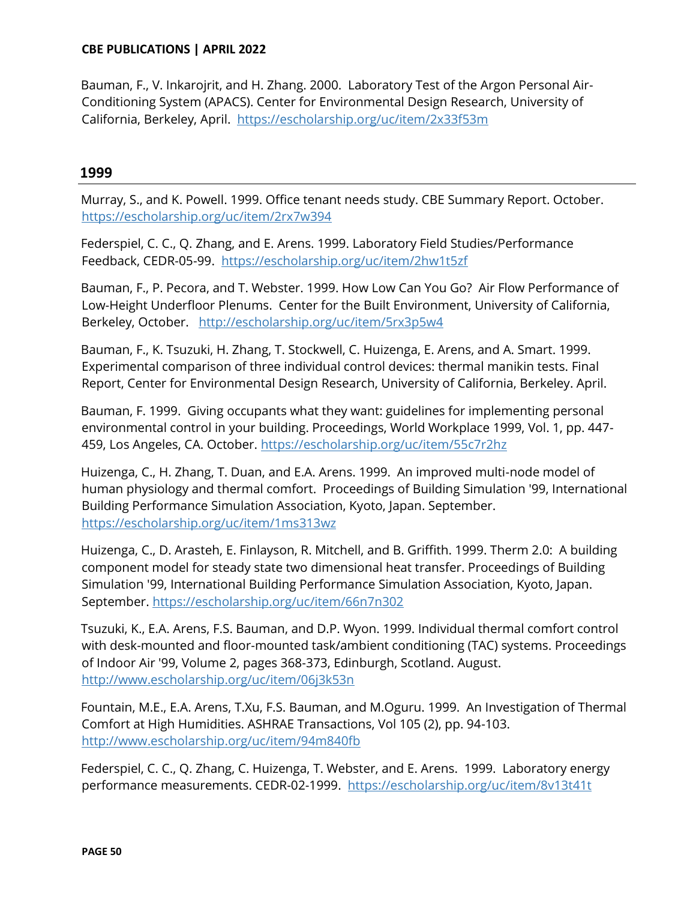Bauman, F., V. Inkarojrit, and H. Zhang. 2000. Laboratory Test of the Argon Personal Air-Conditioning System (APACS). Center for Environmental Design Research, University of California, Berkeley, April. https://escholarship.org/uc/item/2x33f53m

## 1999

Murray, S., and K. Powell. 1999. Office tenant needs study. CBE Summary Report. October. https://escholarship.org/uc/item/2rx7w394

Federspiel, C. C., Q. Zhang, and E. Arens. 1999. Laboratory Field Studies/Performance Feedback, CEDR-05-99. https://escholarship.org/uc/item/2hw1t5zf

Bauman, F., P. Pecora, and T. Webster. 1999. How Low Can You Go? Air Flow Performance of Low-Height Underfloor Plenums. Center for the Built Environment, University of California, Berkeley, October. http://escholarship.org/uc/item/5rx3p5w4

Bauman, F., K. Tsuzuki, H. Zhang, T. Stockwell, C. Huizenga, E. Arens, and A. Smart. 1999. Experimental comparison of three individual control devices: thermal manikin tests. Final Report, Center for Environmental Design Research, University of California, Berkeley. April.

Bauman, F. 1999. Giving occupants what they want: guidelines for implementing personal environmental control in your building. Proceedings, World Workplace 1999, Vol. 1, pp. 447-459, Los Angeles, CA. October. https://escholarship.org/uc/item/55c7r2hz

Huizenga, C., H. Zhang, T. Duan, and E.A. Arens. 1999. An improved multi-node model of human physiology and thermal comfort. Proceedings of Building Simulation '99, International Building Performance Simulation Association, Kyoto, Japan. September. https://escholarship.org/uc/item/1ms313wz

Huizenga, C., D. Arasteh, E. Finlayson, R. Mitchell, and B. Griffith. 1999. Therm 2.0: A building component model for steady state two dimensional heat transfer. Proceedings of Building Simulation '99, International Building Performance Simulation Association, Kyoto, Japan. September. https://escholarship.org/uc/item/66n7n302

Tsuzuki, K., E.A. Arens, F.S. Bauman, and D.P. Wyon. 1999. Individual thermal comfort control with desk-mounted and floor-mounted task/ambient conditioning (TAC) systems. Proceedings of Indoor Air '99, Volume 2, pages 368-373, Edinburgh, Scotland. August. http://www.escholarship.org/uc/item/06j3k53n

Fountain, M.E., E.A. Arens, T.Xu, F.S. Bauman, and M.Oguru. 1999. An Investigation of Thermal Comfort at High Humidities. ASHRAE Transactions, Vol 105 (2), pp. 94-103. http://www.escholarship.org/uc/item/94m840fb

Federspiel, C. C., Q. Zhang, C. Huizenga, T. Webster, and E. Arens. 1999. Laboratory energy performance measurements. CEDR-02-1999. https://escholarship.org/uc/item/8v13t41t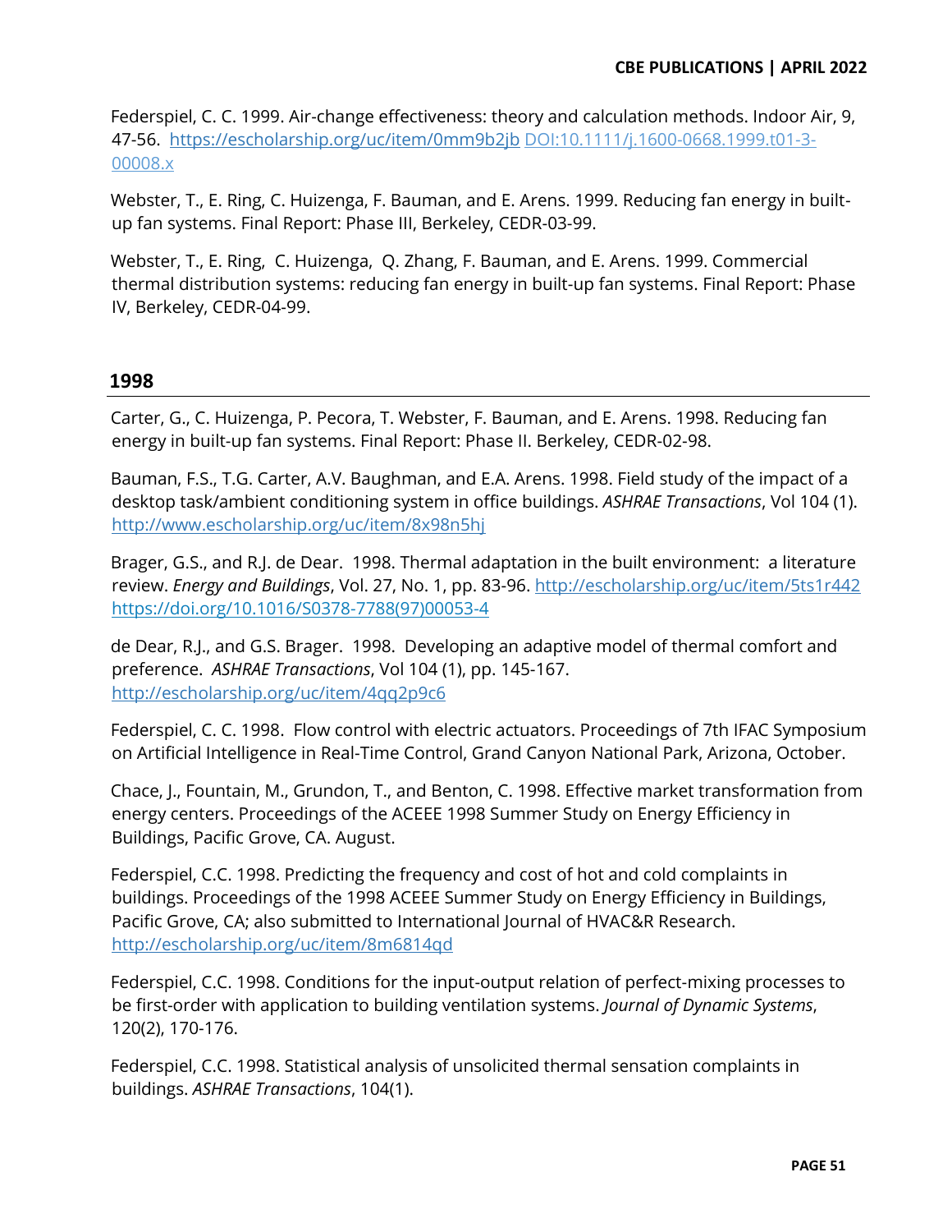Federspiel, C. C. 1999. Air-change effectiveness: theory and calculation methods. Indoor Air, 9, 47-56. https://escholarship.org/uc/item/0mm9b2jb DOI:10.1111/j.1600-0668.1999.t01-3-00008.x

Webster, T., E. Ring, C. Huizenga, F. Bauman, and E. Arens. 1999. Reducing fan energy in built-up fan systems. Final Report: Phase III, Berkeley, CEDR-03-99.

Webster, T., E. Ring, C. Huizenga, Q. Zhang, F. Bauman, and E. Arens. 1999. Commercial thermal distribution systems: reducing fan energy in built-up fan systems. Final Report: Phase IV, Berkeley, CEDR-04-99.

## 1998

Carter, G., C. Huizenga, P. Pecora, T. Webster, F. Bauman, and E. Arens. 1998. Reducing fan energy in built-up fan systems. Final Report: Phase II. Berkeley, CEDR-02-98.

Bauman, F.S., T.G. Carter, A.V. Baughman, and E.A. Arens. 1998. Field study of the impact of a desktop task/ambient conditioning system in office buildings. *ASHRAE Transactions*, Vol 104 (1). http://www.escholarship.org/uc/item/8x98n5hj

Brager, G.S., and R.J. de Dear. 1998. Thermal adaptation in the built environment: a literature review. *Energy and Buildings*, Vol. 27, No. 1, pp. 83-96. http://escholarship.org/uc/item/5ts1r442 https://doi.org/10.1016/S0378-7788(97)00053-4

de Dear, R.J., and G.S. Brager. 1998. Developing an adaptive model of thermal comfort and preference. *ASHRAE Transactions*, Vol 104 (1), pp. 145-167. http://escholarship.org/uc/item/4qq2p9c6

Federspiel, C. C. 1998. Flow control with electric actuators. Proceedings of 7th IFAC Symposium on Artificial Intelligence in Real-Time Control, Grand Canyon National Park, Arizona, October.

Chace, J., Fountain, M., Grundon, T., and Benton, C. 1998. Effective market transformation from energy centers. Proceedings of the ACEEE 1998 Summer Study on Energy Efficiency in Buildings, Pacific Grove, CA. August.

Federspiel, C.C. 1998. Predicting the frequency and cost of hot and cold complaints in buildings. Proceedings of the 1998 ACEEE Summer Study on Energy Efficiency in Buildings, Pacific Grove, CA; also submitted to International Journal of HVAC&R Research. http://escholarship.org/uc/item/8m6814qd

Federspiel, C.C. 1998. Conditions for the input-output relation of perfect-mixing processes to be first-order with application to building ventilation systems. *Journal of Dynamic Systems*, 120(2), 170-176.

Federspiel, C.C. 1998. Statistical analysis of unsolicited thermal sensation complaints in buildings. *ASHRAE Transactions*, 104(1).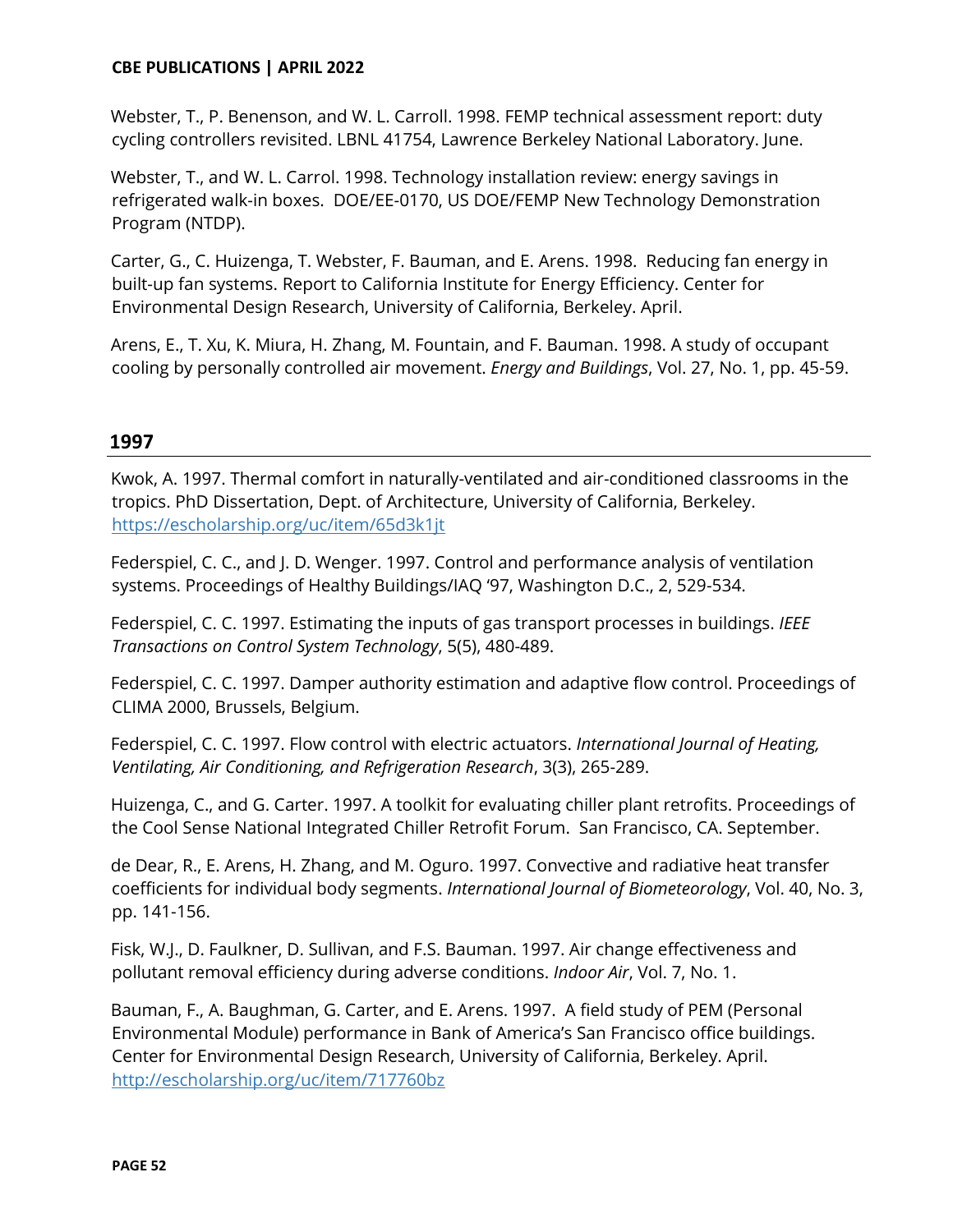Webster, T., P. Benenson, and W. L. Carroll. 1998. FEMP technical assessment report: duty cycling controllers revisited. LBNL 41754, Lawrence Berkeley National Laboratory. June.

Webster, T., and W. L. Carrol. 1998. Technology installation review: energy savings in refrigerated walk-in boxes. DOE/EE-0170, US DOE/FEMP New Technology Demonstration Program (NTDP).

Carter, G., C. Huizenga, T. Webster, F. Bauman, and E. Arens. 1998. Reducing fan energy in built-up fan systems. Report to California Institute for Energy Efficiency. Center for Environmental Design Research, University of California, Berkeley. April.

Arens, E., T. Xu, K. Miura, H. Zhang, M. Fountain, and F. Bauman. 1998. A study of occupant cooling by personally controlled air movement. *Energy and Buildings*, Vol. 27, No. 1, pp. 45-59.

## 1997

Kwok, A. 1997. Thermal comfort in naturally-ventilated and air-conditioned classrooms in the tropics. PhD Dissertation, Dept. of Architecture, University of California, Berkeley. https://escholarship.org/uc/item/65d3k1jt

Federspiel, C. C., and J. D. Wenger. 1997. Control and performance analysis of ventilation systems. Proceedings of Healthy Buildings/IAQ '97, Washington D.C., 2, 529-534.

Federspiel, C. C. 1997. Estimating the inputs of gas transport processes in buildings. *IEEE Transactions on Control System Technology*, 5(5), 480-489.

Federspiel, C. C. 1997. Damper authority estimation and adaptive flow control. Proceedings of CLIMA 2000, Brussels, Belgium.

Federspiel, C. C. 1997. Flow control with electric actuators. *International Journal of Heating, Ventilating, Air Conditioning, and Refrigeration Research*, 3(3), 265-289.

Huizenga, C., and G. Carter. 1997. A toolkit for evaluating chiller plant retrofits. Proceedings of the Cool Sense National Integrated Chiller Retrofit Forum. San Francisco, CA. September.

de Dear, R., E. Arens, H. Zhang, and M. Oguro. 1997. Convective and radiative heat transfer coefficients for individual body segments. *International Journal of Biometeorology*, Vol. 40, No. 3, pp. 141-156.

Fisk, W.J., D. Faulkner, D. Sullivan, and F.S. Bauman. 1997. Air change effectiveness and pollutant removal efficiency during adverse conditions. *Indoor Air*, Vol. 7, No. 1.

Bauman, F., A. Baughman, G. Carter, and E. Arens. 1997. A field study of PEM (Personal Environmental Module) performance in Bank of America's San Francisco office buildings. Center for Environmental Design Research, University of California, Berkeley. April. http://escholarship.org/uc/item/717760bz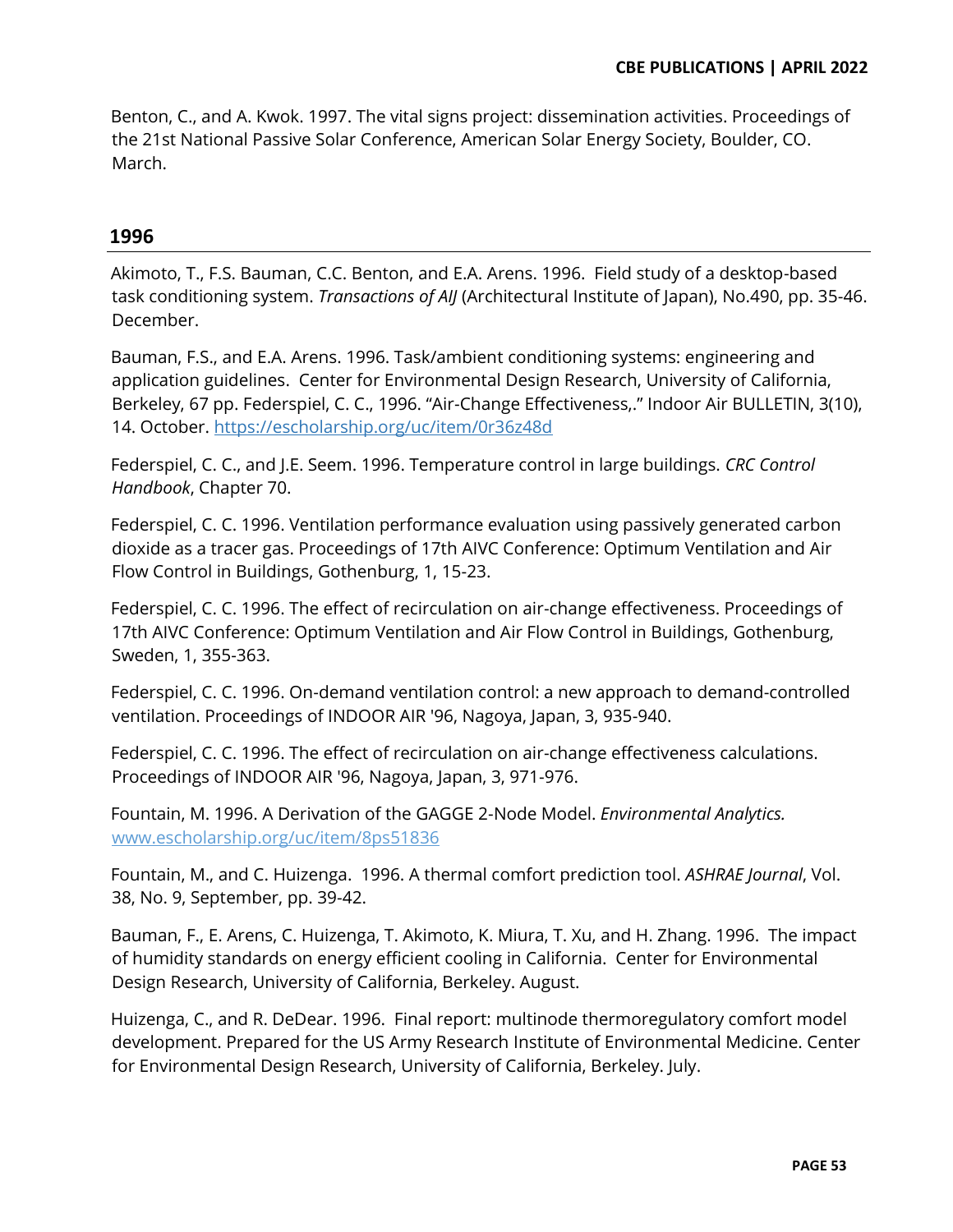Benton, C., and A. Kwok. 1997. The vital signs project: dissemination activities. Proceedings of the 21st National Passive Solar Conference, American Solar Energy Society, Boulder, CO. March.

## 1996

Akimoto, T., F.S. Bauman, C.C. Benton, and E.A. Arens. 1996. Field study of a desktop-based task conditioning system. *Transactions of AIJ* (Architectural Institute of Japan), No.490, pp. 35-46. December.

Bauman, F.S., and E.A. Arens. 1996. Task/ambient conditioning systems: engineering and application guidelines. Center for Environmental Design Research, University of California, Berkeley, 67 pp. Federspiel, C. C., 1996. "Air-Change Effectiveness,." Indoor Air BULLETIN, 3(10), 14. October. https://escholarship.org/uc/item/0r36z48d

Federspiel, C. C., and J.E. Seem. 1996. Temperature control in large buildings. *CRC Control Handbook*, Chapter 70.

Federspiel, C. C. 1996. Ventilation performance evaluation using passively generated carbon dioxide as a tracer gas. Proceedings of 17th AIVC Conference: Optimum Ventilation and Air Flow Control in Buildings, Gothenburg, 1, 15-23.

Federspiel, C. C. 1996. The effect of recirculation on air-change effectiveness. Proceedings of 17th AIVC Conference: Optimum Ventilation and Air Flow Control in Buildings, Gothenburg, Sweden, 1, 355-363.

Federspiel, C. C. 1996. On-demand ventilation control: a new approach to demand-controlled ventilation. Proceedings of INDOOR AIR '96, Nagoya, Japan, 3, 935-940.

Federspiel, C. C. 1996. The effect of recirculation on air-change effectiveness calculations. Proceedings of INDOOR AIR '96, Nagoya, Japan, 3, 971-976.

Fountain, M. 1996. A Derivation of the GAGGE 2-Node Model. *Environmental Analytics.* www.escholarship.org/uc/item/8ps51836

Fountain, M., and C. Huizenga. 1996. A thermal comfort prediction tool. *ASHRAE Journal*, Vol. 38, No. 9, September, pp. 39-42.

Bauman, F., E. Arens, C. Huizenga, T. Akimoto, K. Miura, T. Xu, and H. Zhang. 1996. The impact of humidity standards on energy efficient cooling in California. Center for Environmental Design Research, University of California, Berkeley. August.

Huizenga, C., and R. DeDear. 1996. Final report: multinode thermoregulatory comfort model development. Prepared for the US Army Research Institute of Environmental Medicine. Center for Environmental Design Research, University of California, Berkeley. July.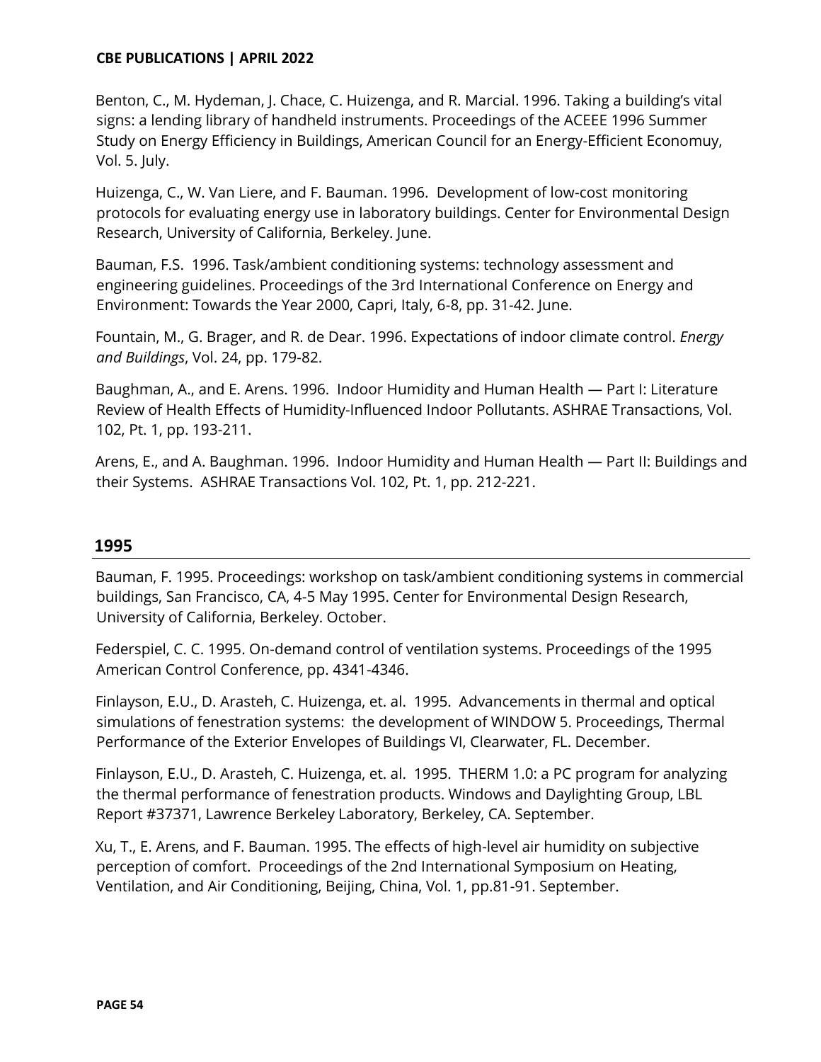Benton, C., M. Hydeman, J. Chace, C. Huizenga, and R. Marcial. 1996. Taking a building's vital signs: a lending library of handheld instruments. Proceedings of the ACEEE 1996 Summer Study on Energy Efficiency in Buildings, American Council for an Energy-Efficient Economuy, Vol. 5. July.

Huizenga, C., W. Van Liere, and F. Bauman. 1996. Development of low-cost monitoring protocols for evaluating energy use in laboratory buildings. Center for Environmental Design Research, University of California, Berkeley. June.

Bauman, F.S. 1996. Task/ambient conditioning systems: technology assessment and engineering guidelines. Proceedings of the 3rd International Conference on Energy and Environment: Towards the Year 2000, Capri, Italy, 6-8, pp. 31-42. June.

Fountain, M., G. Brager, and R. de Dear. 1996. Expectations of indoor climate control. *Energy and Buildings*, Vol. 24, pp. 179-82.

Baughman, A., and E. Arens. 1996. Indoor Humidity and Human Health — Part I: Literature Review of Health Effects of Humidity-Influenced Indoor Pollutants. ASHRAE Transactions, Vol. 102, Pt. 1, pp. 193-211.

Arens, E., and A. Baughman. 1996. Indoor Humidity and Human Health — Part II: Buildings and their Systems. ASHRAE Transactions Vol. 102, Pt. 1, pp. 212-221.

## 1995

Bauman, F. 1995. Proceedings: workshop on task/ambient conditioning systems in commercial buildings, San Francisco, CA, 4-5 May 1995. Center for Environmental Design Research, University of California, Berkeley. October.

Federspiel, C. C. 1995. On-demand control of ventilation systems. Proceedings of the 1995 American Control Conference, pp. 4341-4346.

Finlayson, E.U., D. Arasteh, C. Huizenga, et. al. 1995. Advancements in thermal and optical simulations of fenestration systems: the development of WINDOW 5. Proceedings, Thermal Performance of the Exterior Envelopes of Buildings VI, Clearwater, FL. December.

Finlayson, E.U., D. Arasteh, C. Huizenga, et. al. 1995. THERM 1.0: a PC program for analyzing the thermal performance of fenestration products. Windows and Daylighting Group, LBL Report #37371, Lawrence Berkeley Laboratory, Berkeley, CA. September.

Xu, T., E. Arens, and F. Bauman. 1995. The effects of high-level air humidity on subjective perception of comfort. Proceedings of the 2nd International Symposium on Heating, Ventilation, and Air Conditioning, Beijing, China, Vol. 1, pp.81-91. September.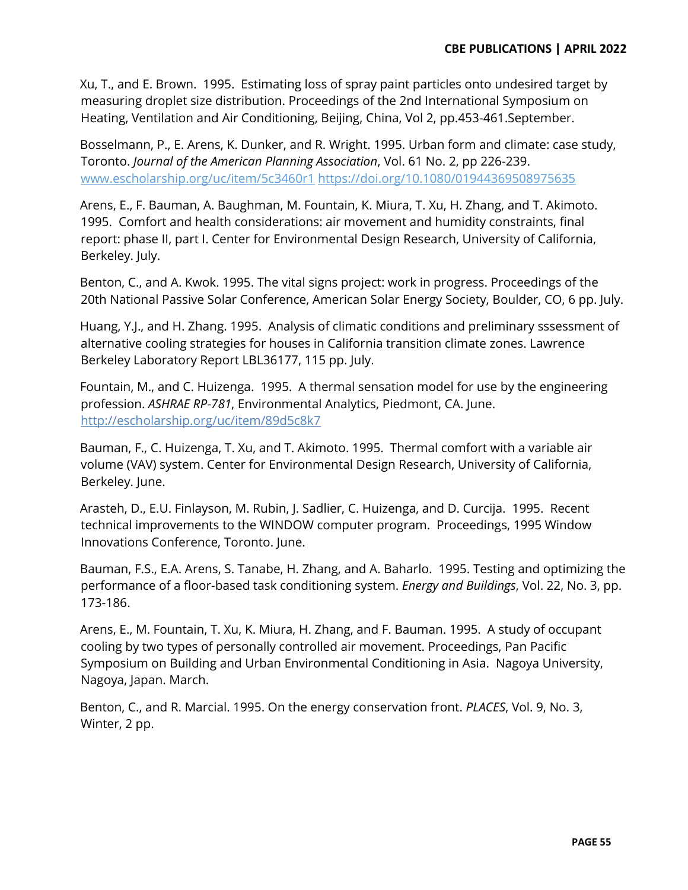Xu, T., and E. Brown. 1995. Estimating loss of spray paint particles onto undesired target by measuring droplet size distribution. Proceedings of the 2nd International Symposium on Heating, Ventilation and Air Conditioning, Beijing, China, Vol 2, pp.453-461.September.

Bosselmann, P., E. Arens, K. Dunker, and R. Wright. 1995. Urban form and climate: case study, Toronto. *Journal of the American Planning Association*, Vol. 61 No. 2, pp 226-239. www.escholarship.org/uc/item/5c3460r1 https://doi.org/10.1080/01944369508975635

Arens, E., F. Bauman, A. Baughman, M. Fountain, K. Miura, T. Xu, H. Zhang, and T. Akimoto. 1995. Comfort and health considerations: air movement and humidity constraints, final report: phase II, part I. Center for Environmental Design Research, University of California, Berkeley. July.

Benton, C., and A. Kwok. 1995. The vital signs project: work in progress. Proceedings of the 20th National Passive Solar Conference, American Solar Energy Society, Boulder, CO, 6 pp. July.

Huang, Y.J., and H. Zhang. 1995. Analysis of climatic conditions and preliminary sssessment of alternative cooling strategies for houses in California transition climate zones. Lawrence Berkeley Laboratory Report LBL36177, 115 pp. July.

Fountain, M., and C. Huizenga. 1995. A thermal sensation model for use by the engineering profession. *ASHRAE RP-781*, Environmental Analytics, Piedmont, CA. June. http://escholarship.org/uc/item/89d5c8k7

Bauman, F., C. Huizenga, T. Xu, and T. Akimoto. 1995. Thermal comfort with a variable air volume (VAV) system. Center for Environmental Design Research, University of California, Berkeley. June.

Arasteh, D., E.U. Finlayson, M. Rubin, J. Sadlier, C. Huizenga, and D. Curcija. 1995. Recent technical improvements to the WINDOW computer program. Proceedings, 1995 Window Innovations Conference, Toronto. June.

Bauman, F.S., E.A. Arens, S. Tanabe, H. Zhang, and A. Baharlo. 1995. Testing and optimizing the performance of a floor-based task conditioning system. *Energy and Buildings*, Vol. 22, No. 3, pp. 173-186.

Arens, E., M. Fountain, T. Xu, K. Miura, H. Zhang, and F. Bauman. 1995. A study of occupant cooling by two types of personally controlled air movement. Proceedings, Pan Pacific Symposium on Building and Urban Environmental Conditioning in Asia. Nagoya University, Nagoya, Japan. March.

Benton, C., and R. Marcial. 1995. On the energy conservation front. *PLACES*, Vol. 9, No. 3, Winter, 2 pp.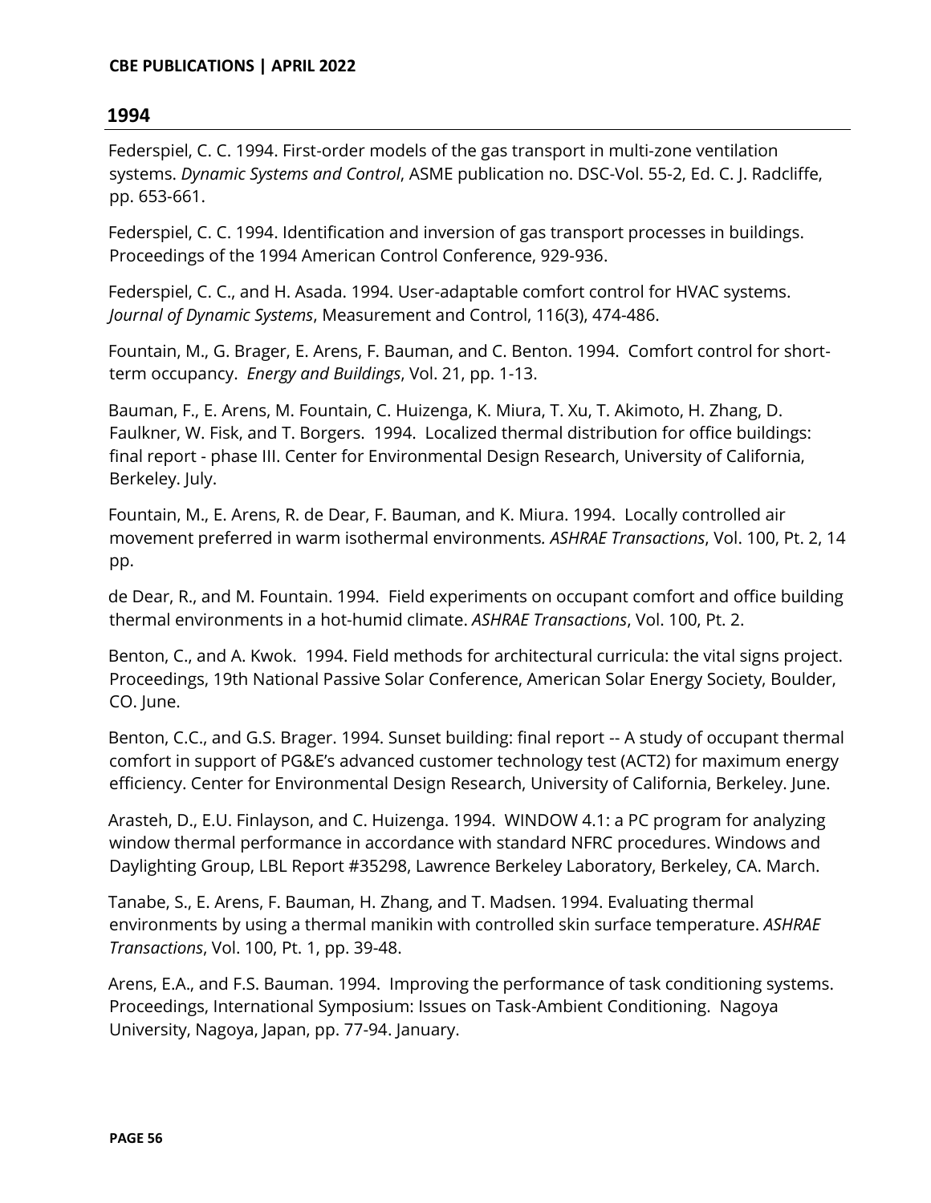## 1994

Federspiel, C. C. 1994. First-order models of the gas transport in multi-zone ventilation systems. *Dynamic Systems and Control*, ASME publication no. DSC-Vol. 55-2, Ed. C. J. Radcliffe, pp. 653-661.

Federspiel, C. C. 1994. Identification and inversion of gas transport processes in buildings. Proceedings of the 1994 American Control Conference, 929-936.

Federspiel, C. C., and H. Asada. 1994. User-adaptable comfort control for HVAC systems. *Journal of Dynamic Systems*, Measurement and Control, 116(3), 474-486.

Fountain, M., G. Brager, E. Arens, F. Bauman, and C. Benton. 1994. Comfort control for short-term occupancy. *Energy and Buildings*, Vol. 21, pp. 1-13.

Bauman, F., E. Arens, M. Fountain, C. Huizenga, K. Miura, T. Xu, T. Akimoto, H. Zhang, D. Faulkner, W. Fisk, and T. Borgers. 1994. Localized thermal distribution for office buildings: final report - phase III. Center for Environmental Design Research, University of California, Berkeley. July.

Fountain, M., E. Arens, R. de Dear, F. Bauman, and K. Miura. 1994. Locally controlled air movement preferred in warm isothermal environments*. ASHRAE Transactions*, Vol. 100, Pt. 2, 14 pp.

de Dear, R., and M. Fountain. 1994. Field experiments on occupant comfort and office building thermal environments in a hot-humid climate. *ASHRAE Transactions*, Vol. 100, Pt. 2.

Benton, C., and A. Kwok. 1994. Field methods for architectural curricula: the vital signs project. Proceedings, 19th National Passive Solar Conference, American Solar Energy Society, Boulder, CO. June.

Benton, C.C., and G.S. Brager. 1994. Sunset building: final report -- A study of occupant thermal comfort in support of PG&E's advanced customer technology test (ACT2) for maximum energy efficiency. Center for Environmental Design Research, University of California, Berkeley. June.

Arasteh, D., E.U. Finlayson, and C. Huizenga. 1994. WINDOW 4.1: a PC program for analyzing window thermal performance in accordance with standard NFRC procedures. Windows and Daylighting Group, LBL Report #35298, Lawrence Berkeley Laboratory, Berkeley, CA. March.

Tanabe, S., E. Arens, F. Bauman, H. Zhang, and T. Madsen. 1994. Evaluating thermal environments by using a thermal manikin with controlled skin surface temperature. *ASHRAE Transactions*, Vol. 100, Pt. 1, pp. 39-48.

Arens, E.A., and F.S. Bauman. 1994. Improving the performance of task conditioning systems. Proceedings, International Symposium: Issues on Task-Ambient Conditioning. Nagoya University, Nagoya, Japan, pp. 77-94. January.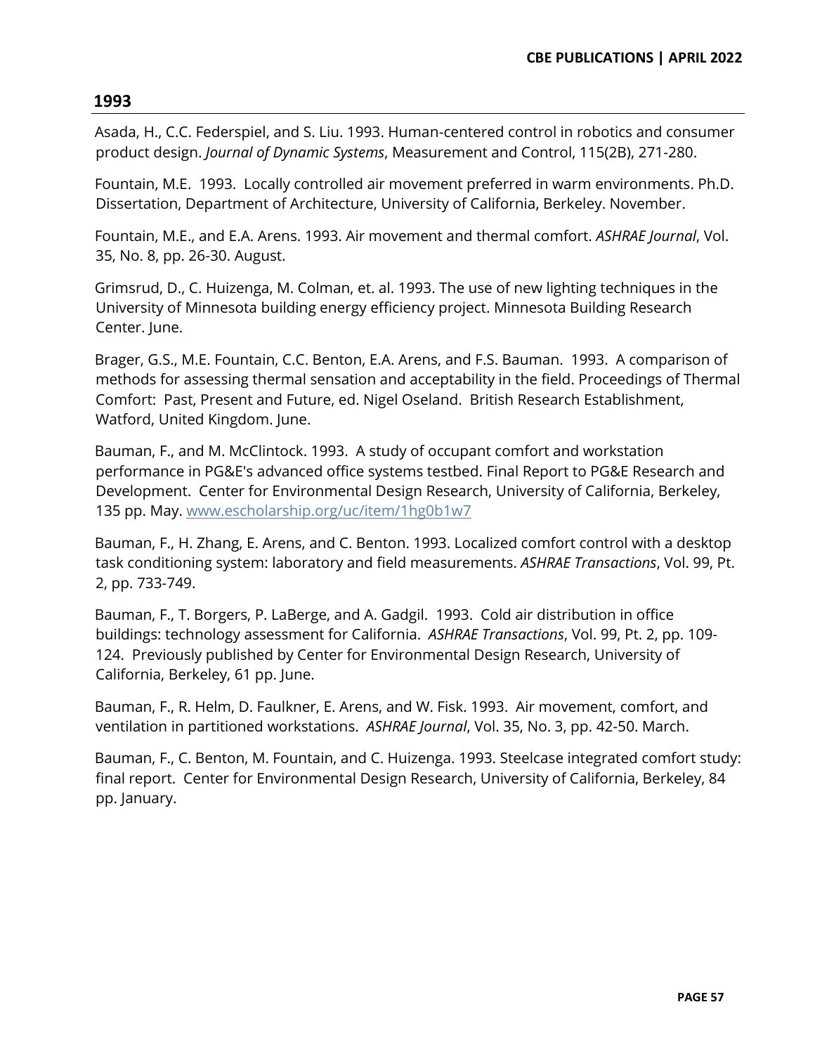## 1993

Asada, H., C.C. Federspiel, and S. Liu. 1993. Human-centered control in robotics and consumer product design. *Journal of Dynamic Systems*, Measurement and Control, 115(2B), 271-280.

Fountain, M.E. 1993. Locally controlled air movement preferred in warm environments. Ph.D. Dissertation, Department of Architecture, University of California, Berkeley. November.

Fountain, M.E., and E.A. Arens. 1993. Air movement and thermal comfort. *ASHRAE Journal*, Vol. 35, No. 8, pp. 26-30. August.

Grimsrud, D., C. Huizenga, M. Colman, et. al. 1993. The use of new lighting techniques in the University of Minnesota building energy efficiency project. Minnesota Building Research Center. June.

Brager, G.S., M.E. Fountain, C.C. Benton, E.A. Arens, and F.S. Bauman. 1993. A comparison of methods for assessing thermal sensation and acceptability in the field. Proceedings of Thermal Comfort: Past, Present and Future, ed. Nigel Oseland. British Research Establishment, Watford, United Kingdom. June.

Bauman, F., and M. McClintock. 1993. A study of occupant comfort and workstation performance in PG&E's advanced office systems testbed. Final Report to PG&E Research and Development. Center for Environmental Design Research, University of California, Berkeley, 135 pp. May. [www.escholarship.org/uc/item/1hg0b1w7](www.escholarship.org/uc/item/1hg0b1w7)

Bauman, F., H. Zhang, E. Arens, and C. Benton. 1993. Localized comfort control with a desktop task conditioning system: laboratory and field measurements. *ASHRAE Transactions*, Vol. 99, Pt. 2, pp. 733-749.

Bauman, F., T. Borgers, P. LaBerge, and A. Gadgil. 1993. Cold air distribution in office buildings: technology assessment for California. *ASHRAE Transactions*, Vol. 99, Pt. 2, pp. 109-124. Previously published by Center for Environmental Design Research, University of California, Berkeley, 61 pp. June.

Bauman, F., R. Helm, D. Faulkner, E. Arens, and W. Fisk. 1993. Air movement, comfort, and ventilation in partitioned workstations. *ASHRAE Journal*, Vol. 35, No. 3, pp. 42-50. March.

Bauman, F., C. Benton, M. Fountain, and C. Huizenga. 1993. Steelcase integrated comfort study: final report. Center for Environmental Design Research, University of California, Berkeley, 84 pp. January.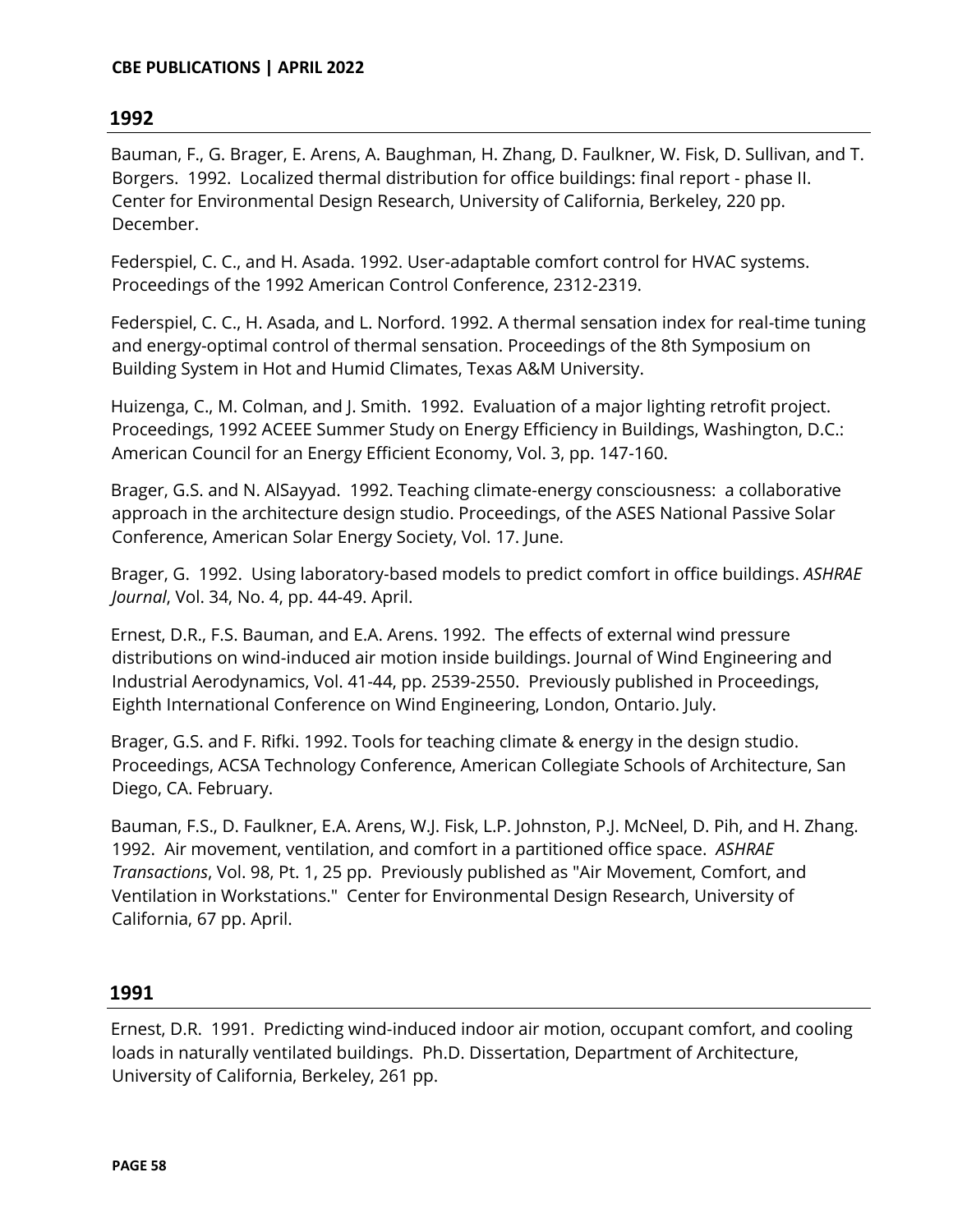## 1992

Bauman, F., G. Brager, E. Arens, A. Baughman, H. Zhang, D. Faulkner, W. Fisk, D. Sullivan, and T. Borgers. 1992. Localized thermal distribution for office buildings: final report - phase II. Center for Environmental Design Research, University of California, Berkeley, 220 pp. December.

Federspiel, C. C., and H. Asada. 1992. User-adaptable comfort control for HVAC systems. Proceedings of the 1992 American Control Conference, 2312-2319.

Federspiel, C. C., H. Asada, and L. Norford. 1992. A thermal sensation index for real-time tuning and energy-optimal control of thermal sensation. Proceedings of the 8th Symposium on Building System in Hot and Humid Climates, Texas A&M University.

Huizenga, C., M. Colman, and J. Smith. 1992. Evaluation of a major lighting retrofit project. Proceedings, 1992 ACEEE Summer Study on Energy Efficiency in Buildings, Washington, D.C.: American Council for an Energy Efficient Economy, Vol. 3, pp. 147-160.

Brager, G.S. and N. AlSayyad. 1992. Teaching climate-energy consciousness: a collaborative approach in the architecture design studio. Proceedings, of the ASES National Passive Solar Conference, American Solar Energy Society, Vol. 17. June.

Brager, G. 1992. Using laboratory-based models to predict comfort in office buildings. *ASHRAE Journal*, Vol. 34, No. 4, pp. 44-49. April.

Ernest, D.R., F.S. Bauman, and E.A. Arens. 1992. The effects of external wind pressure distributions on wind-induced air motion inside buildings. Journal of Wind Engineering and Industrial Aerodynamics, Vol. 41-44, pp. 2539-2550. Previously published in Proceedings, Eighth International Conference on Wind Engineering, London, Ontario. July.

Brager, G.S. and F. Rifki. 1992. Tools for teaching climate & energy in the design studio. Proceedings, ACSA Technology Conference, American Collegiate Schools of Architecture, San Diego, CA. February.

Bauman, F.S., D. Faulkner, E.A. Arens, W.J. Fisk, L.P. Johnston, P.J. McNeel, D. Pih, and H. Zhang. 1992. Air movement, ventilation, and comfort in a partitioned office space. *ASHRAE Transactions*, Vol. 98, Pt. 1, 25 pp. Previously published as "Air Movement, Comfort, and Ventilation in Workstations." Center for Environmental Design Research, University of California, 67 pp. April.

## 1991

Ernest, D.R. 1991. Predicting wind-induced indoor air motion, occupant comfort, and cooling loads in naturally ventilated buildings. Ph.D. Dissertation, Department of Architecture, University of California, Berkeley, 261 pp.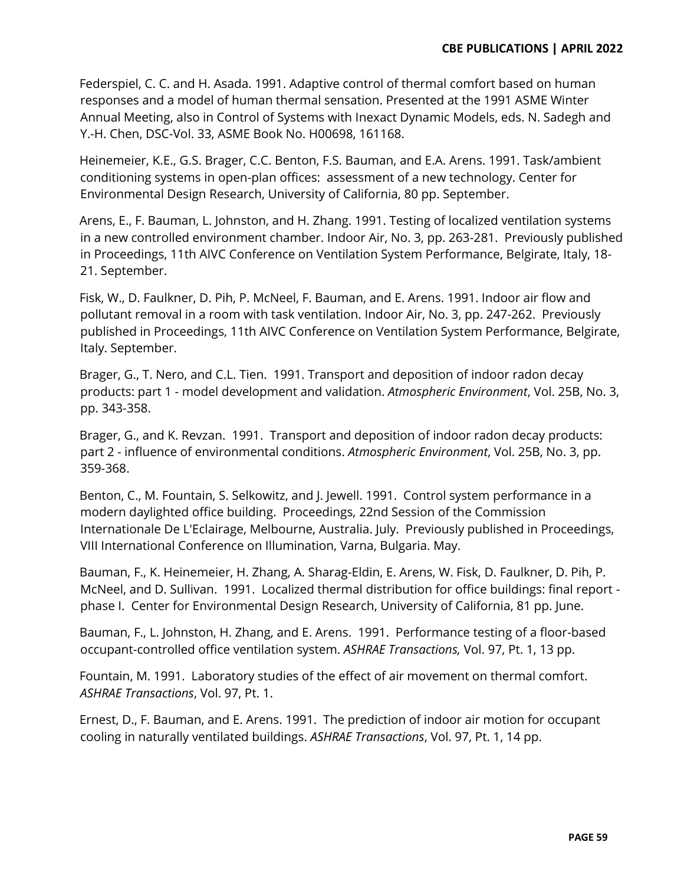Federspiel, C. C. and H. Asada. 1991. Adaptive control of thermal comfort based on human responses and a model of human thermal sensation. Presented at the 1991 ASME Winter Annual Meeting, also in Control of Systems with Inexact Dynamic Models, eds. N. Sadegh and Y.-H. Chen, DSC-Vol. 33, ASME Book No. H00698, 161168.

Heinemeier, K.E., G.S. Brager, C.C. Benton, F.S. Bauman, and E.A. Arens. 1991. Task/ambient conditioning systems in open-plan offices: assessment of a new technology. Center for Environmental Design Research, University of California, 80 pp. September.

Arens, E., F. Bauman, L. Johnston, and H. Zhang. 1991. Testing of localized ventilation systems in a new controlled environment chamber. Indoor Air, No. 3, pp. 263-281. Previously published in Proceedings, 11th AIVC Conference on Ventilation System Performance, Belgirate, Italy, 18-21. September.

Fisk, W., D. Faulkner, D. Pih, P. McNeel, F. Bauman, and E. Arens. 1991. Indoor air flow and pollutant removal in a room with task ventilation. Indoor Air, No. 3, pp. 247-262. Previously published in Proceedings, 11th AIVC Conference on Ventilation System Performance, Belgirate, Italy. September.

Brager, G., T. Nero, and C.L. Tien. 1991. Transport and deposition of indoor radon decay products: part 1 - model development and validation. *Atmospheric Environment*, Vol. 25B, No. 3, pp. 343-358.

Brager, G., and K. Revzan. 1991. Transport and deposition of indoor radon decay products: part 2 - influence of environmental conditions. *Atmospheric Environment*, Vol. 25B, No. 3, pp. 359-368.

Benton, C., M. Fountain, S. Selkowitz, and J. Jewell. 1991. Control system performance in a modern daylighted office building. Proceedings, 22nd Session of the Commission Internationale De L'Eclairage, Melbourne, Australia. July. Previously published in Proceedings, VIII International Conference on Illumination, Varna, Bulgaria. May.

Bauman, F., K. Heinemeier, H. Zhang, A. Sharag-Eldin, E. Arens, W. Fisk, D. Faulkner, D. Pih, P. McNeel, and D. Sullivan. 1991. Localized thermal distribution for office buildings: final report - phase I. Center for Environmental Design Research, University of California, 81 pp. June.

Bauman, F., L. Johnston, H. Zhang, and E. Arens. 1991. Performance testing of a floor-based occupant-controlled office ventilation system. *ASHRAE Transactions,* Vol. 97, Pt. 1, 13 pp.

Fountain, M. 1991. Laboratory studies of the effect of air movement on thermal comfort. *ASHRAE Transactions*, Vol. 97, Pt. 1.

Ernest, D., F. Bauman, and E. Arens. 1991. The prediction of indoor air motion for occupant cooling in naturally ventilated buildings. *ASHRAE Transactions*, Vol. 97, Pt. 1, 14 pp.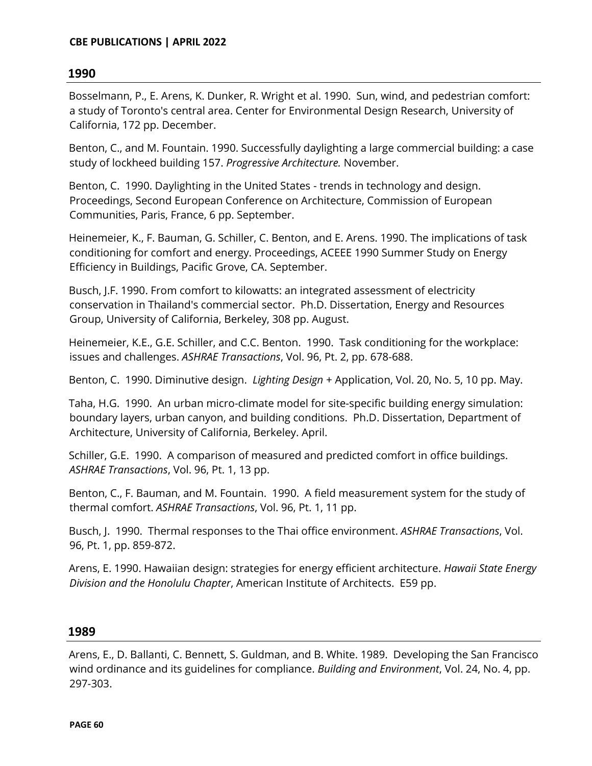## 1990

Bosselmann, P., E. Arens, K. Dunker, R. Wright et al. 1990. Sun, wind, and pedestrian comfort: a study of Toronto's central area. Center for Environmental Design Research, University of California, 172 pp. December.

Benton, C., and M. Fountain. 1990. Successfully daylighting a large commercial building: a case study of lockheed building 157. *Progressive Architecture.* November.

Benton, C. 1990. Daylighting in the United States - trends in technology and design. Proceedings, Second European Conference on Architecture, Commission of European Communities, Paris, France, 6 pp. September.

Heinemeier, K., F. Bauman, G. Schiller, C. Benton, and E. Arens. 1990. The implications of task conditioning for comfort and energy. Proceedings, ACEEE 1990 Summer Study on Energy Efficiency in Buildings, Pacific Grove, CA. September.

Busch, J.F. 1990. From comfort to kilowatts: an integrated assessment of electricity conservation in Thailand's commercial sector. Ph.D. Dissertation, Energy and Resources Group, University of California, Berkeley, 308 pp. August.

Heinemeier, K.E., G.E. Schiller, and C.C. Benton. 1990. Task conditioning for the workplace: issues and challenges. *ASHRAE Transactions*, Vol. 96, Pt. 2, pp. 678-688.

Benton, C. 1990. Diminutive design. *Lighting Design* + Application, Vol. 20, No. 5, 10 pp. May.

Taha, H.G. 1990. An urban micro-climate model for site-specific building energy simulation: boundary layers, urban canyon, and building conditions. Ph.D. Dissertation, Department of Architecture, University of California, Berkeley. April.

Schiller, G.E. 1990. A comparison of measured and predicted comfort in office buildings. *ASHRAE Transactions*, Vol. 96, Pt. 1, 13 pp.

Benton, C., F. Bauman, and M. Fountain. 1990. A field measurement system for the study of thermal comfort. *ASHRAE Transactions*, Vol. 96, Pt. 1, 11 pp.

Busch, J. 1990. Thermal responses to the Thai office environment. *ASHRAE Transactions*, Vol. 96, Pt. 1, pp. 859-872.

Arens, E. 1990. Hawaiian design: strategies for energy efficient architecture. *Hawaii State Energy Division and the Honolulu Chapter*, American Institute of Architects. E59 pp.

## 1989

Arens, E., D. Ballanti, C. Bennett, S. Guldman, and B. White. 1989. Developing the San Francisco wind ordinance and its guidelines for compliance. *Building and Environment*, Vol. 24, No. 4, pp. 297-303.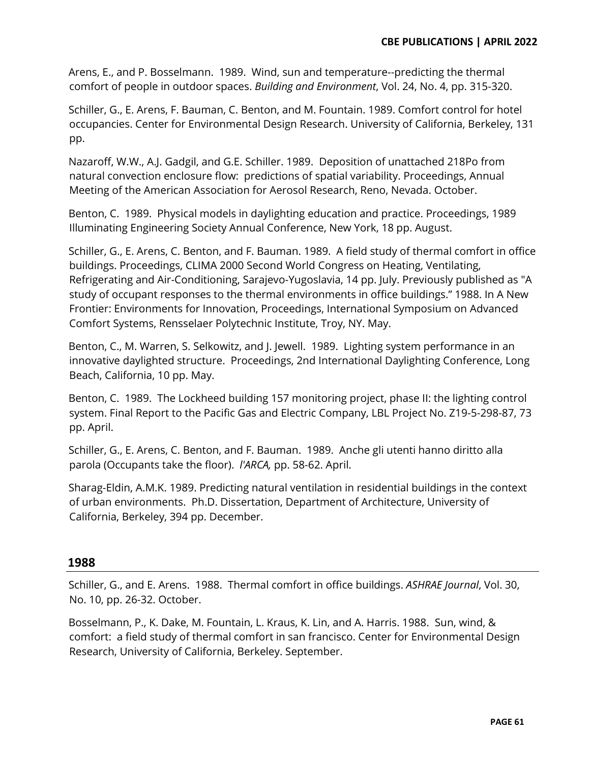Arens, E., and P. Bosselmann. 1989. Wind, sun and temperature--predicting the thermal comfort of people in outdoor spaces. *Building and Environment*, Vol. 24, No. 4, pp. 315-320.

Schiller, G., E. Arens, F. Bauman, C. Benton, and M. Fountain. 1989. Comfort control for hotel occupancies. Center for Environmental Design Research. University of California, Berkeley, 131 pp.

Nazaroff, W.W., A.J. Gadgil, and G.E. Schiller. 1989. Deposition of unattached 218Po from natural convection enclosure flow: predictions of spatial variability. Proceedings, Annual Meeting of the American Association for Aerosol Research, Reno, Nevada. October.

Benton, C. 1989. Physical models in daylighting education and practice. Proceedings, 1989 Illuminating Engineering Society Annual Conference, New York, 18 pp. August.

Schiller, G., E. Arens, C. Benton, and F. Bauman. 1989. A field study of thermal comfort in office buildings. Proceedings, CLIMA 2000 Second World Congress on Heating, Ventilating, Refrigerating and Air-Conditioning, Sarajevo-Yugoslavia, 14 pp. July. Previously published as "A study of occupant responses to the thermal environments in office buildings." 1988. In A New Frontier: Environments for Innovation, Proceedings, International Symposium on Advanced Comfort Systems, Rensselaer Polytechnic Institute, Troy, NY. May.

Benton, C., M. Warren, S. Selkowitz, and J. Jewell. 1989. Lighting system performance in an innovative daylighted structure. Proceedings, 2nd International Daylighting Conference, Long Beach, California, 10 pp. May.

Benton, C. 1989. The Lockheed building 157 monitoring project, phase II: the lighting control system. Final Report to the Pacific Gas and Electric Company, LBL Project No. Z19-5-298-87, 73 pp. April.

Schiller, G., E. Arens, C. Benton, and F. Bauman. 1989. Anche gli utenti hanno diritto alla parola (Occupants take the floor). *l'ARCA,* pp. 58-62. April.

Sharag-Eldin, A.M.K. 1989. Predicting natural ventilation in residential buildings in the context of urban environments. Ph.D. Dissertation, Department of Architecture, University of California, Berkeley, 394 pp. December.

## 1988

Schiller, G., and E. Arens. 1988. Thermal comfort in office buildings. *ASHRAE Journal*, Vol. 30, No. 10, pp. 26-32. October.

Bosselmann, P., K. Dake, M. Fountain, L. Kraus, K. Lin, and A. Harris. 1988. Sun, wind, & comfort: a field study of thermal comfort in san francisco. Center for Environmental Design Research, University of California, Berkeley. September.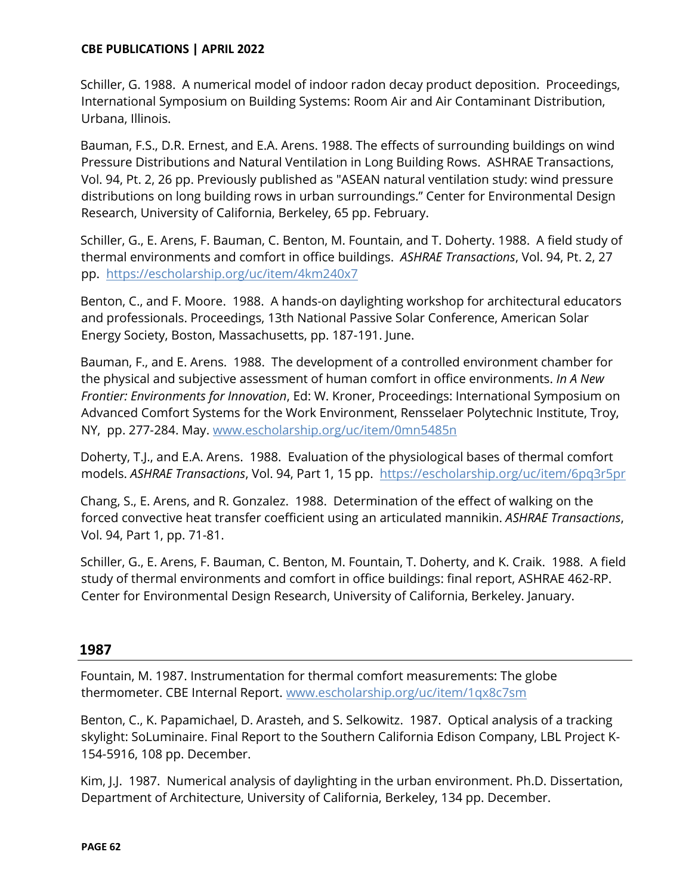Schiller, G. 1988. A numerical model of indoor radon decay product deposition. Proceedings, International Symposium on Building Systems: Room Air and Air Contaminant Distribution, Urbana, Illinois.

Bauman, F.S., D.R. Ernest, and E.A. Arens. 1988. The effects of surrounding buildings on wind Pressure Distributions and Natural Ventilation in Long Building Rows. ASHRAE Transactions, Vol. 94, Pt. 2, 26 pp. Previously published as "ASEAN natural ventilation study: wind pressure distributions on long building rows in urban surroundings." Center for Environmental Design Research, University of California, Berkeley, 65 pp. February.

Schiller, G., E. Arens, F. Bauman, C. Benton, M. Fountain, and T. Doherty. 1988. A field study of thermal environments and comfort in office buildings. *ASHRAE Transactions*, Vol. 94, Pt. 2, 27 pp. https://escholarship.org/uc/item/4km240x7

Benton, C., and F. Moore. 1988. A hands-on daylighting workshop for architectural educators and professionals. Proceedings, 13th National Passive Solar Conference, American Solar Energy Society, Boston, Massachusetts, pp. 187-191. June.

Bauman, F., and E. Arens. 1988. The development of a controlled environment chamber for the physical and subjective assessment of human comfort in office environments. *In A New Frontier: Environments for Innovation*, Ed: W. Kroner, Proceedings: International Symposium on Advanced Comfort Systems for the Work Environment, Rensselaer Polytechnic Institute, Troy, NY, pp. 277-284. May. www.escholarship.org/uc/item/0mn5485n

Doherty, T.J., and E.A. Arens. 1988. Evaluation of the physiological bases of thermal comfort models. *ASHRAE Transactions*, Vol. 94, Part 1, 15 pp. https://escholarship.org/uc/item/6pq3r5pr

Chang, S., E. Arens, and R. Gonzalez. 1988. Determination of the effect of walking on the forced convective heat transfer coefficient using an articulated mannikin. *ASHRAE Transactions*, Vol. 94, Part 1, pp. 71-81.

Schiller, G., E. Arens, F. Bauman, C. Benton, M. Fountain, T. Doherty, and K. Craik. 1988. A field study of thermal environments and comfort in office buildings: final report, ASHRAE 462-RP. Center for Environmental Design Research, University of California, Berkeley. January.

## 1987

Fountain, M. 1987. Instrumentation for thermal comfort measurements: The globe thermometer. CBE Internal Report. www.escholarship.org/uc/item/1qx8c7sm

Benton, C., K. Papamichael, D. Arasteh, and S. Selkowitz. 1987. Optical analysis of a tracking skylight: SoLuminaire. Final Report to the Southern California Edison Company, LBL Project K-154-5916, 108 pp. December.

Kim, J.J. 1987. Numerical analysis of daylighting in the urban environment. Ph.D. Dissertation, Department of Architecture, University of California, Berkeley, 134 pp. December.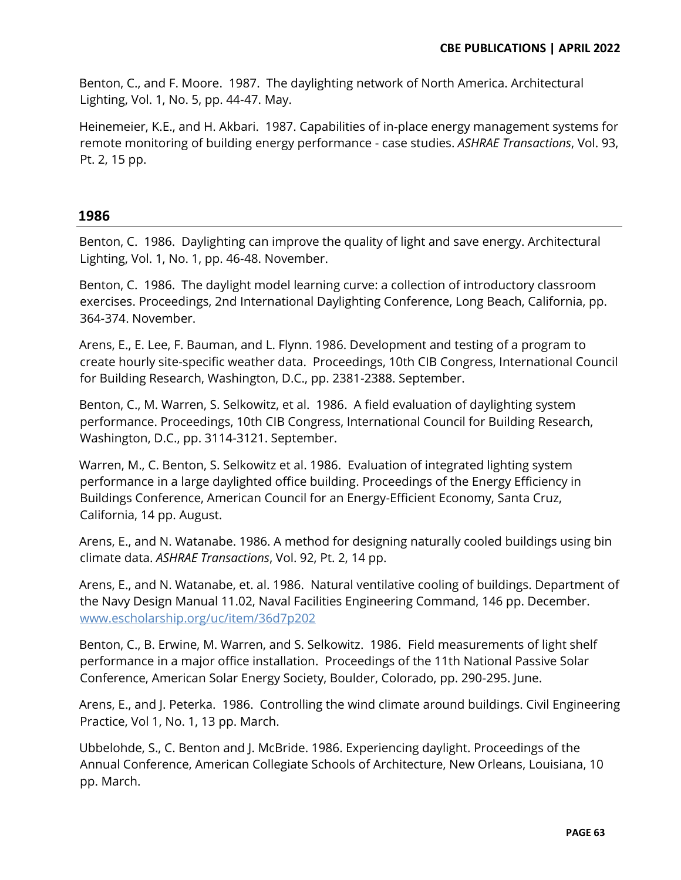Benton, C., and F. Moore. 1987. The daylighting network of North America. Architectural Lighting, Vol. 1, No. 5, pp. 44-47. May.

Heinemeier, K.E., and H. Akbari. 1987. Capabilities of in-place energy management systems for remote monitoring of building energy performance - case studies. *ASHRAE Transactions*, Vol. 93, Pt. 2, 15 pp.

## 1986

Benton, C. 1986. Daylighting can improve the quality of light and save energy. Architectural Lighting, Vol. 1, No. 1, pp. 46-48. November.

Benton, C. 1986. The daylight model learning curve: a collection of introductory classroom exercises. Proceedings, 2nd International Daylighting Conference, Long Beach, California, pp. 364-374. November.

Arens, E., E. Lee, F. Bauman, and L. Flynn. 1986. Development and testing of a program to create hourly site-specific weather data. Proceedings, 10th CIB Congress, International Council for Building Research, Washington, D.C., pp. 2381-2388. September.

Benton, C., M. Warren, S. Selkowitz, et al. 1986. A field evaluation of daylighting system performance. Proceedings, 10th CIB Congress, International Council for Building Research, Washington, D.C., pp. 3114-3121. September.

Warren, M., C. Benton, S. Selkowitz et al. 1986. Evaluation of integrated lighting system performance in a large daylighted office building. Proceedings of the Energy Efficiency in Buildings Conference, American Council for an Energy-Efficient Economy, Santa Cruz, California, 14 pp. August.

Arens, E., and N. Watanabe. 1986. A method for designing naturally cooled buildings using bin climate data. *ASHRAE Transactions*, Vol. 92, Pt. 2, 14 pp.

Arens, E., and N. Watanabe, et. al. 1986. Natural ventilative cooling of buildings. Department of the Navy Design Manual 11.02, Naval Facilities Engineering Command, 146 pp. December. [www.escholarship.org/uc/item/36d7p202](www.escholarship.org/uc/item/36d7p202)

Benton, C., B. Erwine, M. Warren, and S. Selkowitz. 1986. Field measurements of light shelf performance in a major office installation. Proceedings of the 11th National Passive Solar Conference, American Solar Energy Society, Boulder, Colorado, pp. 290-295. June.

Arens, E., and J. Peterka. 1986. Controlling the wind climate around buildings. Civil Engineering Practice, Vol 1, No. 1, 13 pp. March.

Ubbelohde, S., C. Benton and J. McBride. 1986. Experiencing daylight. Proceedings of the Annual Conference, American Collegiate Schools of Architecture, New Orleans, Louisiana, 10 pp. March.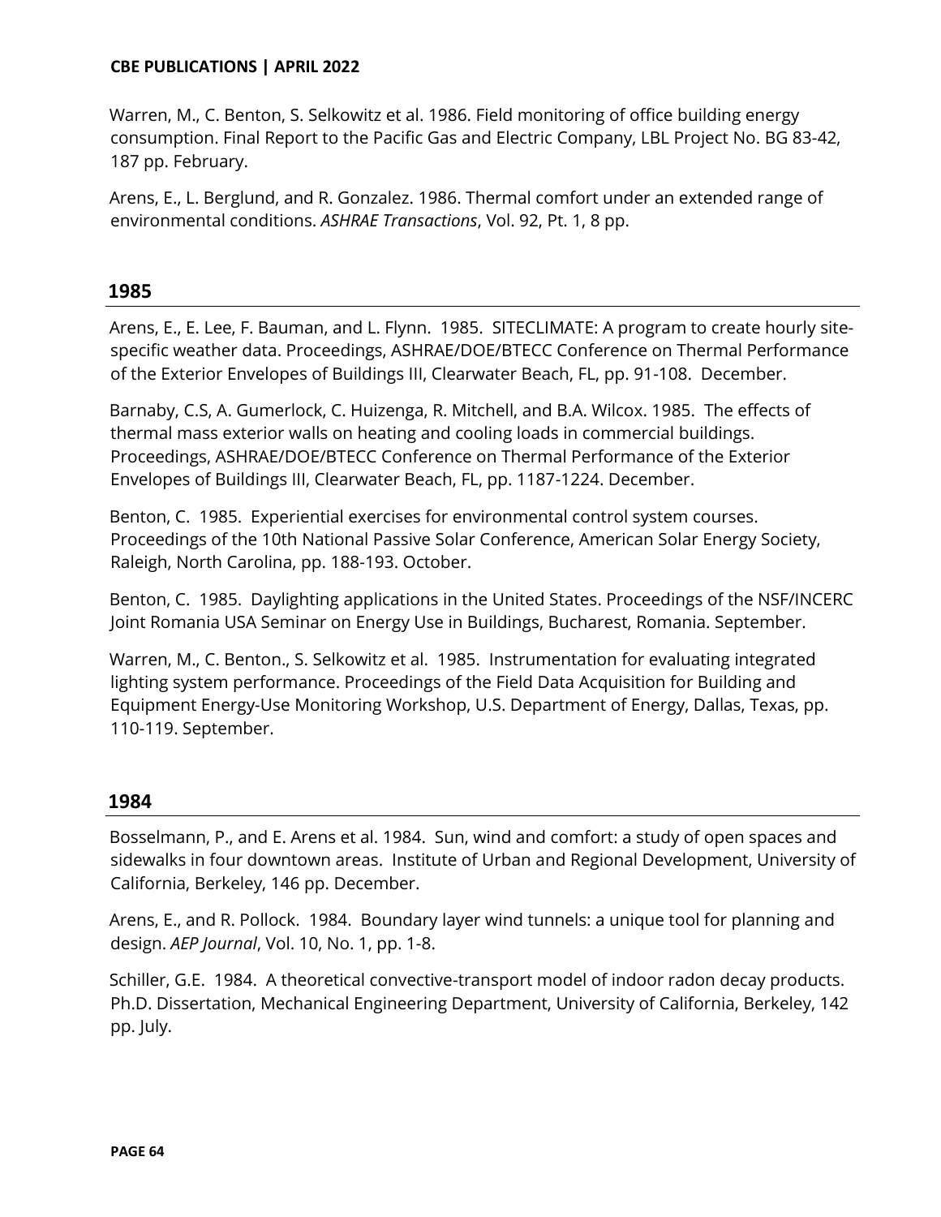Warren, M., C. Benton, S. Selkowitz et al. 1986. Field monitoring of office building energy consumption. Final Report to the Pacific Gas and Electric Company, LBL Project No. BG 83-42, 187 pp. February.

Arens, E., L. Berglund, and R. Gonzalez. 1986. Thermal comfort under an extended range of environmental conditions. *ASHRAE Transactions*, Vol. 92, Pt. 1, 8 pp.

## 1985

Arens, E., E. Lee, F. Bauman, and L. Flynn. 1985. SITECLIMATE: A program to create hourly site-specific weather data. Proceedings, ASHRAE/DOE/BTECC Conference on Thermal Performance of the Exterior Envelopes of Buildings III, Clearwater Beach, FL, pp. 91-108. December.

Barnaby, C.S, A. Gumerlock, C. Huizenga, R. Mitchell, and B.A. Wilcox. 1985. The effects of thermal mass exterior walls on heating and cooling loads in commercial buildings. Proceedings, ASHRAE/DOE/BTECC Conference on Thermal Performance of the Exterior Envelopes of Buildings III, Clearwater Beach, FL, pp. 1187-1224. December.

Benton, C. 1985. Experiential exercises for environmental control system courses. Proceedings of the 10th National Passive Solar Conference, American Solar Energy Society, Raleigh, North Carolina, pp. 188-193. October.

Benton, C. 1985. Daylighting applications in the United States. Proceedings of the NSF/INCERC Joint Romania USA Seminar on Energy Use in Buildings, Bucharest, Romania. September.

Warren, M., C. Benton., S. Selkowitz et al. 1985. Instrumentation for evaluating integrated lighting system performance. Proceedings of the Field Data Acquisition for Building and Equipment Energy-Use Monitoring Workshop, U.S. Department of Energy, Dallas, Texas, pp. 110-119. September.

## 1984

Bosselmann, P., and E. Arens et al. 1984. Sun, wind and comfort: a study of open spaces and sidewalks in four downtown areas. Institute of Urban and Regional Development, University of California, Berkeley, 146 pp. December.

Arens, E., and R. Pollock. 1984. Boundary layer wind tunnels: a unique tool for planning and design. *AEP Journal*, Vol. 10, No. 1, pp. 1-8.

Schiller, G.E. 1984. A theoretical convective-transport model of indoor radon decay products. Ph.D. Dissertation, Mechanical Engineering Department, University of California, Berkeley, 142 pp. July.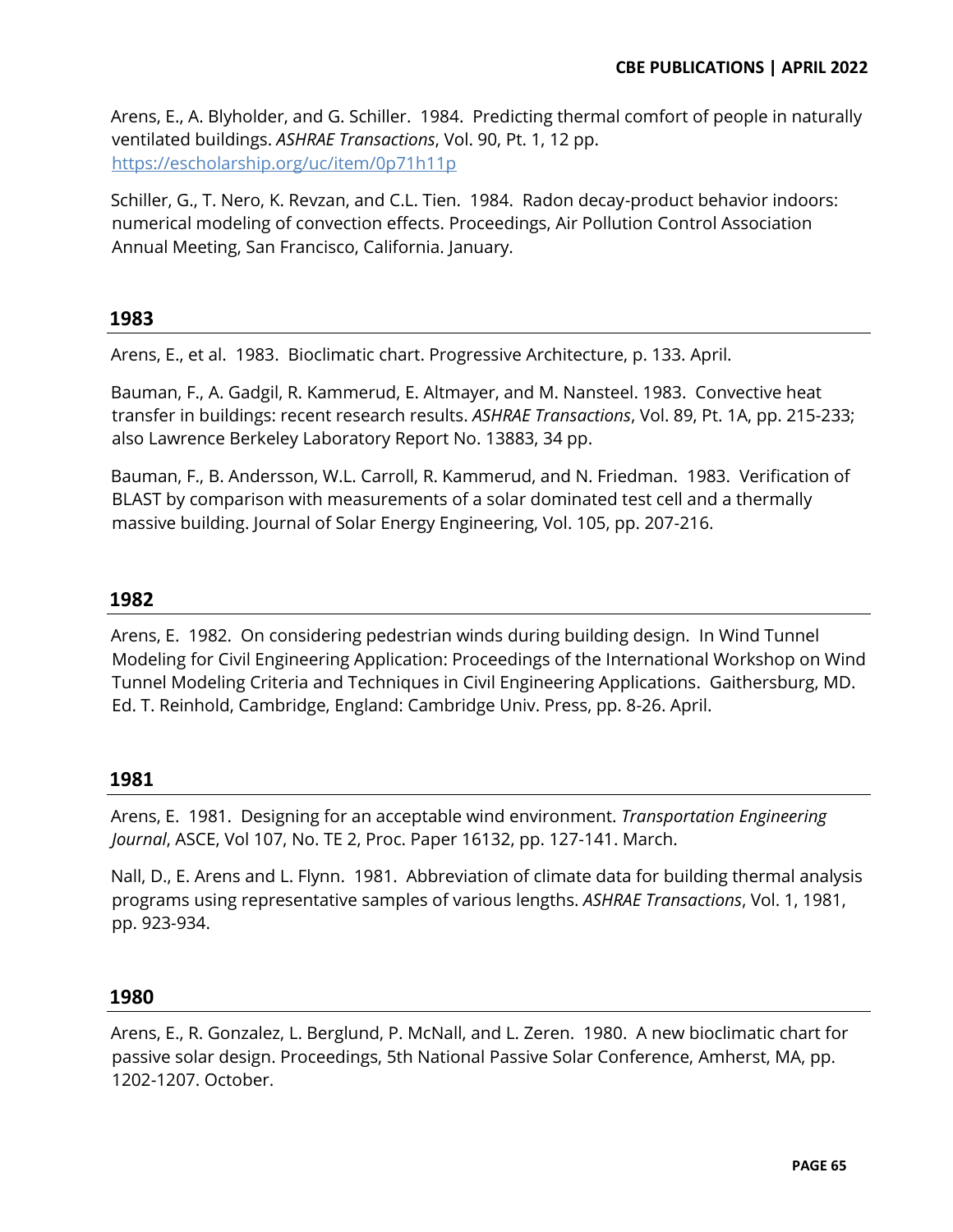Arens, E., A. Blyholder, and G. Schiller. 1984. Predicting thermal comfort of people in naturally ventilated buildings. *ASHRAE Transactions*, Vol. 90, Pt. 1, 12 pp. https://escholarship.org/uc/item/0p71h11p

Schiller, G., T. Nero, K. Revzan, and C.L. Tien. 1984. Radon decay-product behavior indoors: numerical modeling of convection effects. Proceedings, Air Pollution Control Association Annual Meeting, San Francisco, California. January.

## 1983

Arens, E., et al. 1983. Bioclimatic chart. Progressive Architecture, p. 133. April.

Bauman, F., A. Gadgil, R. Kammerud, E. Altmayer, and M. Nansteel. 1983. Convective heat transfer in buildings: recent research results. *ASHRAE Transactions*, Vol. 89, Pt. 1A, pp. 215-233; also Lawrence Berkeley Laboratory Report No. 13883, 34 pp.

Bauman, F., B. Andersson, W.L. Carroll, R. Kammerud, and N. Friedman. 1983. Verification of BLAST by comparison with measurements of a solar dominated test cell and a thermally massive building. Journal of Solar Energy Engineering, Vol. 105, pp. 207-216.

## 1982

Arens, E. 1982. On considering pedestrian winds during building design. In Wind Tunnel Modeling for Civil Engineering Application: Proceedings of the International Workshop on Wind Tunnel Modeling Criteria and Techniques in Civil Engineering Applications. Gaithersburg, MD. Ed. T. Reinhold, Cambridge, England: Cambridge Univ. Press, pp. 8-26. April.

## 1981

Arens, E. 1981. Designing for an acceptable wind environment. *Transportation Engineering Journal*, ASCE, Vol 107, No. TE 2, Proc. Paper 16132, pp. 127-141. March.

Nall, D., E. Arens and L. Flynn. 1981. Abbreviation of climate data for building thermal analysis programs using representative samples of various lengths. *ASHRAE Transactions*, Vol. 1, 1981, pp. 923-934.

## 1980

Arens, E., R. Gonzalez, L. Berglund, P. McNall, and L. Zeren. 1980. A new bioclimatic chart for passive solar design. Proceedings, 5th National Passive Solar Conference, Amherst, MA, pp. 1202-1207. October.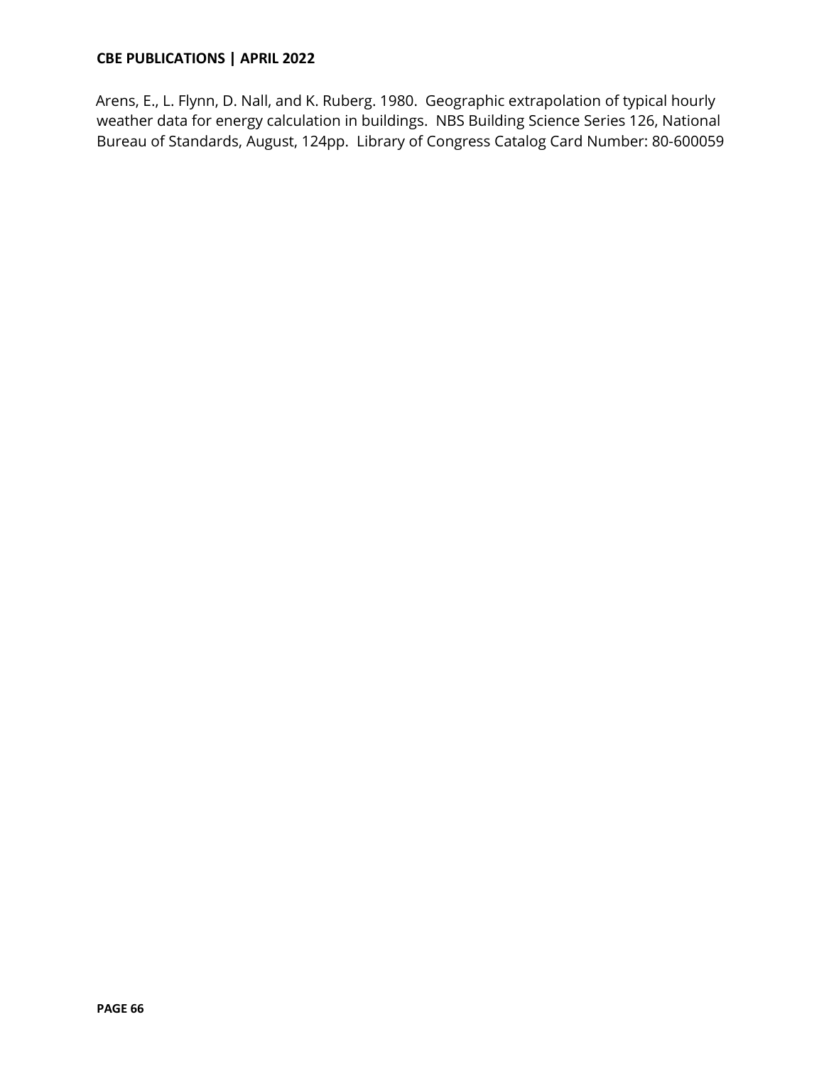Arens, E., L. Flynn, D. Nall, and K. Ruberg. 1980. Geographic extrapolation of typical hourly weather data for energy calculation in buildings. NBS Building Science Series 126, National Bureau of Standards, August, 124pp. Library of Congress Catalog Card Number: 80-600059